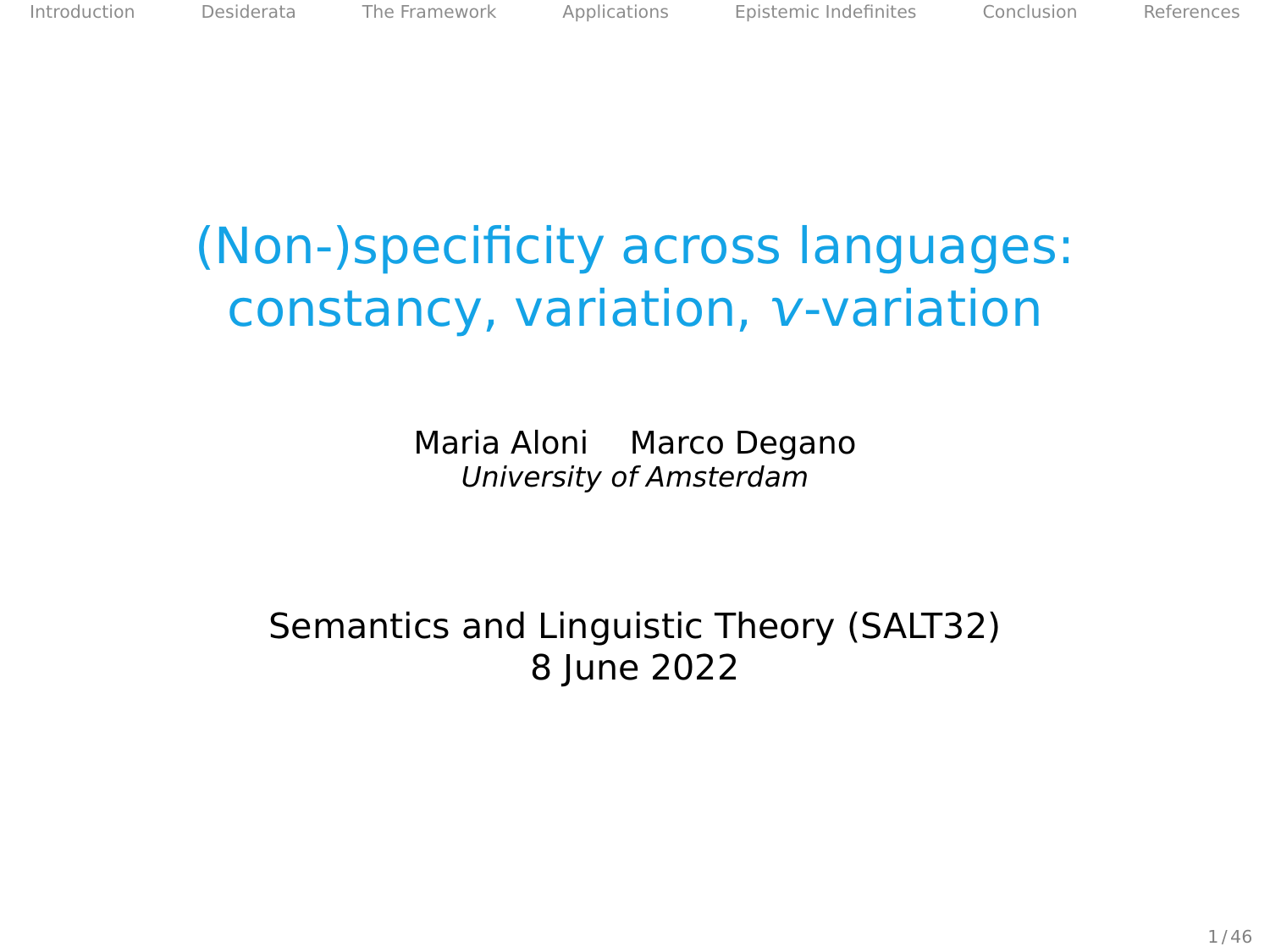# (Non-)specificity across languages: constancy, variation, *v*-variation

Maria Aloni    Marco Degano

*University of Amsterdam*

Semantics and Linguistic Theory (SALT32)

8 June 2022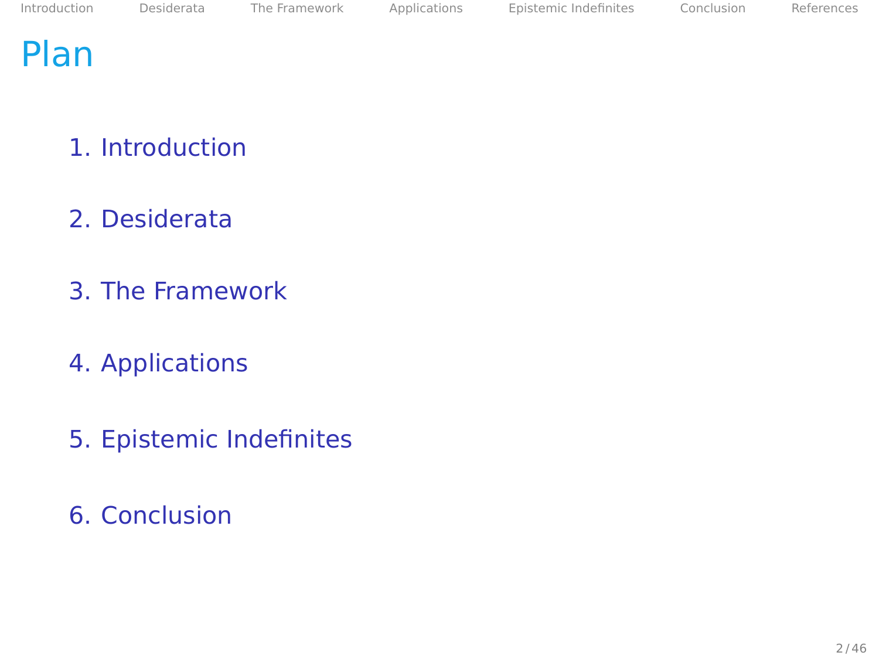# Plan

1. Introduction
2. Desiderata
3. The Framework
4. Applications
5. Epistemic Indefinites
6. Conclusion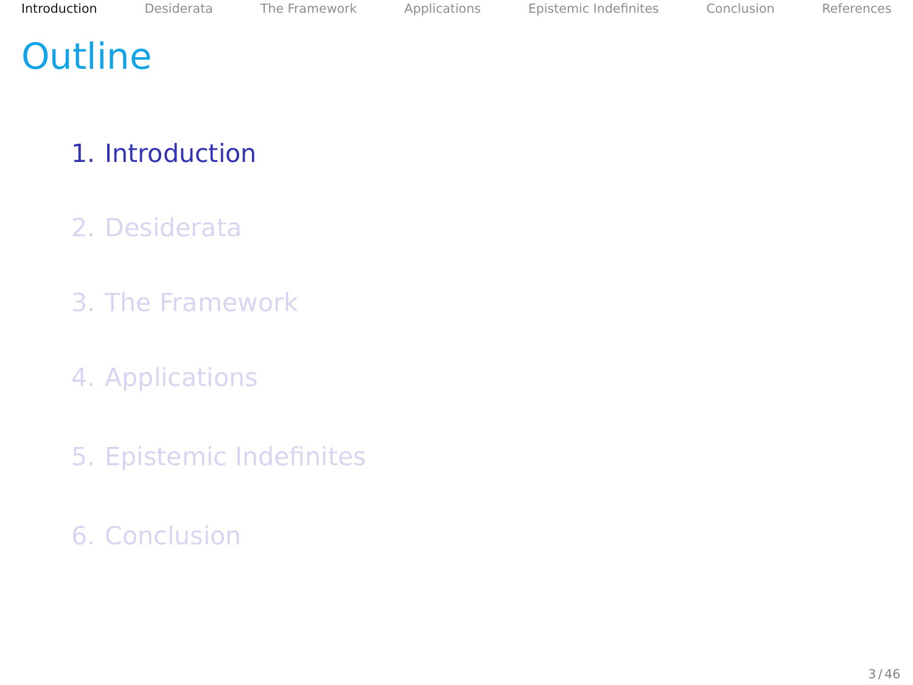# Outline

1. Introduction
2. Desiderata
3. The Framework
4. Applications
5. Epistemic Indefinites
6. Conclusion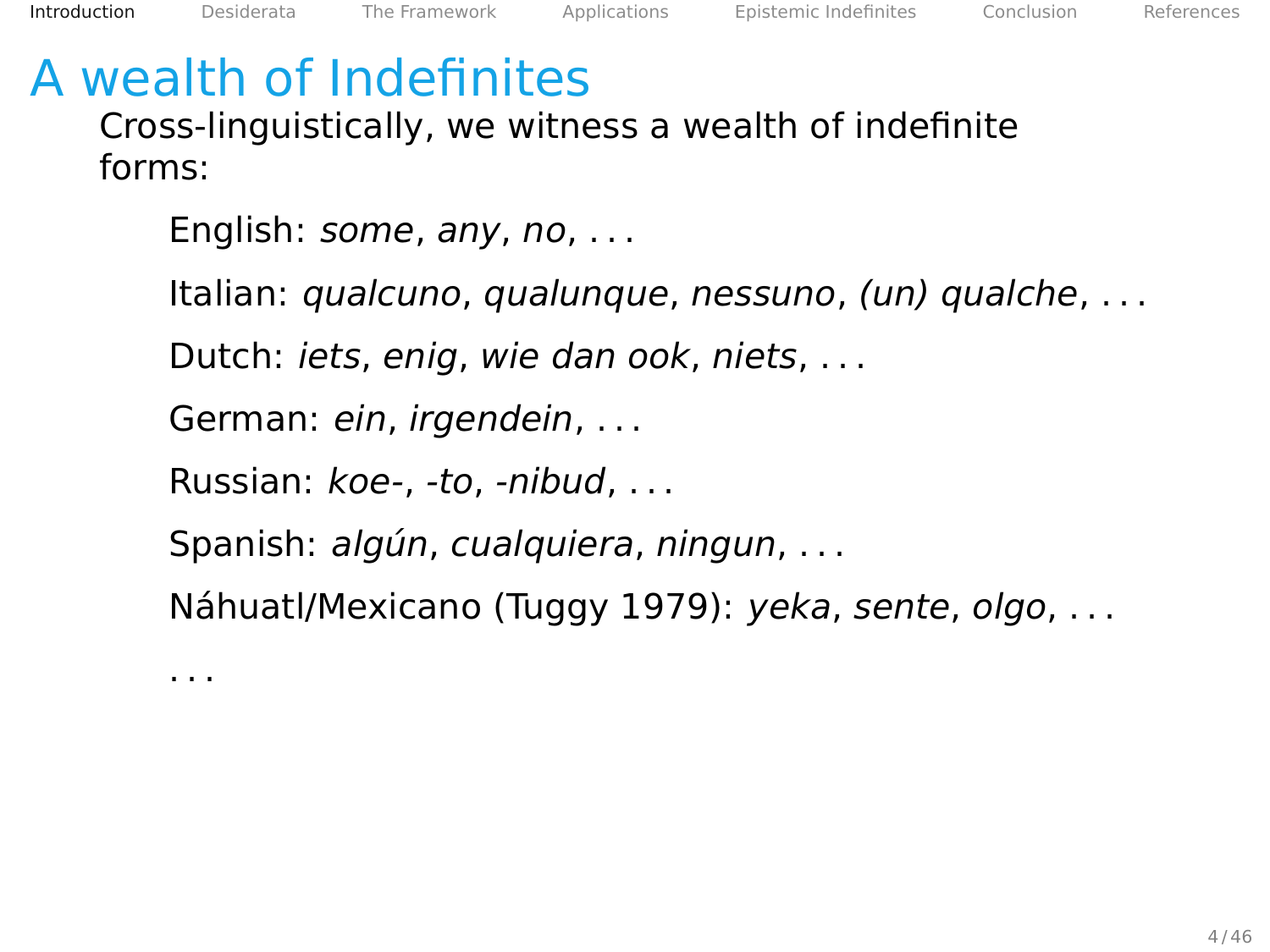# A wealth of Indefinites

Cross-linguistically, we witness a wealth of indefinite forms:

English: *some*, *any*, *no*, . . .

Italian: *qualcuno*, *qualunque*, *nessuno*, *(un) qualche*, . . .

Dutch: *iets*, *enig*, *wie dan ook*, *niets*, . . .

German: *ein*, *irgendein*, . . .

Russian: *koe-*, *-to*, *-nibud*, . . .

Spanish: *algún*, *cualquiera*, *ningun*, . . .

Náhuatl/Mexicano (Tuggy 1979): *yeka*, *sente*, *olgo*, . . .

. . .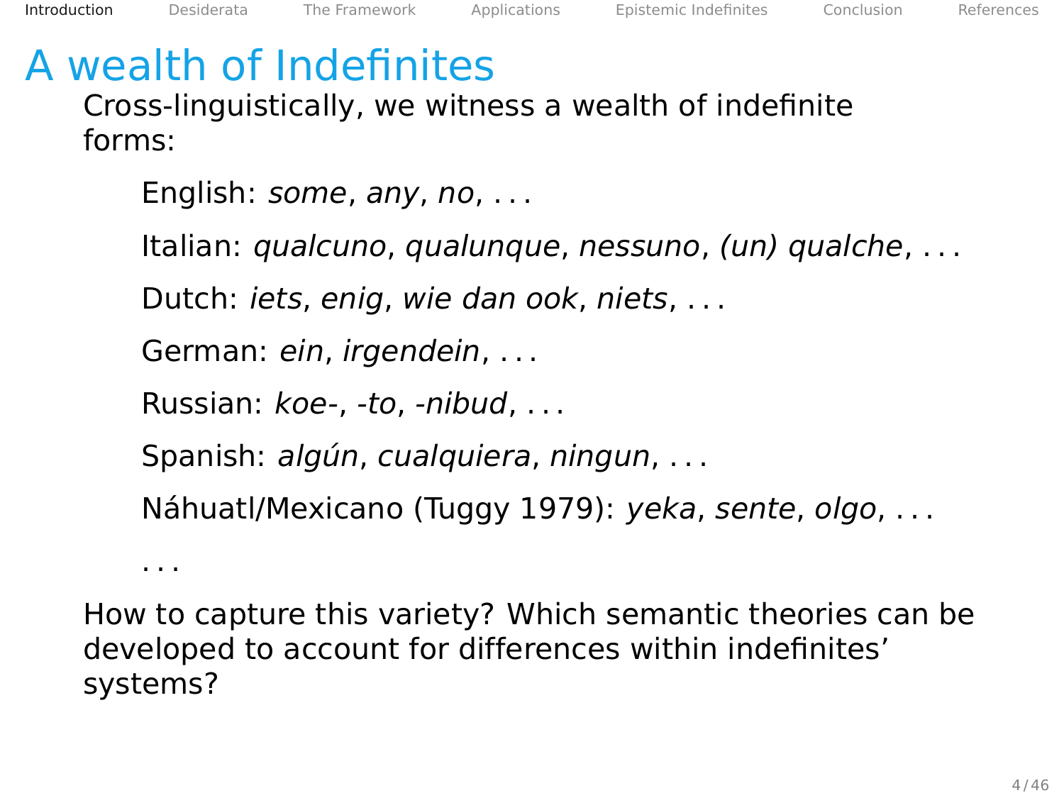# A wealth of Indefinites

Cross-linguistically, we witness a wealth of indefinite forms:

English: *some*, *any*, *no*, . . .

Italian: *qualcuno*, *qualunque*, *nessuno*, *(un) qualche*, . . .

Dutch: *iets*, *enig*, *wie dan ook*, *niets*, . . .

German: *ein*, *irgendein*, . . .

Russian: *koe-*, *-to*, *-nibud*, . . .

Spanish: *algún*, *cualquiera*, *ningun*, . . .

Náhuatl/Mexicano (Tuggy 1979): *yeka*, *sente*, *olgo*, . . .

. . .

How to capture this variety? Which semantic theories can be developed to account for differences within indefinites' systems?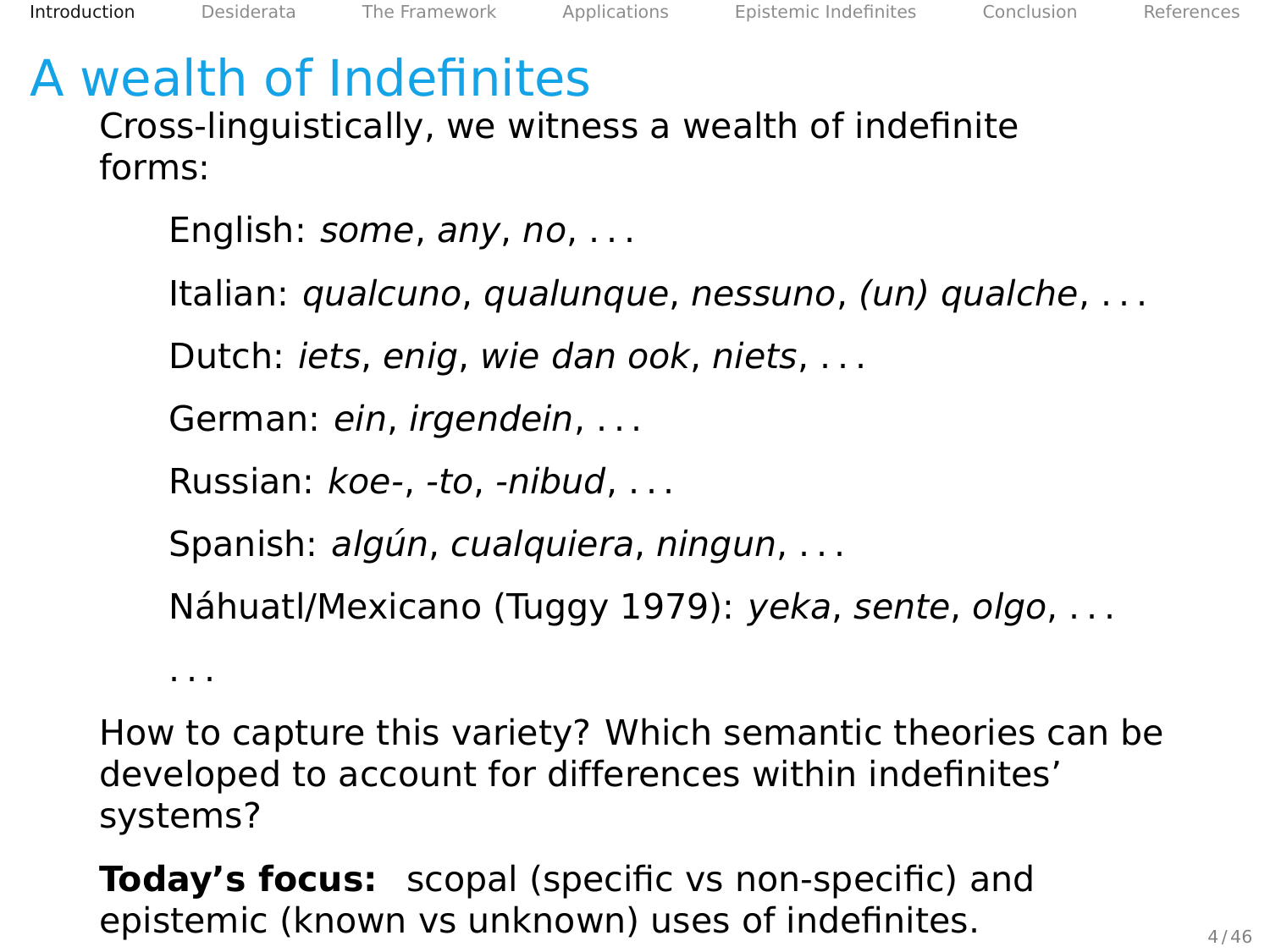# A wealth of Indefinites

Cross-linguistically, we witness a wealth of indefinite forms:

- English: *some*, *any*, *no*, . . .
- Italian: *qualcuno*, *qualunque*, *nessuno*, *(un) qualche*, . . .
- Dutch: *iets*, *enig*, *wie dan ook*, *niets*, . . .
- German: *ein*, *irgendein*, . . .
- Russian: *koe-*, *-to*, *-nibud*, . . .
- Spanish: *algún*, *cualquiera*, *ningun*, . . .
- Náhuatl/Mexicano (Tuggy 1979): *yeka*, *sente*, *olgo*, . . .
- . . .

How to capture this variety? Which semantic theories can be developed to account for differences within indefinites' systems?

**Today's focus:** scopal (specific vs non-specific) and epistemic (known vs unknown) uses of indefinites.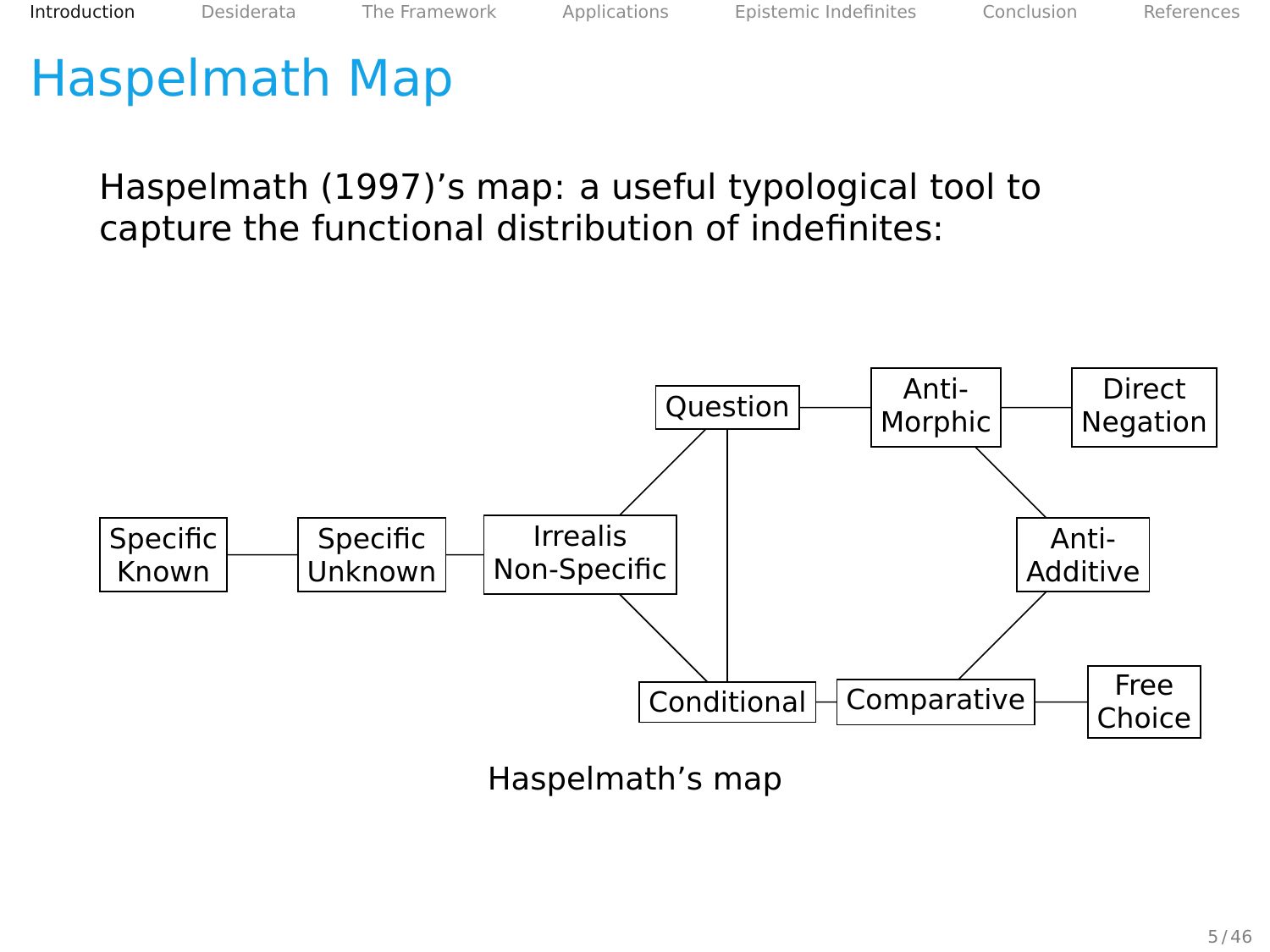# Haspelmath Map

Haspelmath (1997)'s map: a useful typological tool to capture the functional distribution of indefinites:

Specific Known — Specific Unknown — Irrealis Non-Specific — Question — Anti-Morphic — Direct Negation

Irrealis Non-Specific — Conditional; Question — Conditional; Anti-Morphic — Anti-Additive — Comparative; Conditional — Comparative — Free Choice

Haspelmath's map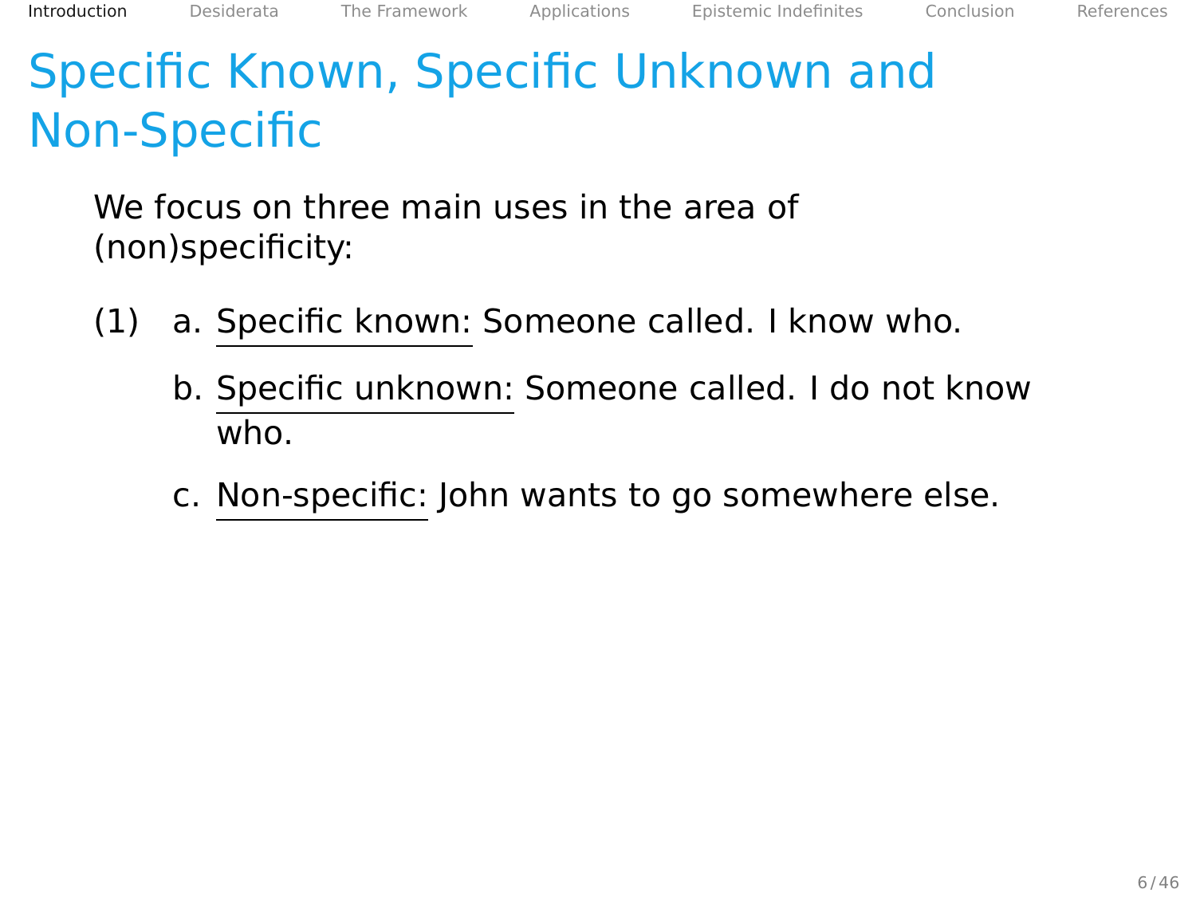# Specific Known, Specific Unknown and Non-Specific

We focus on three main uses in the area of (non)specificity:

(1) a. Specific known: Someone called. I know who.

b. Specific unknown: Someone called. I do not know who.

c. Non-specific: John wants to go somewhere else.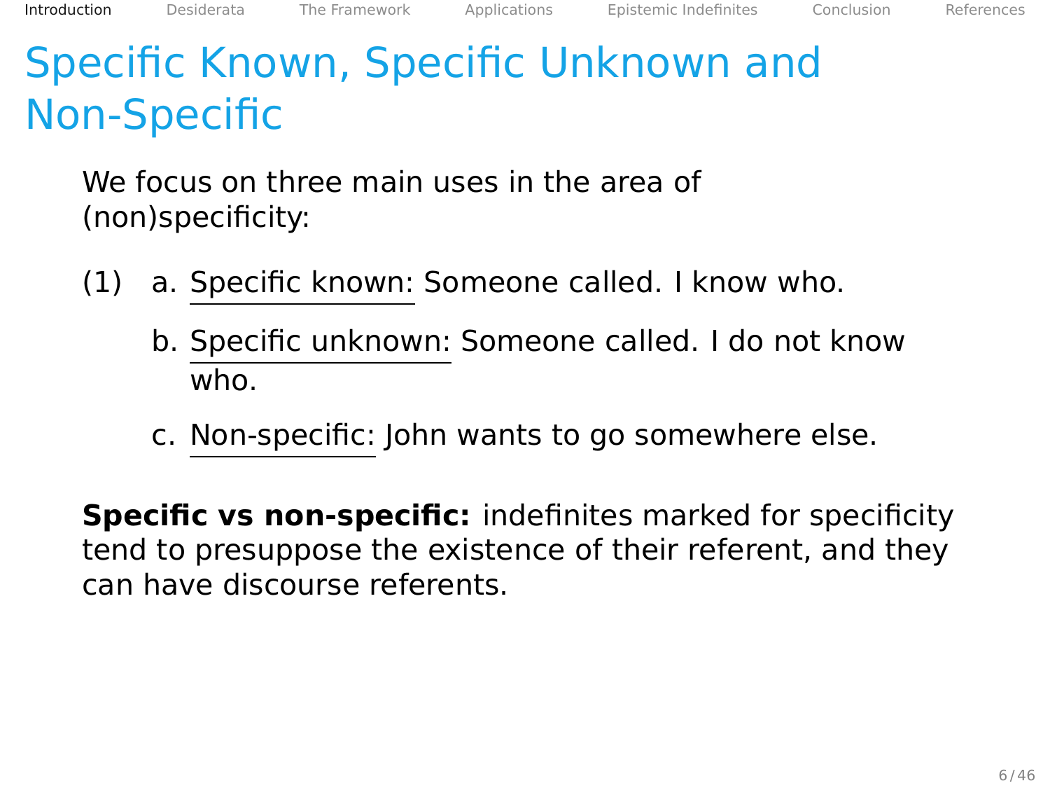# Specific Known, Specific Unknown and Non-Specific

We focus on three main uses in the area of (non)specificity:

(1) a. Specific known: Someone called. I know who.

b. Specific unknown: Someone called. I do not know who.

c. Non-specific: John wants to go somewhere else.

**Specific vs non-specific:** indefinites marked for specificity tend to presuppose the existence of their referent, and they can have discourse referents.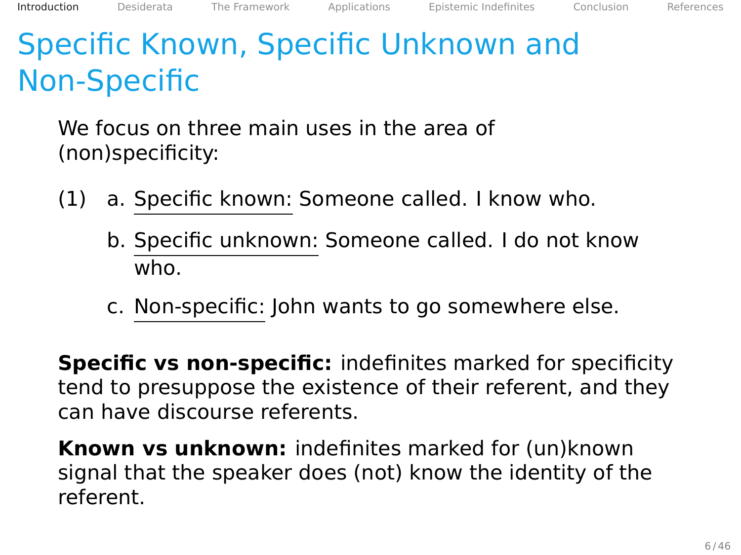# Specific Known, Specific Unknown and Non-Specific

We focus on three main uses in the area of (non)specificity:

(1) a. Specific known: Someone called. I know who.

b. Specific unknown: Someone called. I do not know who.

c. Non-specific: John wants to go somewhere else.

**Specific vs non-specific:** indefinites marked for specificity tend to presuppose the existence of their referent, and they can have discourse referents.

**Known vs unknown:** indefinites marked for (un)known signal that the speaker does (not) know the identity of the referent.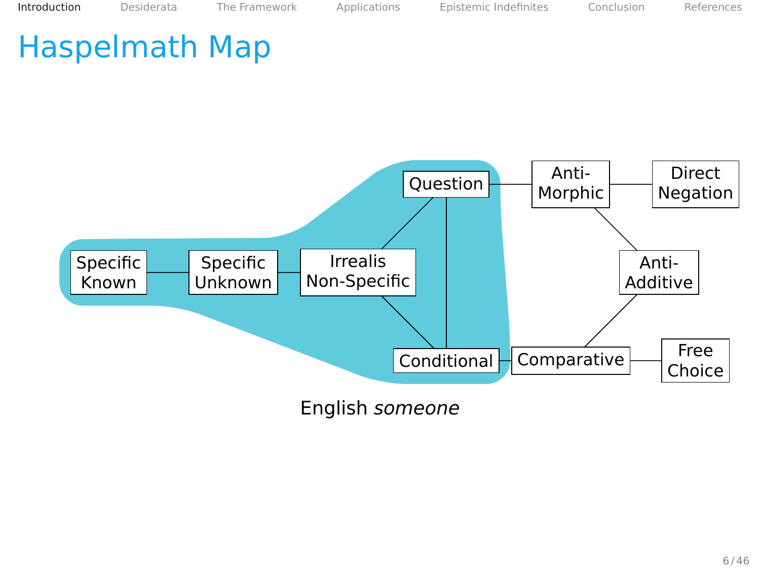# Haspelmath Map

Specific Known — Specific Unknown — Irrealis Non-Specific — Question — Conditional — Anti-Morphic — Direct Negation — Anti-Additive — Comparative — Free Choice

English *someone*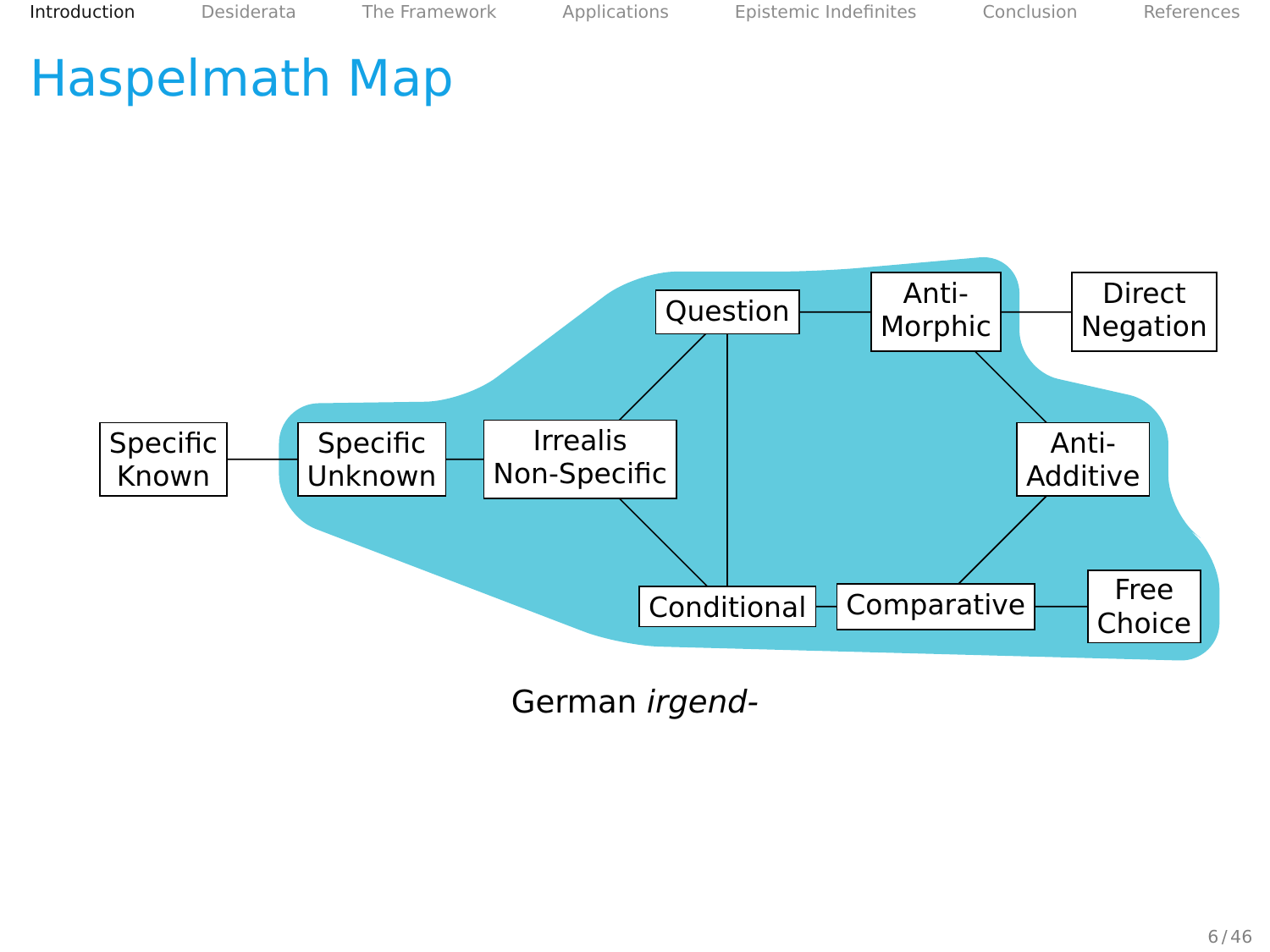# Haspelmath Map

Specific Known — Specific Unknown — Irrealis Non-Specific — Question — Anti-Morphic — Direct Negation

Conditional — Comparative — Free Choice

Anti-Additive

German *irgend-*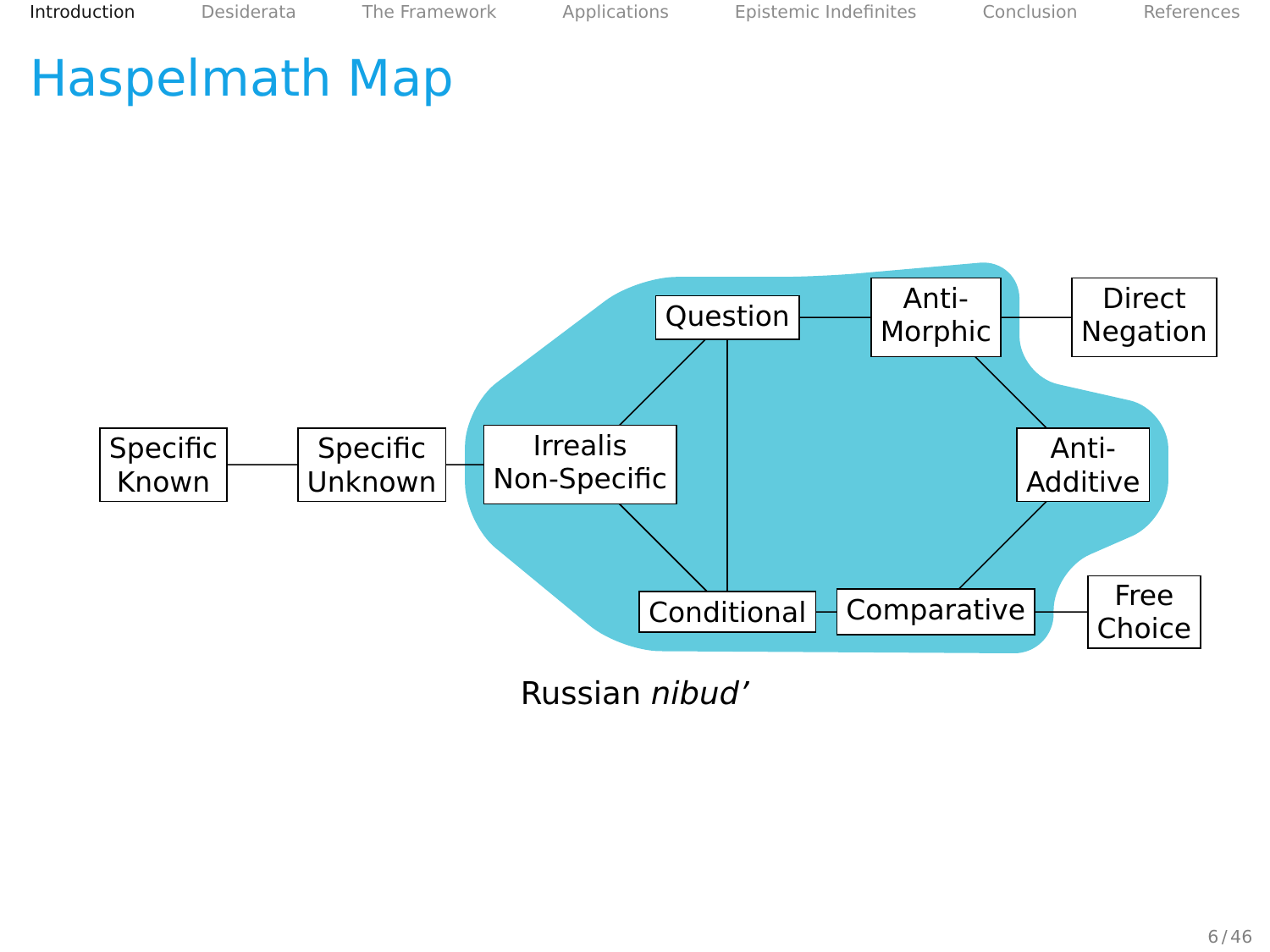# Haspelmath Map

Specific Known — Specific Unknown — Irrealis Non-Specific — Question — Conditional — Comparative — Anti-Morphic — Anti-Additive — Direct Negation — Free Choice

Russian *nibud'*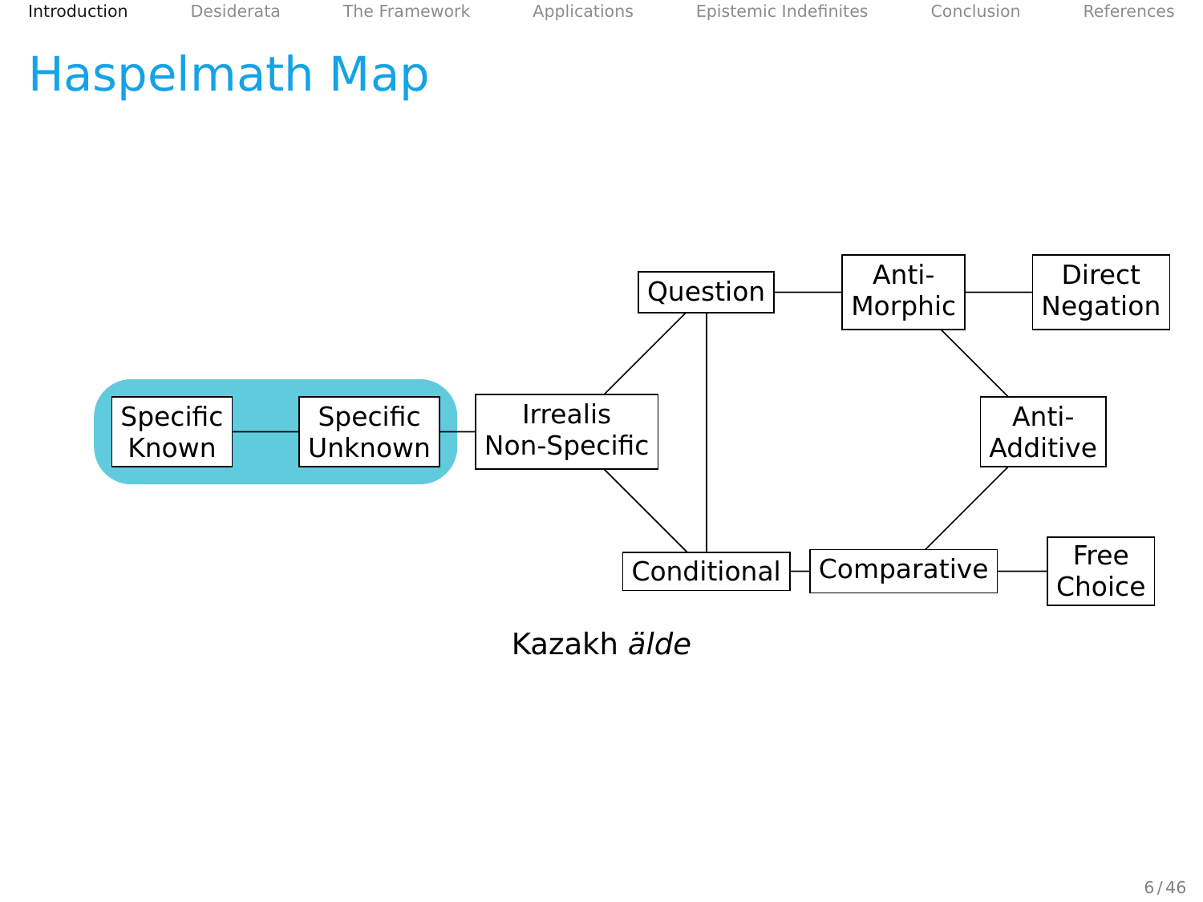# Haspelmath Map

Specific Known — Specific Unknown — Irrealis Non-Specific — Question — Anti-Morphic — Direct Negation

Conditional — Comparative — Free Choice

Anti-Additive

Kazakh *älde*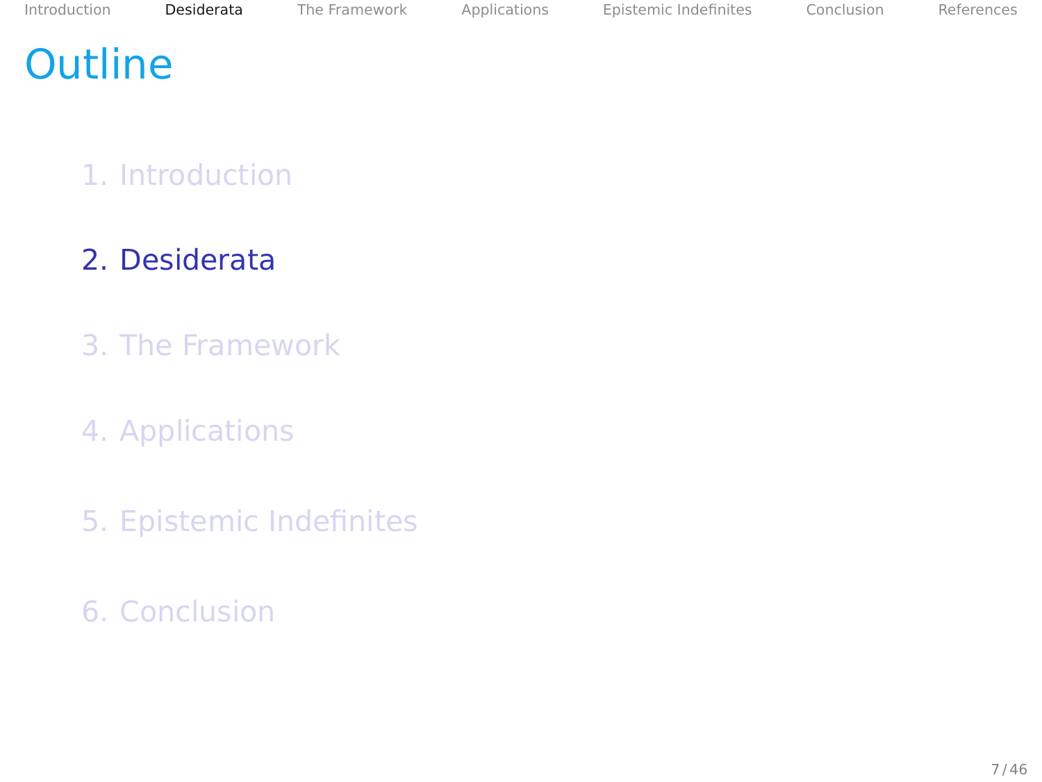# Outline

1. Introduction

2. Desiderata

3. The Framework

4. Applications

5. Epistemic Indefinites

6. Conclusion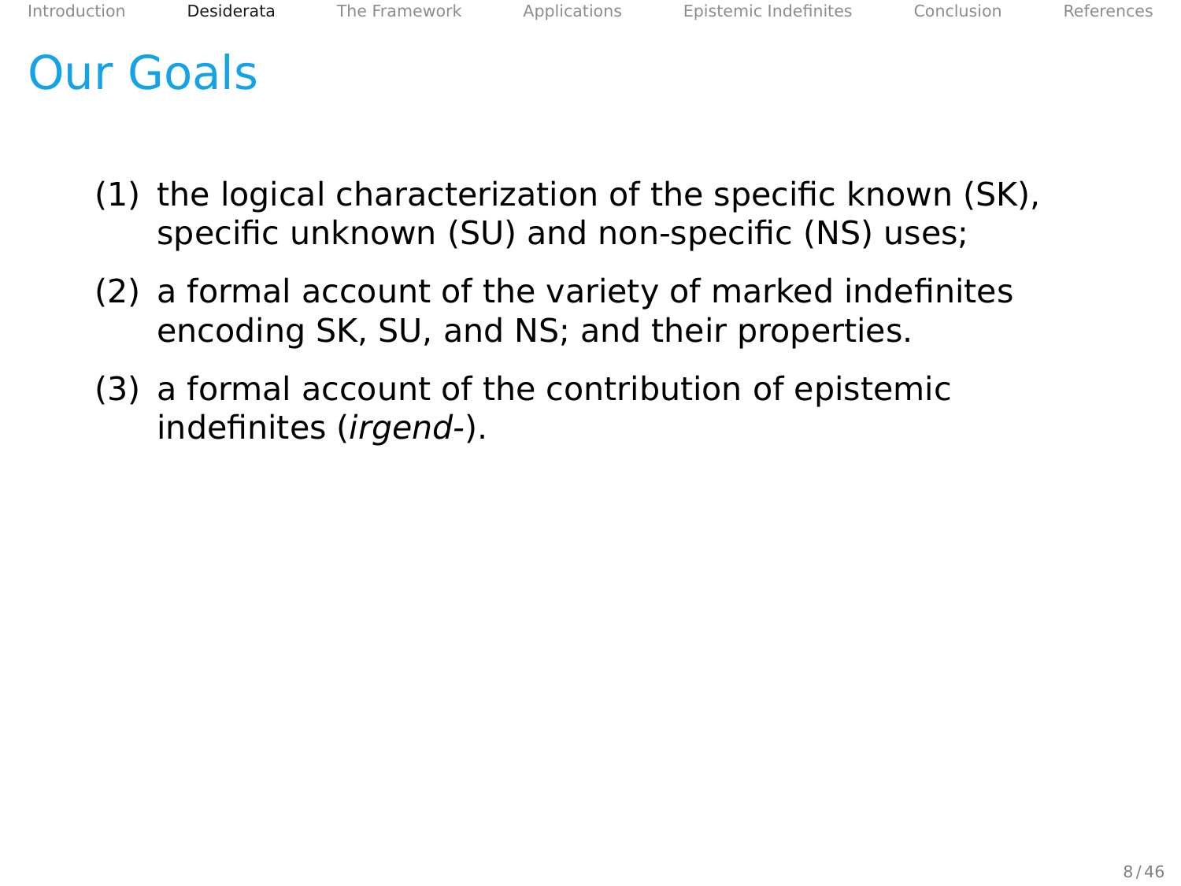# Our Goals

(1) the logical characterization of the specific known (SK), specific unknown (SU) and non-specific (NS) uses;

(2) a formal account of the variety of marked indefinites encoding SK, SU, and NS; and their properties.

(3) a formal account of the contribution of epistemic indefinites (*irgend-*).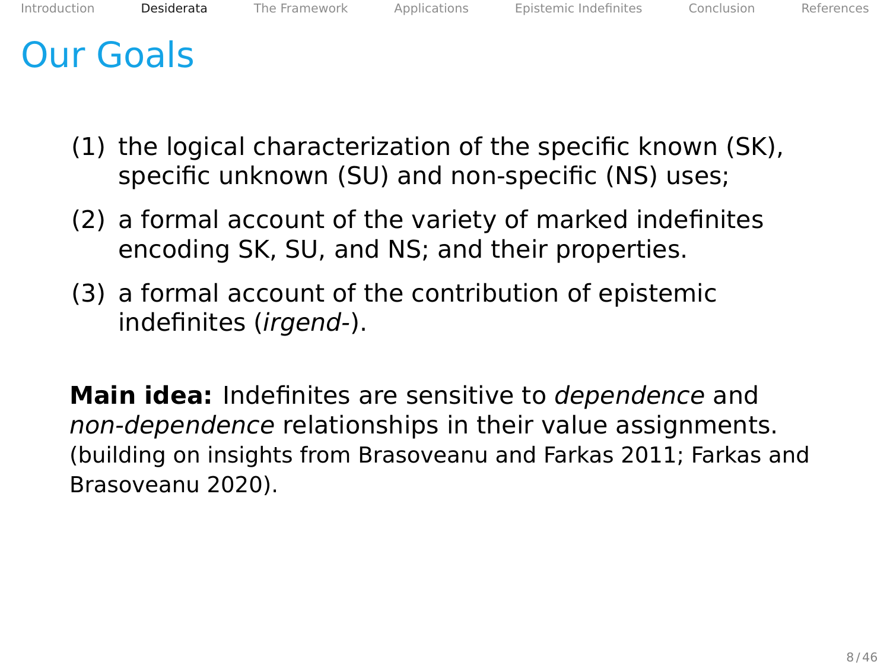# Our Goals

(1) the logical characterization of the specific known (SK), specific unknown (SU) and non-specific (NS) uses;

(2) a formal account of the variety of marked indefinites encoding SK, SU, and NS; and their properties.

(3) a formal account of the contribution of epistemic indefinites (*irgend-*).

**Main idea:** Indefinites are sensitive to *dependence* and *non-dependence* relationships in their value assignments. (building on insights from Brasoveanu and Farkas 2011; Farkas and Brasoveanu 2020).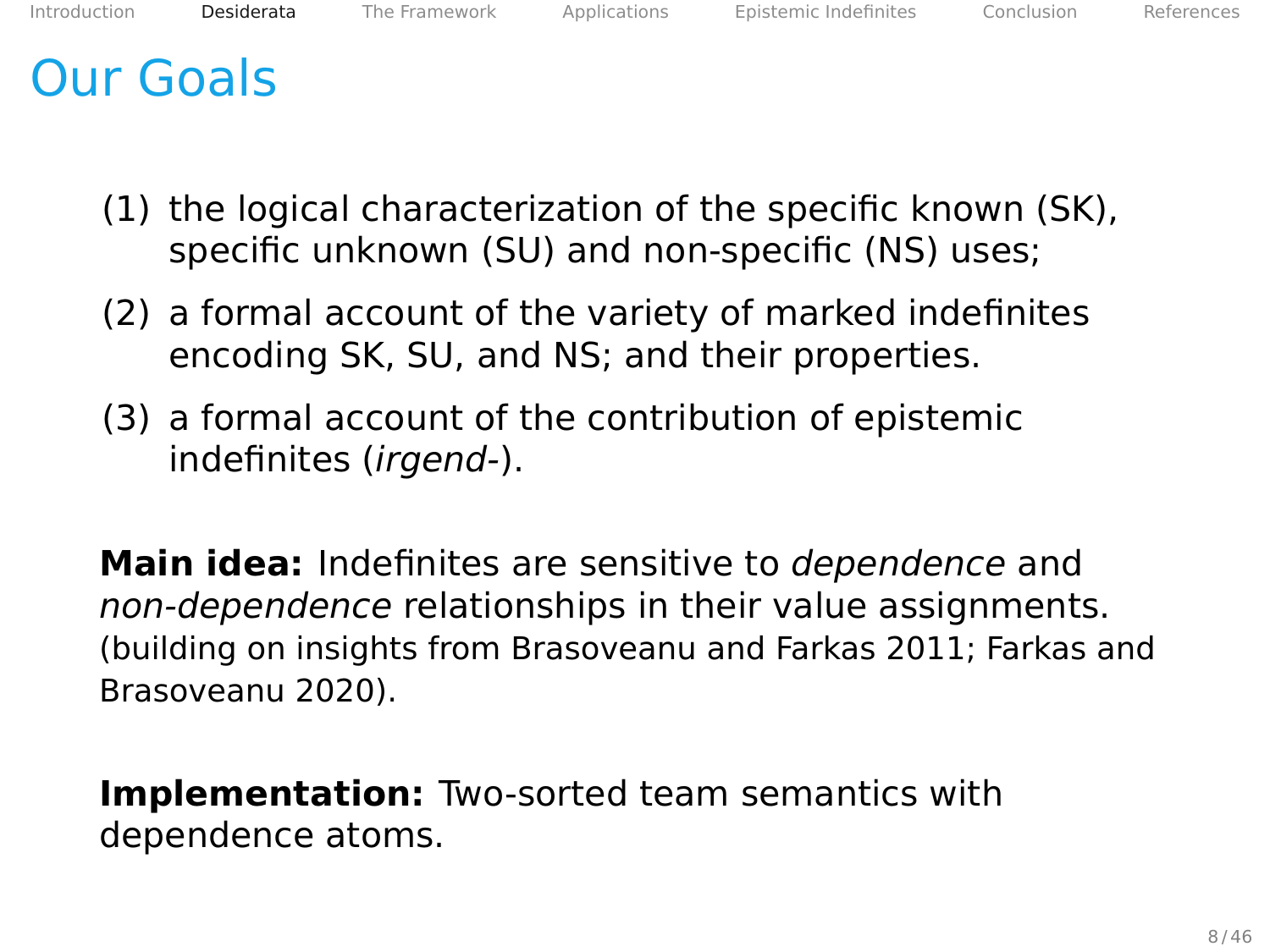# Our Goals

(1) the logical characterization of the specific known (SK), specific unknown (SU) and non-specific (NS) uses;

(2) a formal account of the variety of marked indefinites encoding SK, SU, and NS; and their properties.

(3) a formal account of the contribution of epistemic indefinites (*irgend-*).

**Main idea:** Indefinites are sensitive to *dependence* and *non-dependence* relationships in their value assignments. (building on insights from Brasoveanu and Farkas 2011; Farkas and Brasoveanu 2020).

**Implementation:** Two-sorted team semantics with dependence atoms.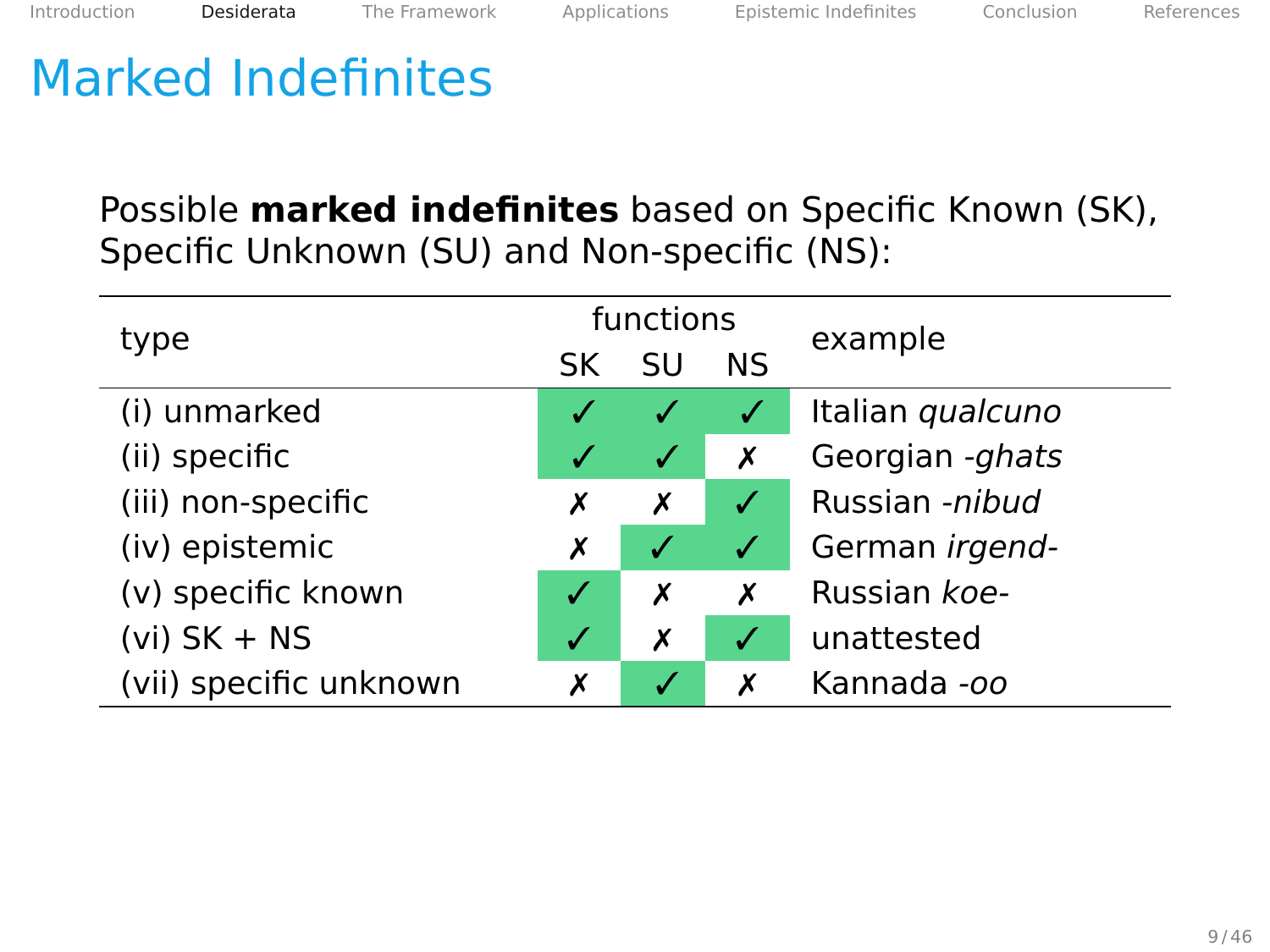# Marked Indefinites

Possible **marked indefinites** based on Specific Known (SK), Specific Unknown (SU) and Non-specific (NS):

| type | functions | | | example |
|---|---|---|---|---|
| | SK | SU | NS | |
| (i) unmarked | ✓ | ✓ | ✓ | Italian *qualcuno* |
| (ii) specific | ✓ | ✓ | ✗ | Georgian *-ghats* |
| (iii) non-specific | ✗ | ✗ | ✓ | Russian *-nibud* |
| (iv) epistemic | ✗ | ✓ | ✓ | German *irgend-* |
| (v) specific known | ✓ | ✗ | ✗ | Russian *koe-* |
| (vi) SK + NS | ✓ | ✗ | ✓ | unattested |
| (vii) specific unknown | ✗ | ✓ | ✗ | Kannada *-oo* |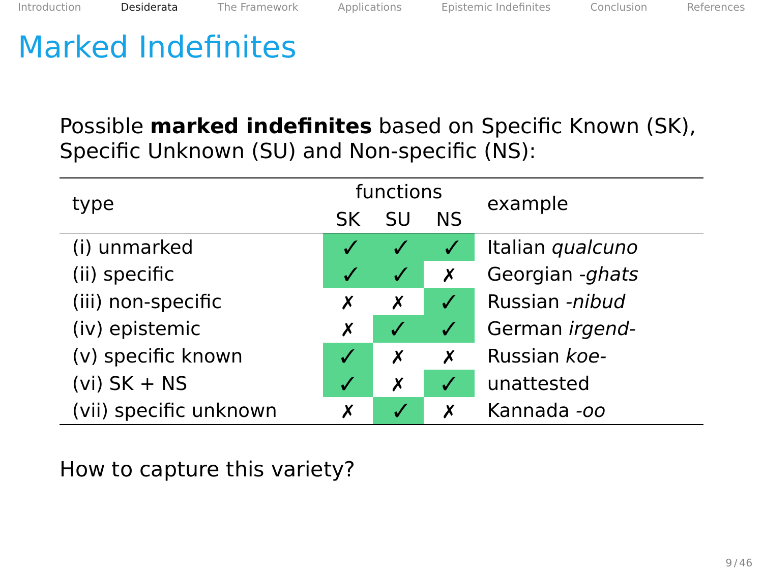# Marked Indefinites

Possible **marked indefinites** based on Specific Known (SK), Specific Unknown (SU) and Non-specific (NS):

| type | functions | | | example |
|---|---|---|---|---|
| | SK | SU | NS | |
| (i) unmarked | ✓ | ✓ | ✓ | Italian *qualcuno* |
| (ii) specific | ✓ | ✓ | ✗ | Georgian *-ghats* |
| (iii) non-specific | ✗ | ✗ | ✓ | Russian *-nibud* |
| (iv) epistemic | ✗ | ✓ | ✓ | German *irgend-* |
| (v) specific known | ✓ | ✗ | ✗ | Russian *koe-* |
| (vi) SK + NS | ✓ | ✗ | ✓ | unattested |
| (vii) specific unknown | ✗ | ✓ | ✗ | Kannada *-oo* |

How to capture this variety?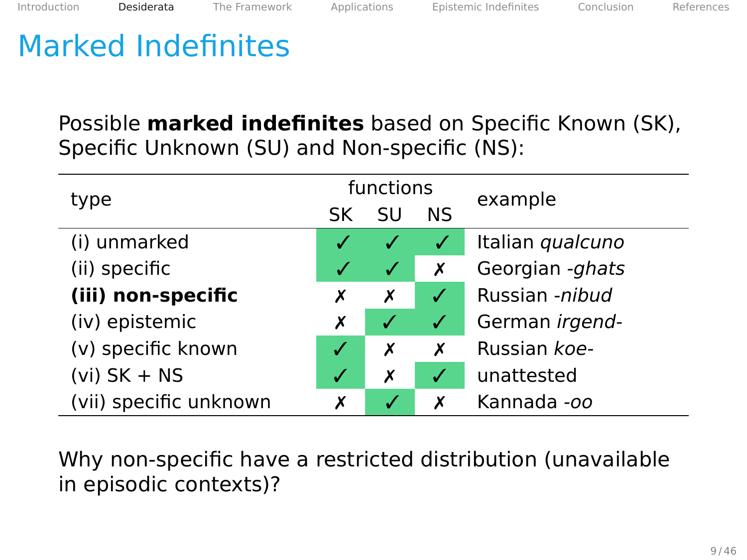# Marked Indefinites

Possible **marked indefinites** based on Specific Known (SK), Specific Unknown (SU) and Non-specific (NS):

| type | functions | | | example |
|---|---|---|---|---|
| | SK | SU | NS | |
| (i) unmarked | ✓ | ✓ | ✓ | Italian *qualcuno* |
| (ii) specific | ✓ | ✓ | ✗ | Georgian *-ghats* |
| **(iii) non-specific** | ✗ | ✗ | ✓ | Russian *-nibud* |
| (iv) epistemic | ✗ | ✓ | ✓ | German *irgend-* |
| (v) specific known | ✓ | ✗ | ✗ | Russian *koe-* |
| (vi) SK + NS | ✓ | ✗ | ✓ | unattested |
| (vii) specific unknown | ✗ | ✓ | ✗ | Kannada *-oo* |

Why non-specific have a restricted distribution (unavailable in episodic contexts)?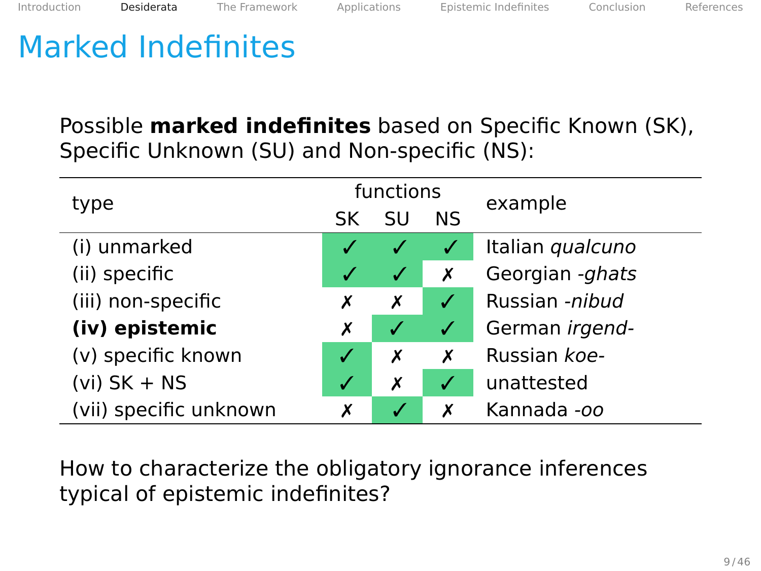# Marked Indefinites

Possible **marked indefinites** based on Specific Known (SK), Specific Unknown (SU) and Non-specific (NS):

| type | functions | | | example |
|---|---|---|---|---|
| | SK | SU | NS | |
| (i) unmarked | ✓ | ✓ | ✓ | Italian *qualcuno* |
| (ii) specific | ✓ | ✓ | ✗ | Georgian *-ghats* |
| (iii) non-specific | ✗ | ✗ | ✓ | Russian *-nibud* |
| **(iv) epistemic** | ✗ | ✓ | ✓ | German *irgend-* |
| (v) specific known | ✓ | ✗ | ✗ | Russian *koe-* |
| (vi) SK + NS | ✓ | ✗ | ✓ | unattested |
| (vii) specific unknown | ✗ | ✓ | ✗ | Kannada *-oo* |

How to characterize the obligatory ignorance inferences typical of epistemic indefinites?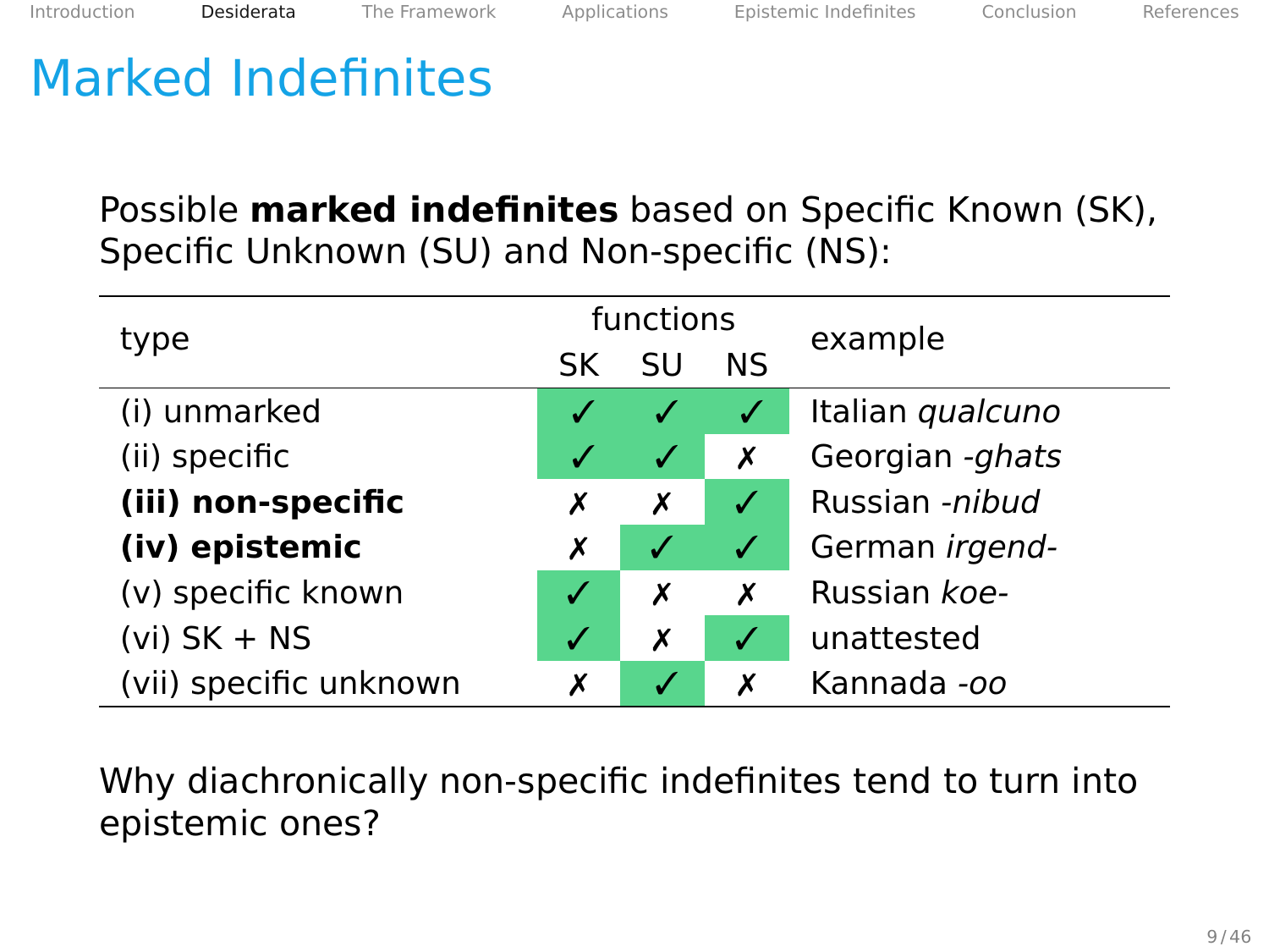# Marked Indefinites

Possible **marked indefinites** based on Specific Known (SK), Specific Unknown (SU) and Non-specific (NS):

| type | functions | | | example |
|---|---|---|---|---|
| | SK | SU | NS | |
| (i) unmarked | ✓ | ✓ | ✓ | Italian *qualcuno* |
| (ii) specific | ✓ | ✓ | ✗ | Georgian *-ghats* |
| **(iii) non-specific** | ✗ | ✗ | ✓ | Russian *-nibud* |
| **(iv) epistemic** | ✗ | ✓ | ✓ | German *irgend-* |
| (v) specific known | ✓ | ✗ | ✗ | Russian *koe-* |
| (vi) SK + NS | ✓ | ✗ | ✓ | unattested |
| (vii) specific unknown | ✗ | ✓ | ✗ | Kannada *-oo* |

Why diachronically non-specific indefinites tend to turn into epistemic ones?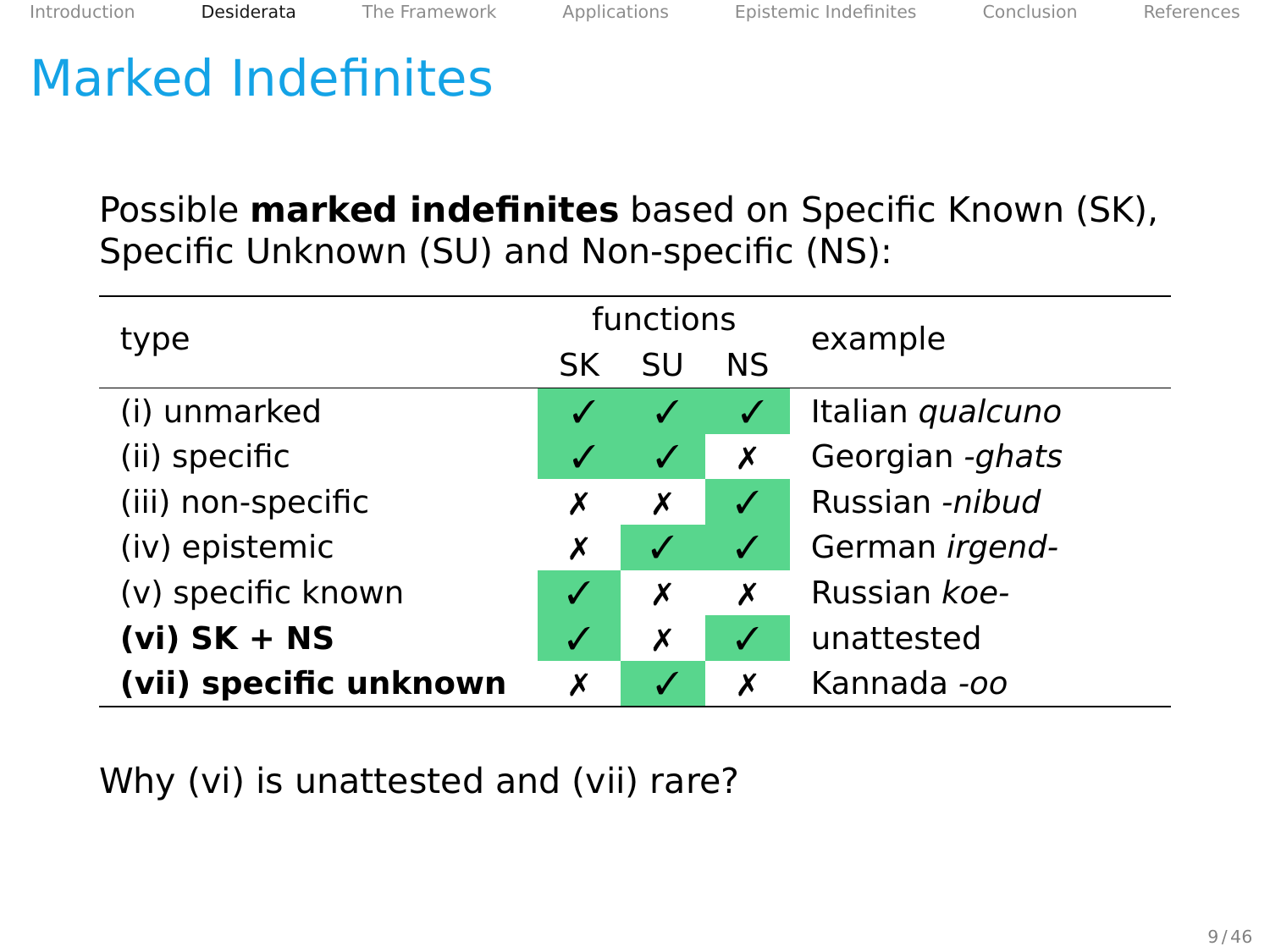# Marked Indefinites

Possible **marked indefinites** based on Specific Known (SK), Specific Unknown (SU) and Non-specific (NS):

| type | functions | | | example |
|---|---|---|---|---|
| | SK | SU | NS | |
| (i) unmarked | ✓ | ✓ | ✓ | Italian *qualcuno* |
| (ii) specific | ✓ | ✓ | ✗ | Georgian *-ghats* |
| (iii) non-specific | ✗ | ✗ | ✓ | Russian *-nibud* |
| (iv) epistemic | ✗ | ✓ | ✓ | German *irgend-* |
| (v) specific known | ✓ | ✗ | ✗ | Russian *koe-* |
| **(vi) SK + NS** | ✓ | ✗ | ✓ | unattested |
| **(vii) specific unknown** | ✗ | ✓ | ✗ | Kannada *-oo* |

Why (vi) is unattested and (vii) rare?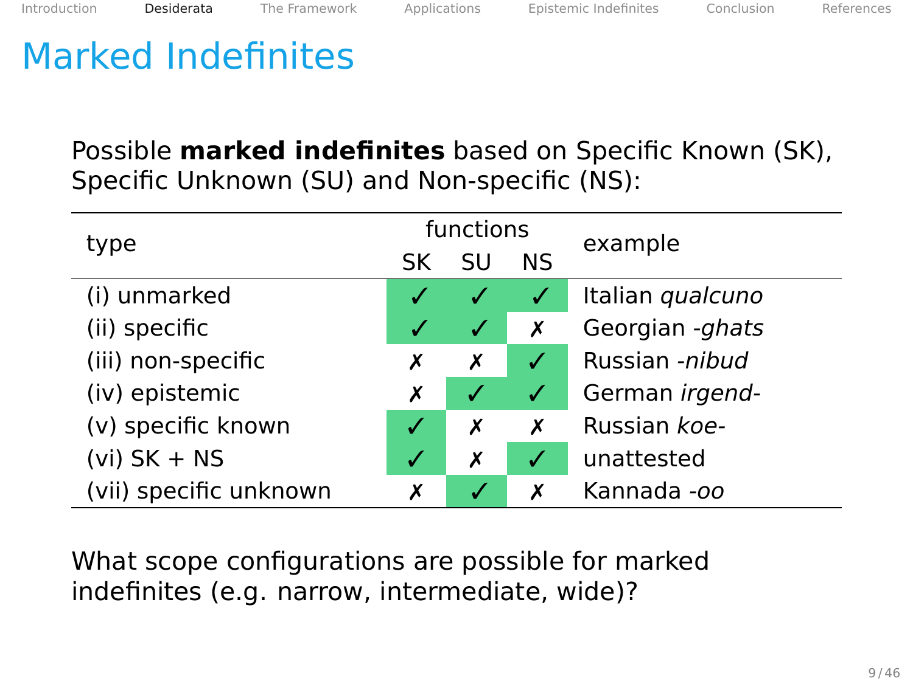# Marked Indefinites

Possible **marked indefinites** based on Specific Known (SK), Specific Unknown (SU) and Non-specific (NS):

| type | functions | | | example |
|---|---|---|---|---|
| | SK | SU | NS | |
| (i) unmarked | ✓ | ✓ | ✓ | Italian *qualcuno* |
| (ii) specific | ✓ | ✓ | ✗ | Georgian *-ghats* |
| (iii) non-specific | ✗ | ✗ | ✓ | Russian *-nibud* |
| (iv) epistemic | ✗ | ✓ | ✓ | German *irgend-* |
| (v) specific known | ✓ | ✗ | ✗ | Russian *koe-* |
| (vi) SK + NS | ✓ | ✗ | ✓ | unattested |
| (vii) specific unknown | ✗ | ✓ | ✗ | Kannada *-oo* |

What scope configurations are possible for marked indefinites (e.g. narrow, intermediate, wide)?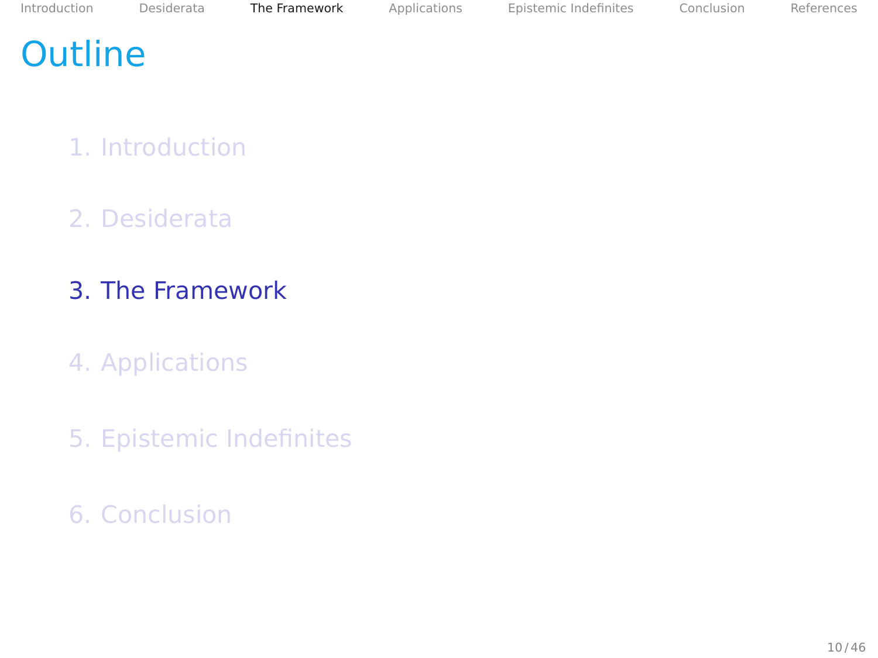# Outline

1. Introduction

2. Desiderata

3. The Framework

4. Applications

5. Epistemic Indefinites

6. Conclusion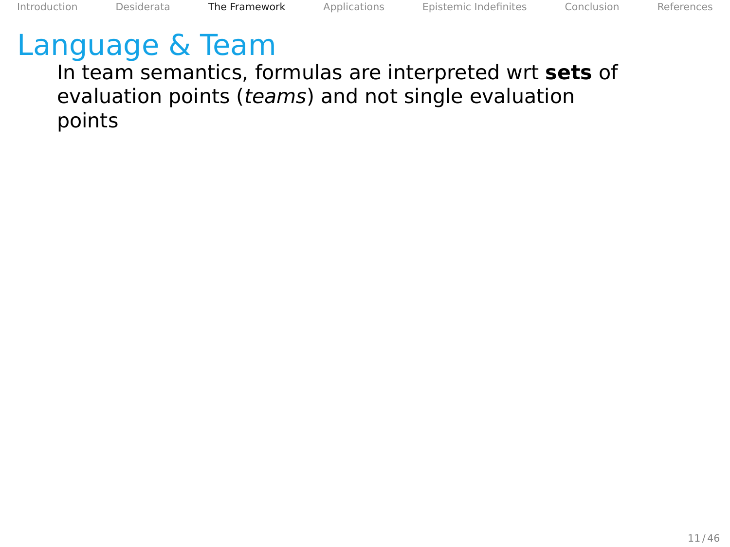# Language & Team

In team semantics, formulas are interpreted wrt **sets** of evaluation points (*teams*) and not single evaluation points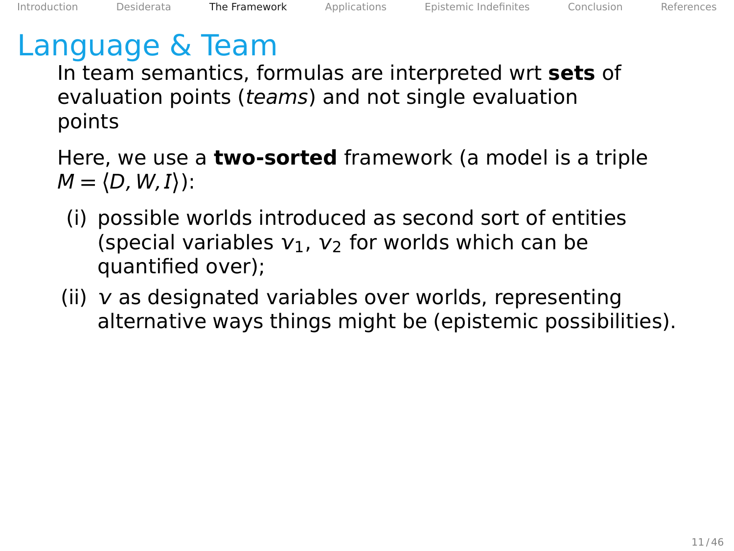# Language & Team

In team semantics, formulas are interpreted wrt **sets** of evaluation points (*teams*) and not single evaluation points

Here, we use a **two-sorted** framework (a model is a triple $M = \langle D, W, I \rangle$):

(i) possible worlds introduced as second sort of entities (special variables $v_1$, $v_2$ for worlds which can be quantified over);

(ii) $v$ as designated variables over worlds, representing alternative ways things might be (epistemic possibilities).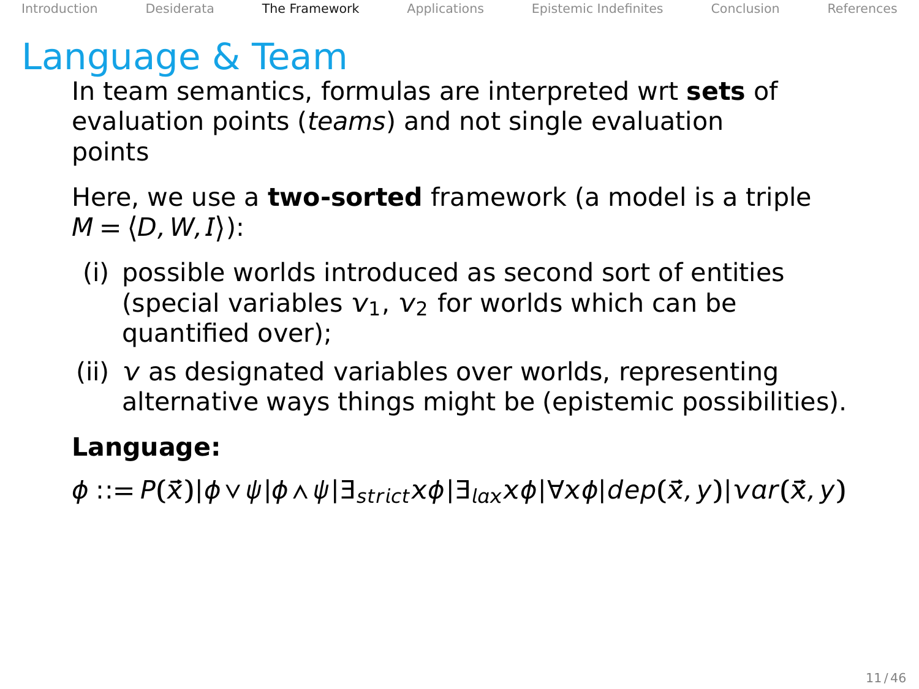# Language & Team

In team semantics, formulas are interpreted wrt **sets** of evaluation points (*teams*) and not single evaluation points

Here, we use a **two-sorted** framework (a model is a triple $M = \langle D, W, I \rangle$):

(i) possible worlds introduced as second sort of entities (special variables $v_1$, $v_2$ for worlds which can be quantified over);

(ii) $v$ as designated variables over worlds, representing alternative ways things might be (epistemic possibilities).

**Language:**

$\phi ::= P(\vec{x}) | \phi \vee \psi | \phi \wedge \psi | \exists_{strict} x \phi | \exists_{lax} x \phi | \forall x \phi | dep(\vec{x}, y) | var(\vec{x}, y)$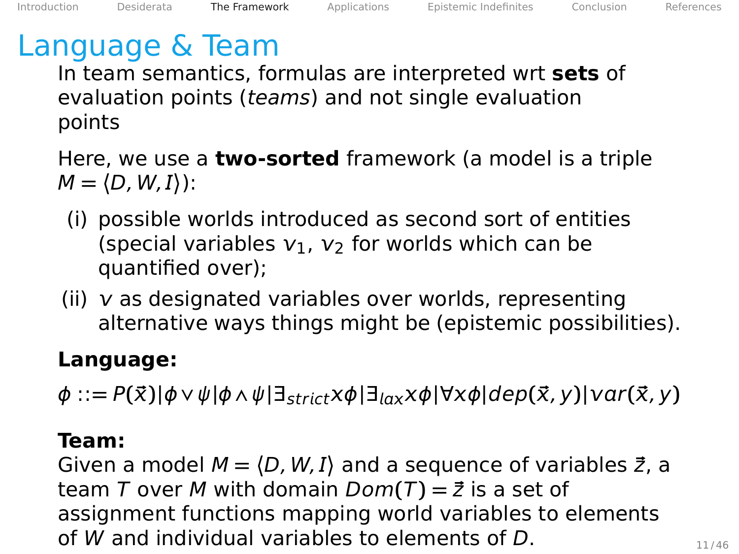# Language & Team

In team semantics, formulas are interpreted wrt **sets** of evaluation points (*teams*) and not single evaluation points

Here, we use a **two-sorted** framework (a model is a triple $M = \langle D, W, I \rangle$):

(i) possible worlds introduced as second sort of entities (special variables $v_1$, $v_2$ for worlds which can be quantified over);

(ii) $v$ as designated variables over worlds, representing alternative ways things might be (epistemic possibilities).

**Language:**

$$\phi ::= P(\vec{x}) | \phi \vee \psi | \phi \wedge \psi | \exists_{strict} x \phi | \exists_{lax} x \phi | \forall x \phi | dep(\vec{x}, y) | var(\vec{x}, y)$$

**Team:**
Given a model $M = \langle D, W, I \rangle$ and a sequence of variables $\vec{z}$, a team $T$ over $M$ with domain $Dom(T) = \vec{z}$ is a set of assignment functions mapping world variables to elements of $W$ and individual variables to elements of $D$.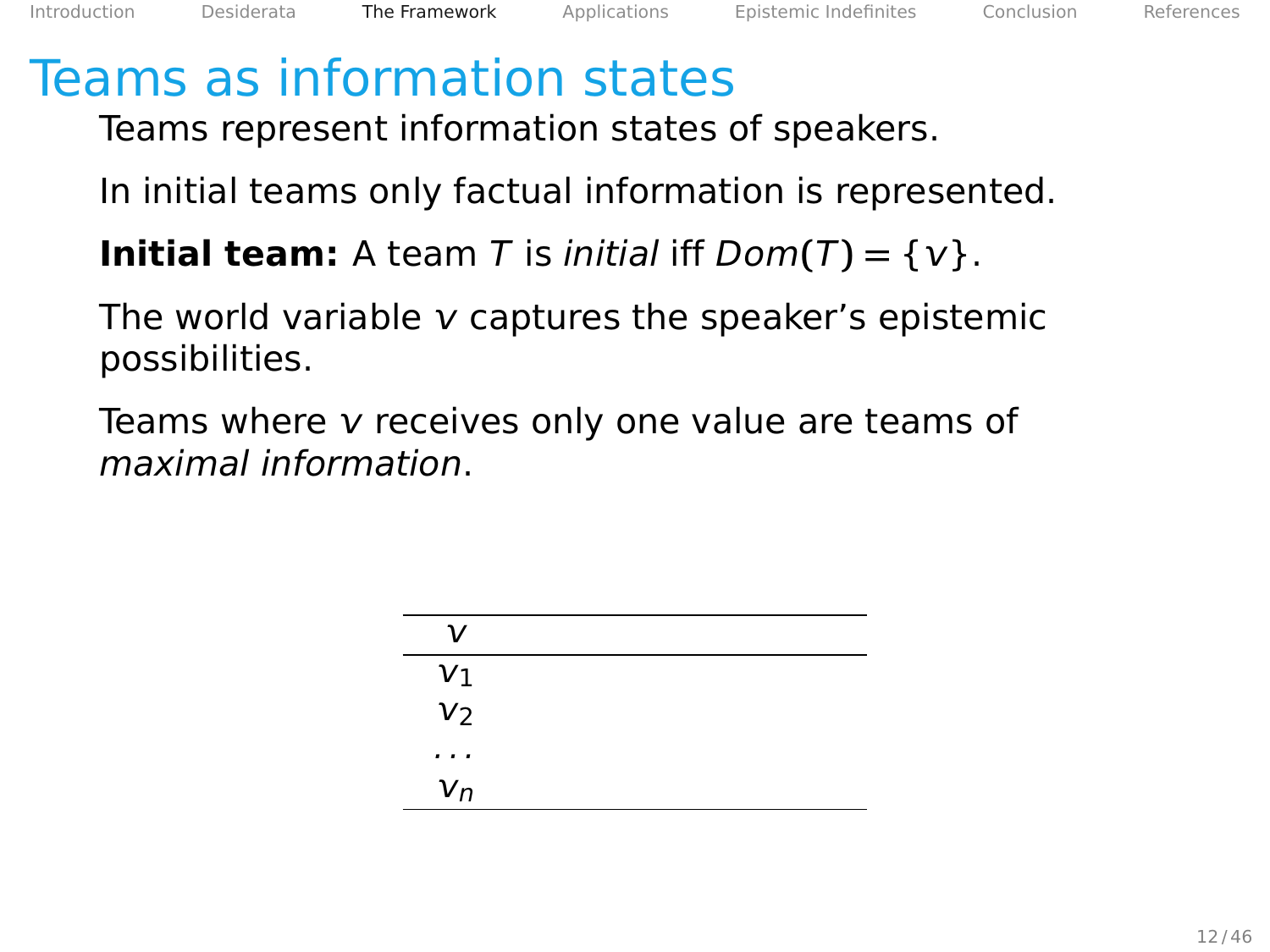# Teams as information states

Teams represent information states of speakers.

In initial teams only factual information is represented.

**Initial team:** A team $T$ is *initial* iff $Dom(T) = \{v\}$.

The world variable $v$ captures the speaker's epistemic possibilities.

Teams where $v$ receives only one value are teams of *maximal information*.

| $v$ |
|---|
| $v_1$ |
| $v_2$ |
| $\dots$ |
| $v_n$ |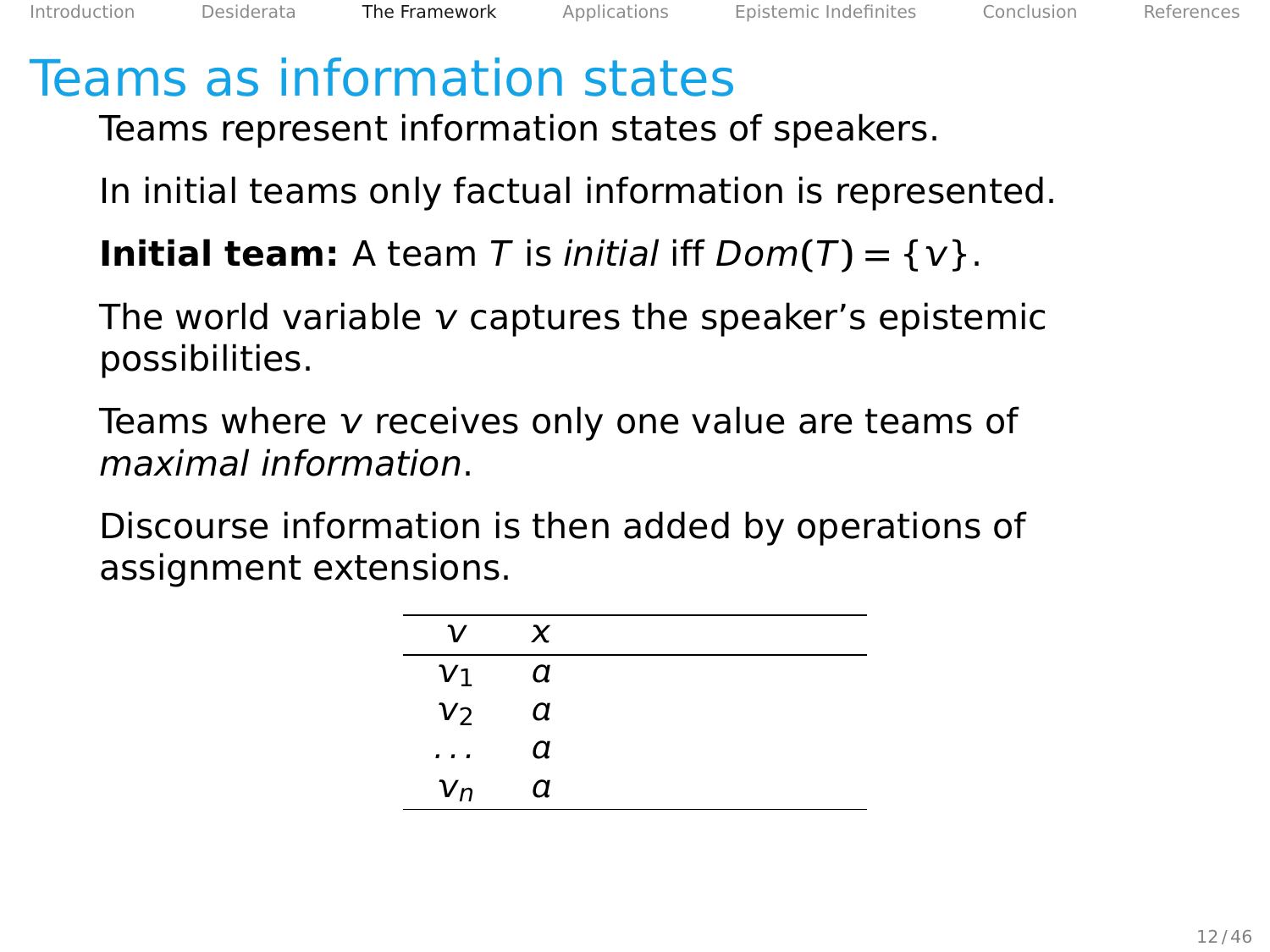# Teams as information states

Teams represent information states of speakers.

In initial teams only factual information is represented.

**Initial team:** A team $T$ is *initial* iff $Dom(T) = \{v\}$.

The world variable $v$ captures the speaker's epistemic possibilities.

Teams where $v$ receives only one value are teams of *maximal information*.

Discourse information is then added by operations of assignment extensions.

| $v$ | $x$ |
|---|---|
| $v_1$ | $a$ |
| $v_2$ | $a$ |
| ... | $a$ |
| $v_n$ | $a$ |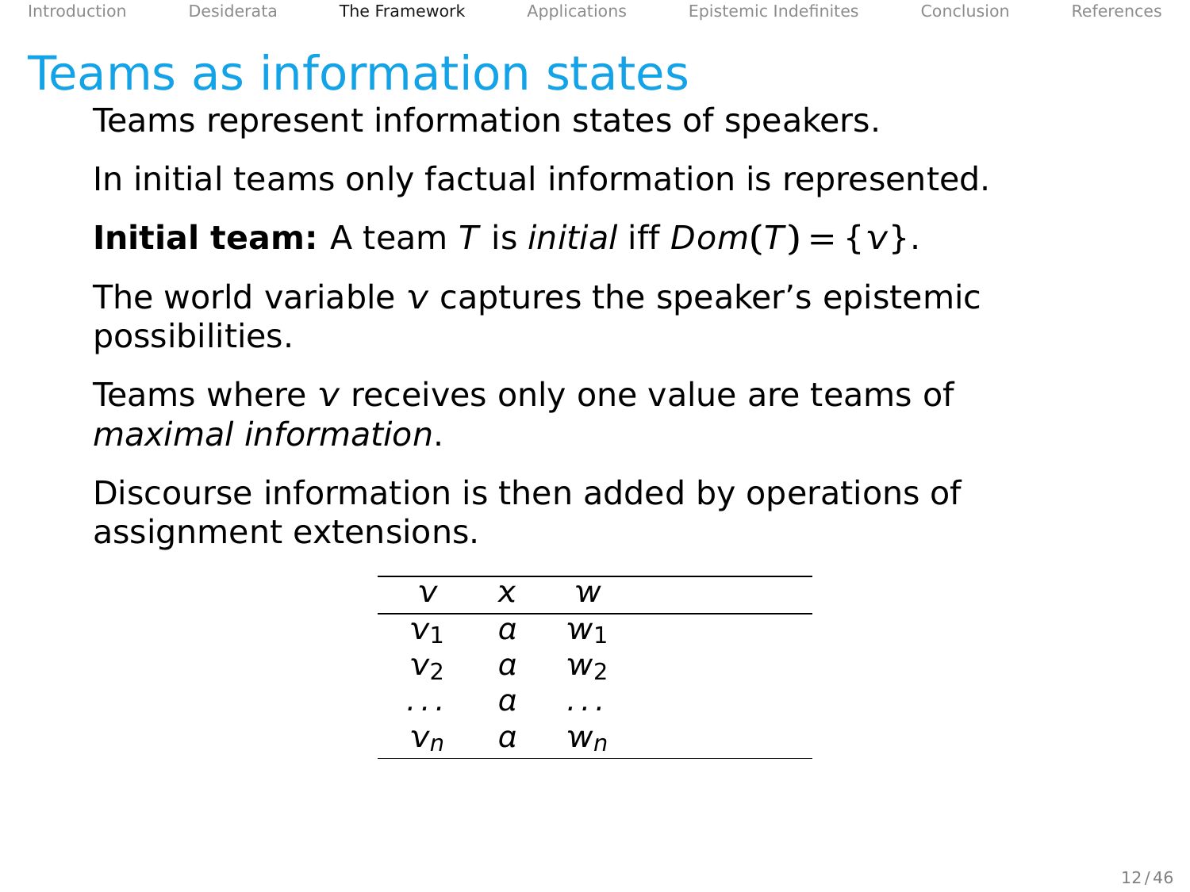# Teams as information states

Teams represent information states of speakers.

In initial teams only factual information is represented.

**Initial team:** A team $T$ is *initial* iff $Dom(T) = \{v\}$.

The world variable $v$ captures the speaker's epistemic possibilities.

Teams where $v$ receives only one value are teams of *maximal information*.

Discourse information is then added by operations of assignment extensions.

| $v$ | $x$ | $w$ |
|---|---|---|
| $v_1$ | $a$ | $w_1$ |
| $v_2$ | $a$ | $w_2$ |
| ... | $a$ | ... |
| $v_n$ | $a$ | $w_n$ |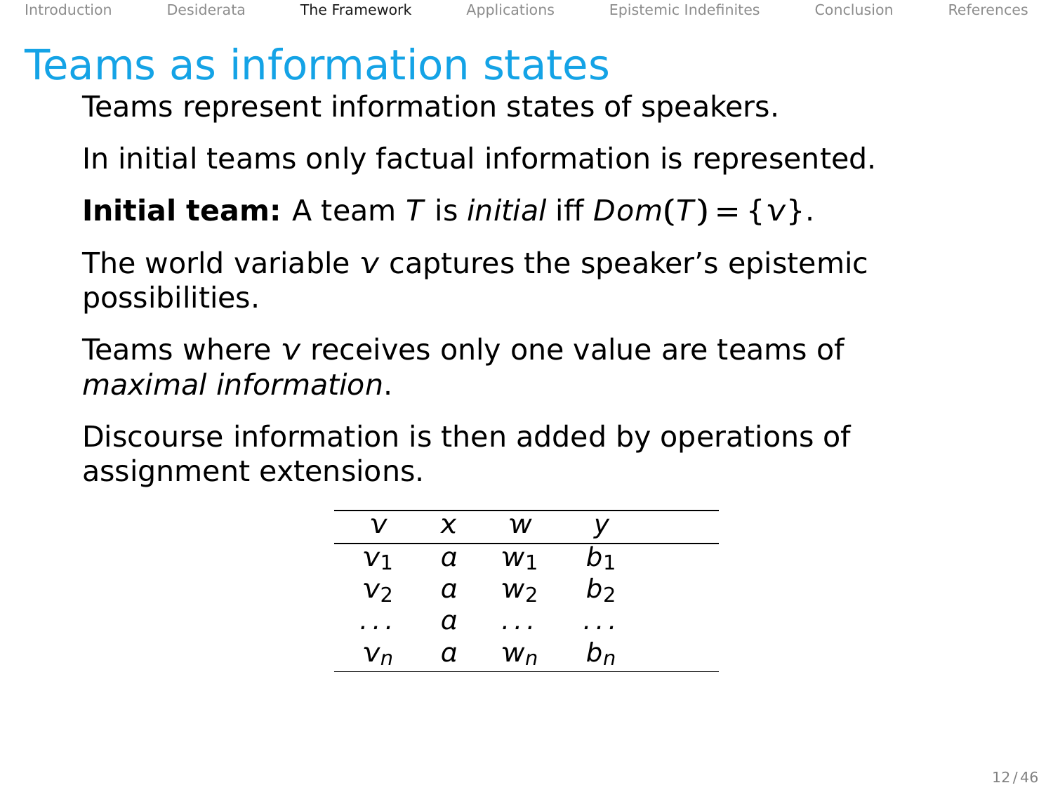# Teams as information states

Teams represent information states of speakers.

In initial teams only factual information is represented.

**Initial team:** A team $T$ is *initial* iff $Dom(T) = \{v\}$.

The world variable $v$ captures the speaker's epistemic possibilities.

Teams where $v$ receives only one value are teams of *maximal information*.

Discourse information is then added by operations of assignment extensions.

| $v$ | $x$ | $w$ | $y$ |
|---|---|---|---|
| $v_1$ | $a$ | $w_1$ | $b_1$ |
| $v_2$ | $a$ | $w_2$ | $b_2$ |
| $\ldots$ | $a$ | $\ldots$ | $\ldots$ |
| $v_n$ | $a$ | $w_n$ | $b_n$ |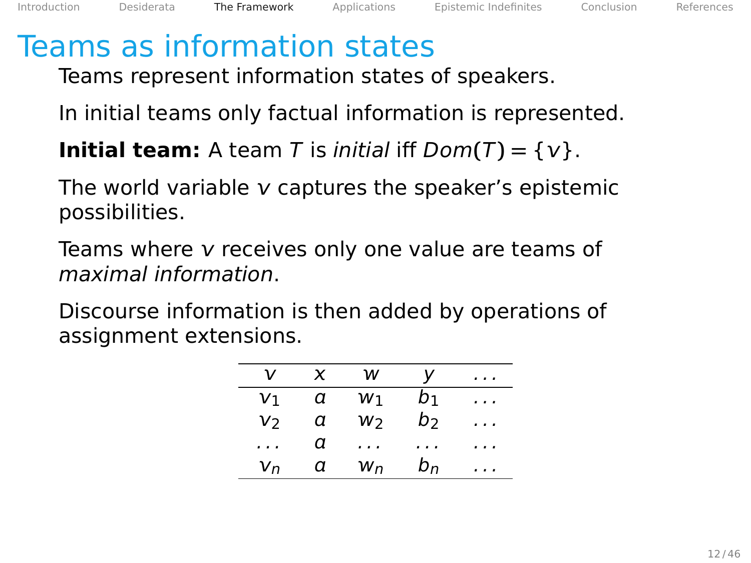# Teams as information states

Teams represent information states of speakers.

In initial teams only factual information is represented.

**Initial team:** A team $T$ is *initial* iff $Dom(T) = \{v\}$.

The world variable $v$ captures the speaker's epistemic possibilities.

Teams where $v$ receives only one value are teams of *maximal information*.

Discourse information is then added by operations of assignment extensions.

| $v$ | $x$ | $w$ | $y$ | ... |
|---|---|---|---|---|
| $v_1$ | $a$ | $w_1$ | $b_1$ | ... |
| $v_2$ | $a$ | $w_2$ | $b_2$ | ... |
| ... | $a$ | ... | ... | ... |
| $v_n$ | $a$ | $w_n$ | $b_n$ | ... |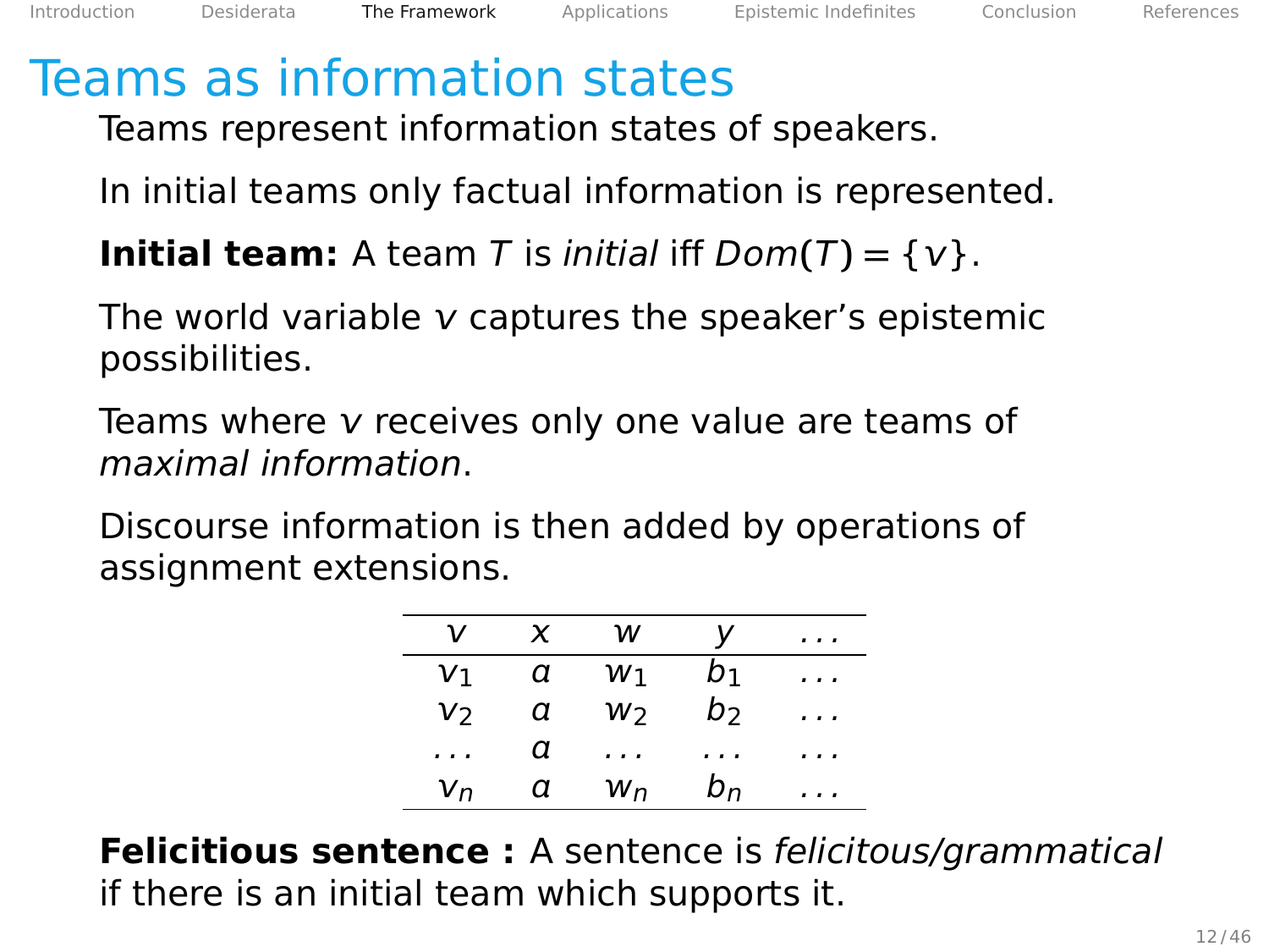# Teams as information states

Teams represent information states of speakers.

In initial teams only factual information is represented.

**Initial team:** A team $T$ is *initial* iff $Dom(T) = \{v\}$.

The world variable $v$ captures the speaker's epistemic possibilities.

Teams where $v$ receives only one value are teams of *maximal information*.

Discourse information is then added by operations of assignment extensions.

| $v$ | $x$ | $w$ | $y$ | $\ldots$ |
|---|---|---|---|---|
| $v_1$ | $a$ | $w_1$ | $b_1$ | $\ldots$ |
| $v_2$ | $a$ | $w_2$ | $b_2$ | $\ldots$ |
| $\ldots$ | $a$ | $\ldots$ | $\ldots$ | $\ldots$ |
| $v_n$ | $a$ | $w_n$ | $b_n$ | $\ldots$ |

**Felicitious sentence :** A sentence is *felicitous/grammatical* if there is an initial team which supports it.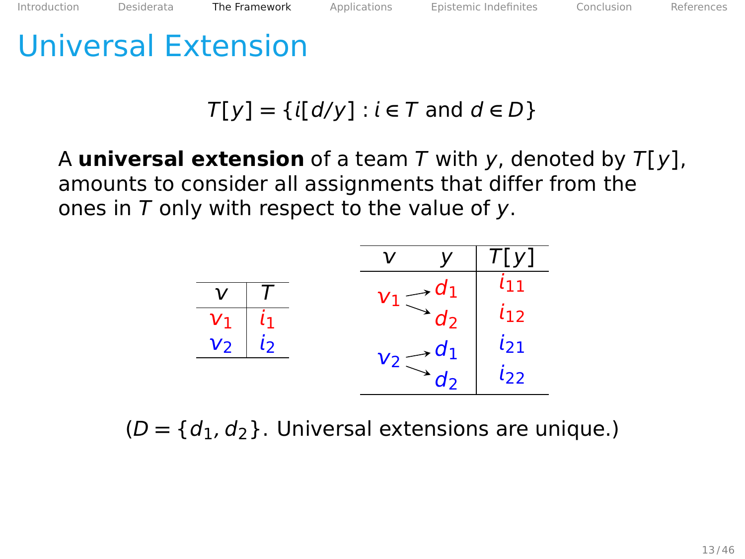# Universal Extension

$$T[y] = \{i[d/y] : i \in T \text{ and } d \in D\}$$

A **universal extension** of a team $T$ with $y$, denoted by $T[y]$, amounts to consider all assignments that differ from the ones in $T$ only with respect to the value of $y$.

| $v$ | $T$ |
|---|---|
| $v_1$ | $i_1$ |
| $v_2$ | $i_2$ |

| $v$ | $y$ | $T[y]$ |
|---|---|---|
| $v_1$ | $d_1$ | $i_{11}$ |
| | $d_2$ | $i_{12}$ |
| $v_2$ | $d_1$ | $i_{21}$ |
| | $d_2$ | $i_{22}$ |

($D = \{d_1, d_2\}$. Universal extensions are unique.)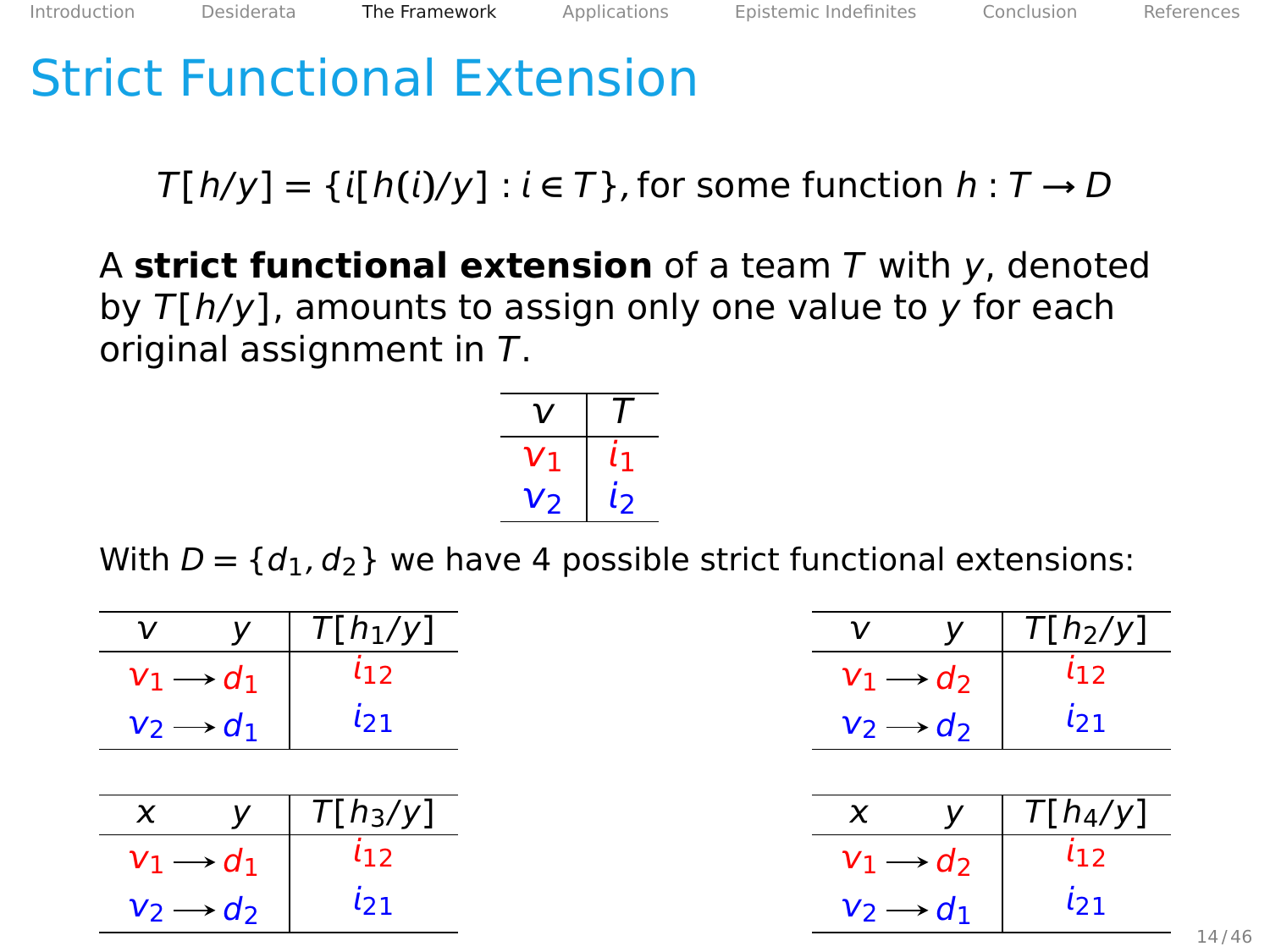# Strict Functional Extension

$$T[h/y] = \{i[h(i)/y] : i \in T\}, \text{for some function } h : T \to D$$

A **strict functional extension** of a team $T$ with $y$, denoted by $T[h/y]$, amounts to assign only one value to $y$ for each original assignment in $T$.

| $v$ | $T$ |
|---|---|
| $v_1$ | $i_1$ |
| $v_2$ | $i_2$ |

With $D = \{d_1, d_2\}$ we have 4 possible strict functional extensions:

| $v$ | $y$ | $T[h_1/y]$ |
|---|---|---|
| $v_1$ | $\longrightarrow d_1$ | $i_{12}$ |
| $v_2$ | $\longrightarrow d_1$ | $i_{21}$ |

| $v$ | $y$ | $T[h_2/y]$ |
|---|---|---|
| $v_1$ | $\longrightarrow d_2$ | $i_{12}$ |
| $v_2$ | $\longrightarrow d_2$ | $i_{21}$ |

| $x$ | $y$ | $T[h_3/y]$ |
|---|---|---|
| $v_1$ | $\longrightarrow d_1$ | $i_{12}$ |
| $v_2$ | $\longrightarrow d_2$ | $i_{21}$ |

| $x$ | $y$ | $T[h_4/y]$ |
|---|---|---|
| $v_1$ | $\longrightarrow d_2$ | $i_{12}$ |
| $v_2$ | $\longrightarrow d_1$ | $i_{21}$ |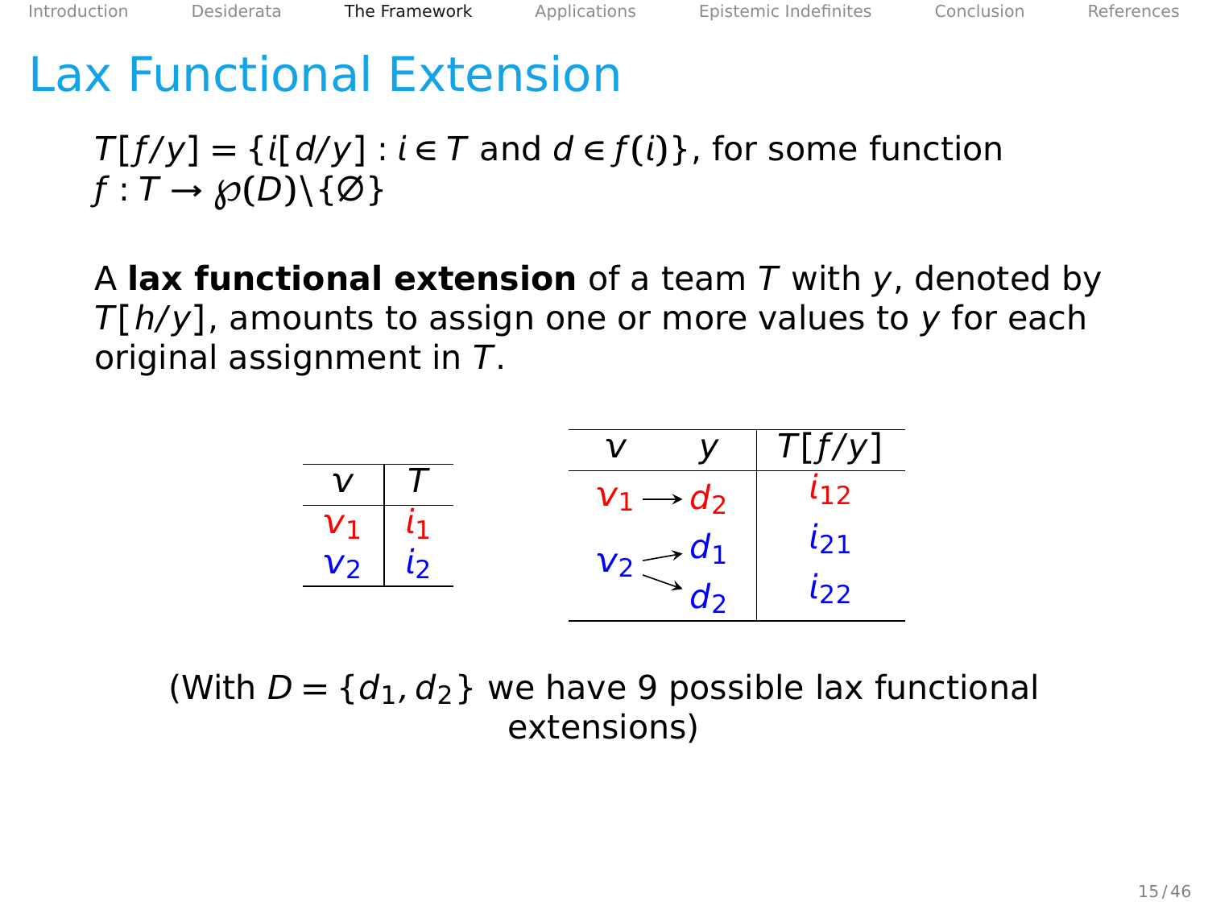# Lax Functional Extension

$T[f/y] = \{i[d/y] : i \in T \text{ and } d \in f(i)\}$, for some function $f : T \to \wp(D) \backslash \{\varnothing\}$

A **lax functional extension** of a team $T$ with $y$, denoted by $T[h/y]$, amounts to assign one or more values to $y$ for each original assignment in $T$.

| $v$ | $T$ |
|---|---|
| $v_1$ | $i_1$ |
| $v_2$ | $i_2$ |

| $v$ | $y$ | $T[f/y]$ |
|---|---|---|
| $v_1 \to$ | $d_2$ | $i_{12}$ |
| $v_2 \to$ | $d_1$ | $i_{21}$ |
| $v_2 \to$ | $d_2$ | $i_{22}$ |

(With $D = \{d_1, d_2\}$ we have 9 possible lax functional extensions)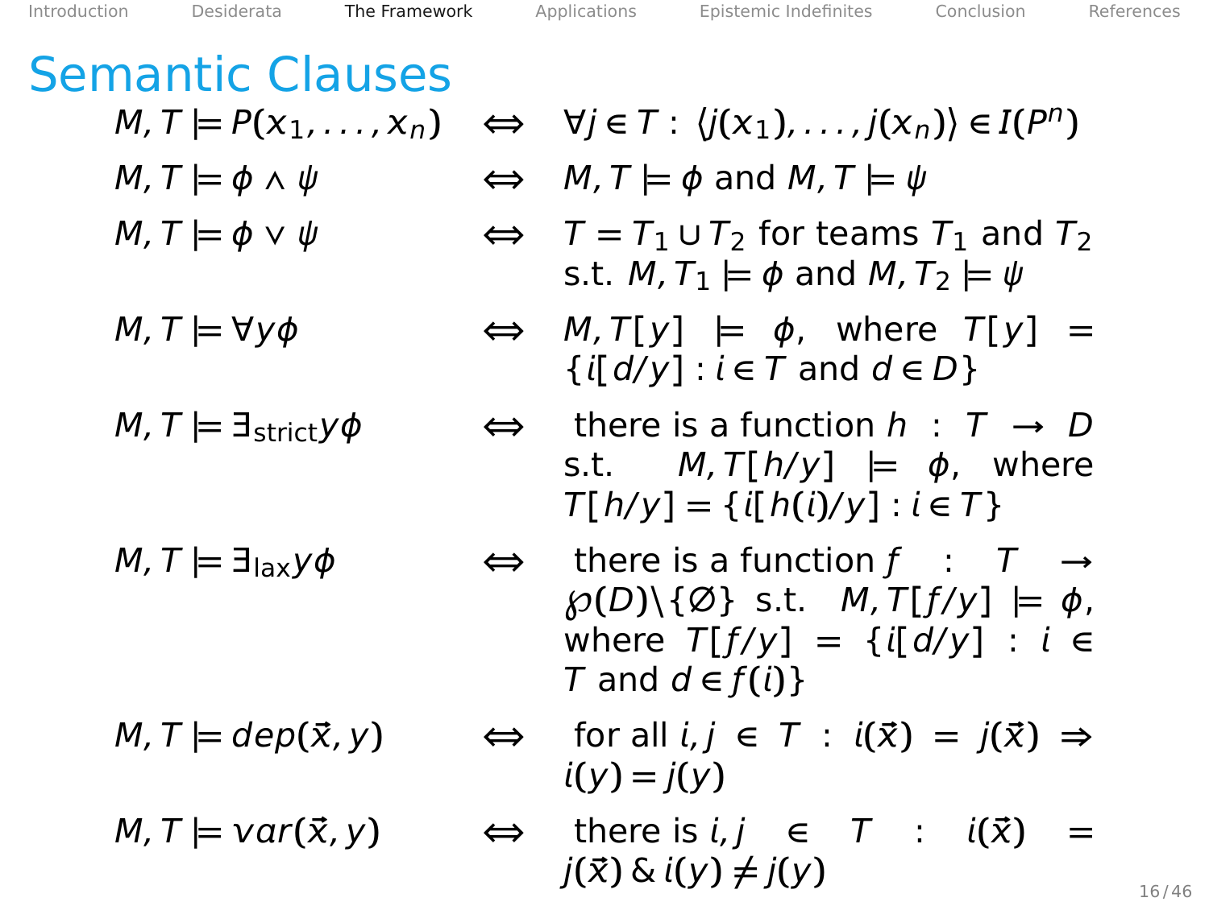# Semantic Clauses

$M, T \models P(x_1, \ldots, x_n) \iff \forall j \in T: \langle j(x_1), \ldots, j(x_n)\rangle \in I(P^n)$

$M, T \models \phi \wedge \psi \iff M, T \models \phi$ and $M, T \models \psi$

$M, T \models \phi \vee \psi \iff T = T_1 \cup T_2$ for teams $T_1$ and $T_2$ s.t. $M, T_1 \models \phi$ and $M, T_2 \models \psi$

$M, T \models \forall y \phi \iff M, T[y] \models \phi$, where $T[y] = \{i[d/y] : i \in T \text{ and } d \in D\}$

$M, T \models \exists_{\text{strict}} y \phi \iff$ there is a function $h : T \to D$ s.t. $M, T[h/y] \models \phi$, where $T[h/y] = \{i[h(i)/y] : i \in T\}$

$M, T \models \exists_{\text{lax}} y \phi \iff$ there is a function $f : T \to \wp(D) \setminus \{\emptyset\}$ s.t. $M, T[f/y] \models \phi$, where $T[f/y] = \{i[d/y] : i \in T \text{ and } d \in f(i)\}$

$M, T \models dep(\vec{x}, y) \iff$ for all $i, j \in T : i(\vec{x}) = j(\vec{x}) \Rightarrow i(y) = j(y)$

$M, T \models var(\vec{x}, y) \iff$ there is $i, j \in T : i(\vec{x}) = j(\vec{x})$ & $i(y) \neq j(y)$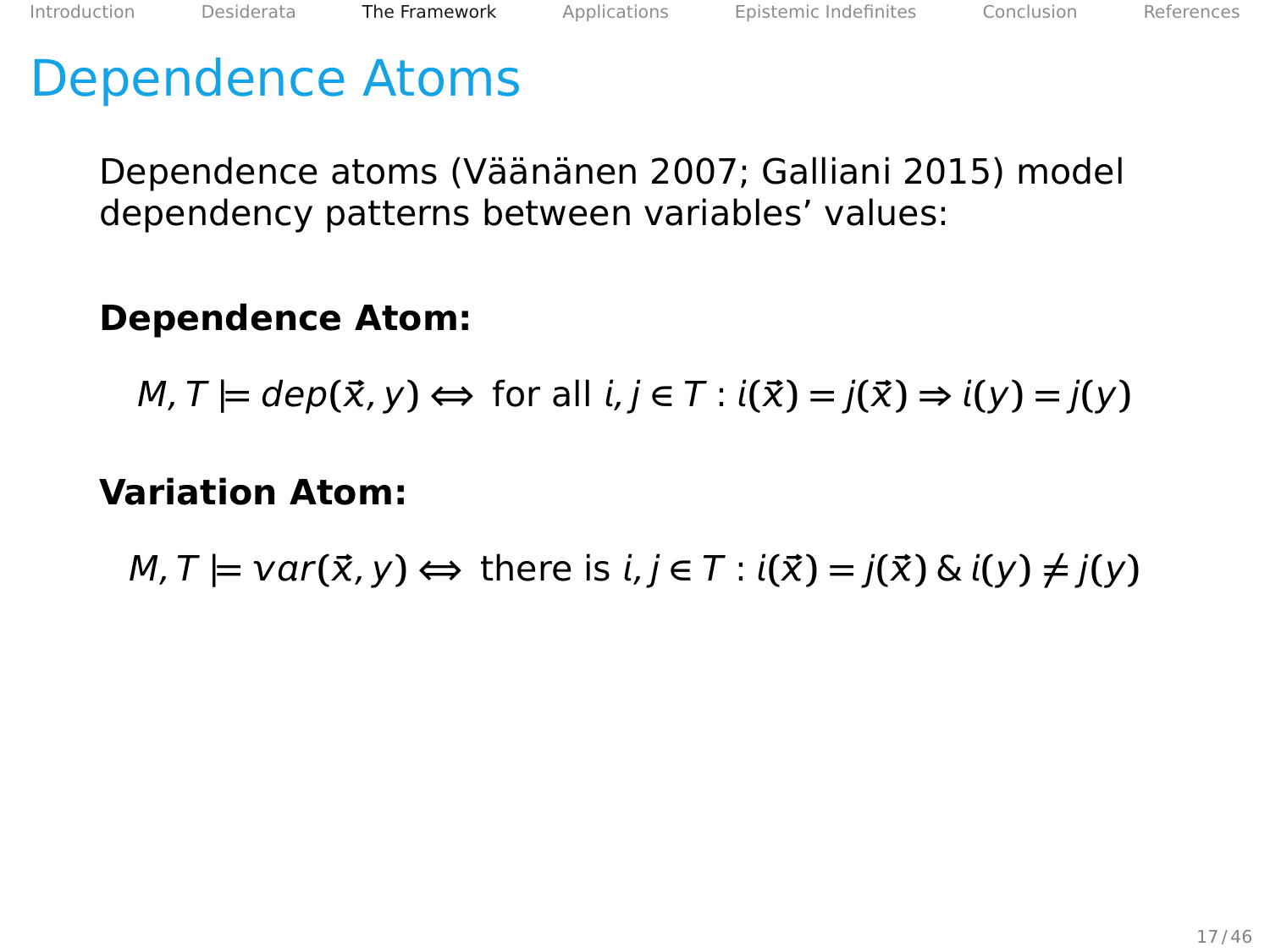# Dependence Atoms

Dependence atoms (Väänänen 2007; Galliani 2015) model dependency patterns between variables' values:

**Dependence Atom:**

$$M, T \models dep(\vec{x}, y) \Leftrightarrow \text{ for all } i, j \in T : i(\vec{x}) = j(\vec{x}) \Rightarrow i(y) = j(y)$$

**Variation Atom:**

$$M, T \models var(\vec{x}, y) \Leftrightarrow \text{ there is } i, j \in T : i(\vec{x}) = j(\vec{x}) \,\&\, i(y) \neq j(y)$$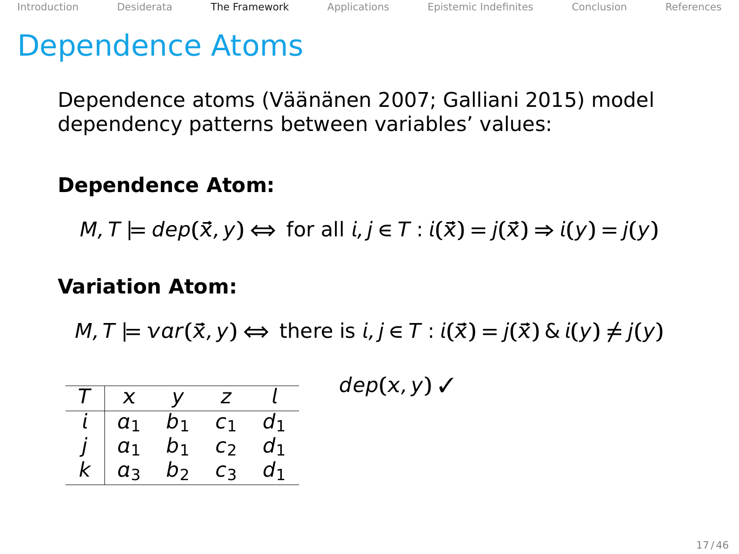# Dependence Atoms

Dependence atoms (Väänänen 2007; Galliani 2015) model dependency patterns between variables' values:

**Dependence Atom:**

$$M, T \models dep(\vec{x}, y) \Leftrightarrow \text{ for all } i, j \in T : i(\vec{x}) = j(\vec{x}) \Rightarrow i(y) = j(y)$$

**Variation Atom:**

$$M, T \models var(\vec{x}, y) \Leftrightarrow \text{ there is } i, j \in T : i(\vec{x}) = j(\vec{x}) \;\&\; i(y) \neq j(y)$$

| $T$ | $x$ | $y$ | $z$ | $l$ |
|---|---|---|---|---|
| $i$ | $a_1$ | $b_1$ | $c_1$ | $d_1$ |
| $j$ | $a_1$ | $b_1$ | $c_2$ | $d_1$ |
| $k$ | $a_3$ | $b_2$ | $c_3$ | $d_1$ |

$dep(x, y)$ ✓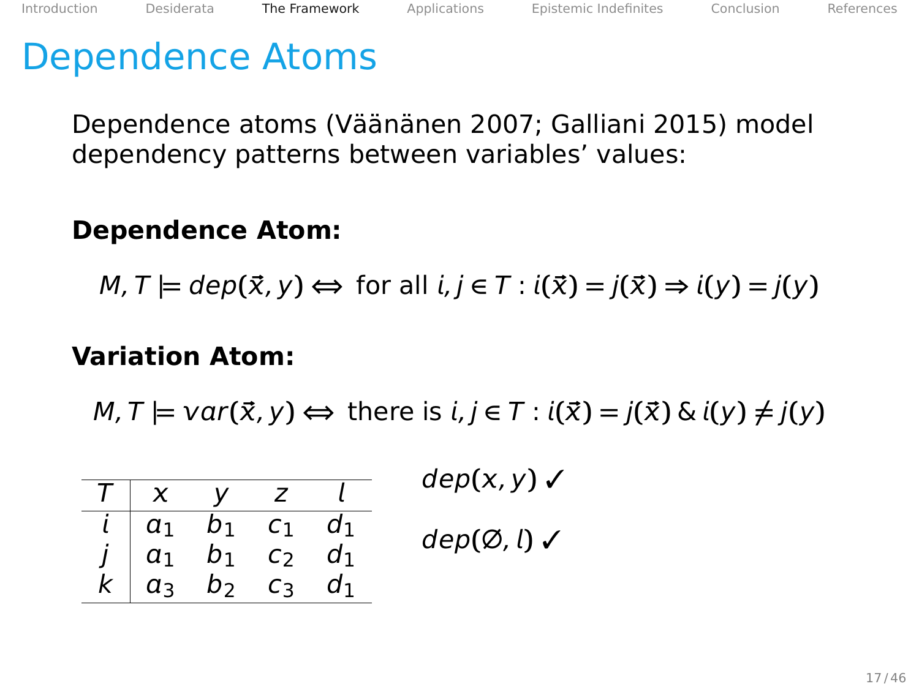# Dependence Atoms

Dependence atoms (Väänänen 2007; Galliani 2015) model dependency patterns between variables' values:

**Dependence Atom:**

$$M, T \models dep(\vec{x}, y) \Leftrightarrow \text{ for all } i, j \in T : i(\vec{x}) = j(\vec{x}) \Rightarrow i(y) = j(y)$$

**Variation Atom:**

$$M, T \models var(\vec{x}, y) \Leftrightarrow \text{ there is } i, j \in T : i(\vec{x}) = j(\vec{x}) \;\&\; i(y) \neq j(y)$$

| $T$ | $x$ | $y$ | $z$ | $l$ |
|---|---|---|---|---|
| $i$ | $a_1$ | $b_1$ | $c_1$ | $d_1$ |
| $j$ | $a_1$ | $b_1$ | $c_2$ | $d_1$ |
| $k$ | $a_3$ | $b_2$ | $c_3$ | $d_1$ |

$dep(x, y)$ ✓

$dep(\varnothing, l)$ ✓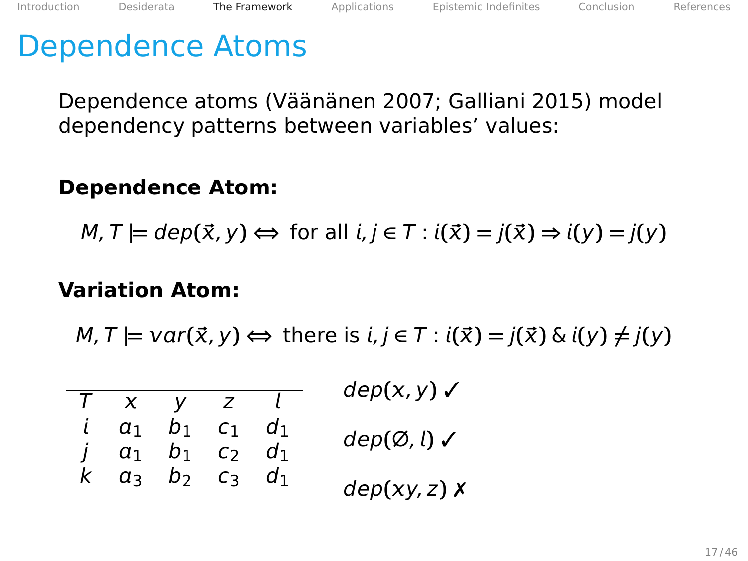# Dependence Atoms

Dependence atoms (Väänänen 2007; Galliani 2015) model dependency patterns between variables' values:

**Dependence Atom:**

$$M, T \models dep(\vec{x}, y) \Leftrightarrow \text{ for all } i, j \in T : i(\vec{x}) = j(\vec{x}) \Rightarrow i(y) = j(y)$$

**Variation Atom:**

$$M, T \models var(\vec{x}, y) \Leftrightarrow \text{ there is } i, j \in T : i(\vec{x}) = j(\vec{x}) \;\&\; i(y) \neq j(y)$$

| $T$ | $x$ | $y$ | $z$ | $l$ |
|---|---|---|---|---|
| $i$ | $a_1$ | $b_1$ | $c_1$ | $d_1$ |
| $j$ | $a_1$ | $b_1$ | $c_2$ | $d_1$ |
| $k$ | $a_3$ | $b_2$ | $c_3$ | $d_1$ |

$dep(x, y)$ ✓

$dep(\varnothing, l)$ ✓

$dep(xy, z)$ ✗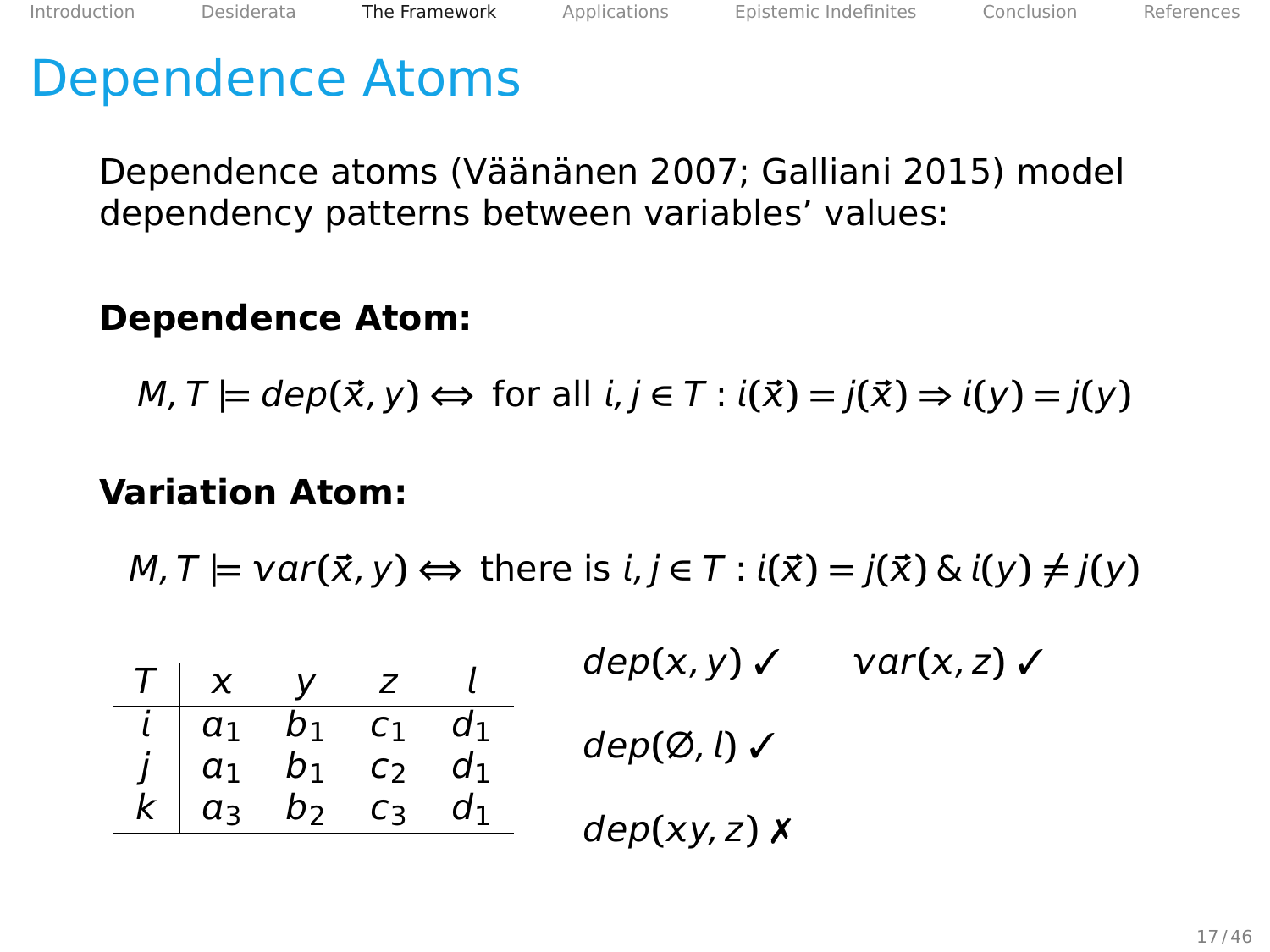# Dependence Atoms

Dependence atoms (Väänänen 2007; Galliani 2015) model dependency patterns between variables' values:

**Dependence Atom:**

$$M, T \models dep(\vec{x}, y) \Leftrightarrow \text{ for all } i, j \in T : i(\vec{x}) = j(\vec{x}) \Rightarrow i(y) = j(y)$$

**Variation Atom:**

$$M, T \models var(\vec{x}, y) \Leftrightarrow \text{ there is } i, j \in T : i(\vec{x}) = j(\vec{x}) \;\&\; i(y) \neq j(y)$$

| $T$ | $x$ | $y$ | $z$ | $l$ |
|---|---|---|---|---|
| $i$ | $a_1$ | $b_1$ | $c_1$ | $d_1$ |
| $j$ | $a_1$ | $b_1$ | $c_2$ | $d_1$ |
| $k$ | $a_3$ | $b_2$ | $c_3$ | $d_1$ |

$dep(x, y)$ ✓ $var(x, z)$ ✓

$dep(\varnothing, l)$ ✓

$dep(xy, z)$ ✗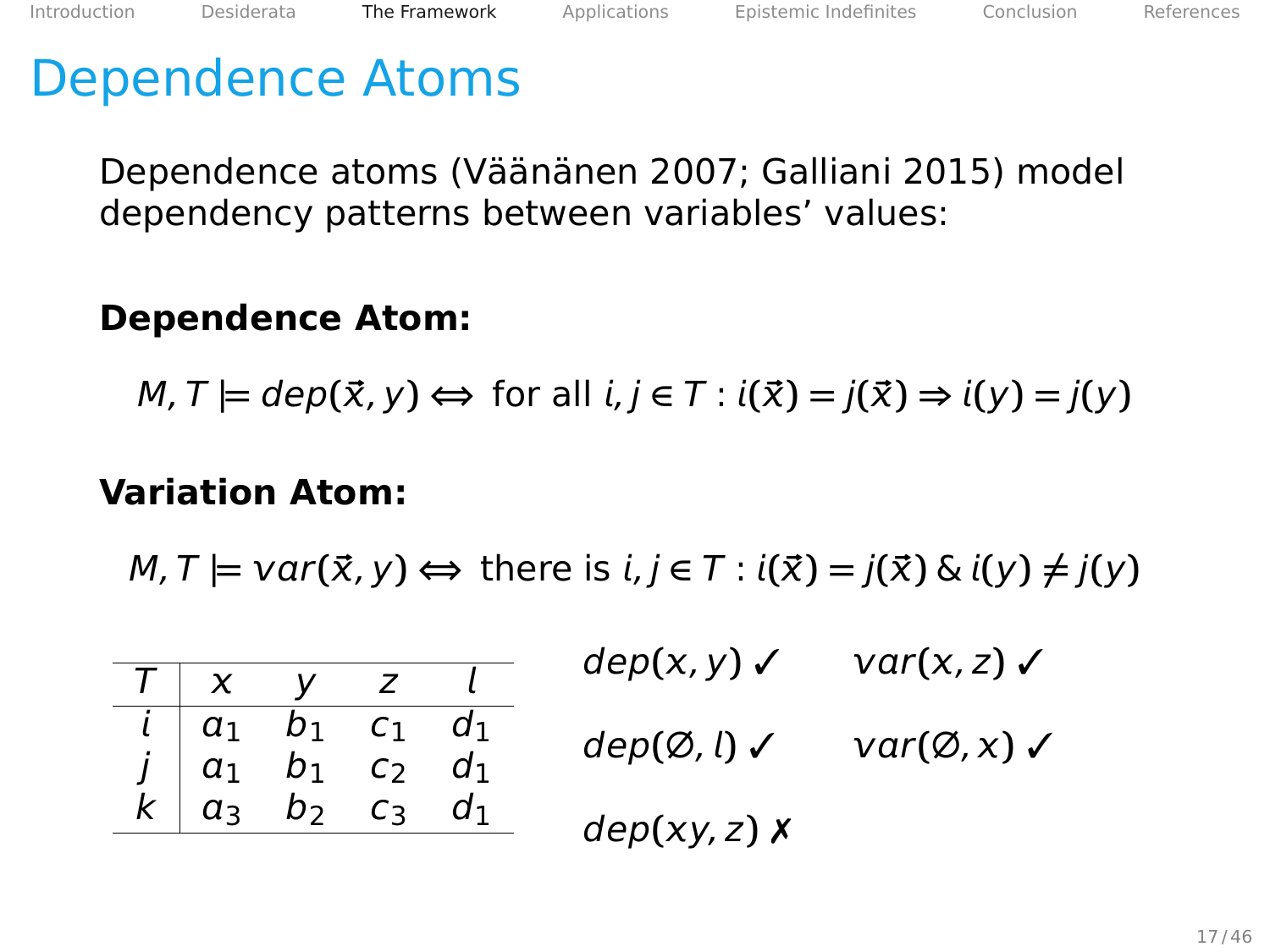# Dependence Atoms

Dependence atoms (Väänänen 2007; Galliani 2015) model dependency patterns between variables' values:

**Dependence Atom:**

$$M, T \models dep(\vec{x}, y) \Leftrightarrow \text{ for all } i, j \in T : i(\vec{x}) = j(\vec{x}) \Rightarrow i(y) = j(y)$$

**Variation Atom:**

$$M, T \models var(\vec{x}, y) \Leftrightarrow \text{ there is } i, j \in T : i(\vec{x}) = j(\vec{x}) \;\&\; i(y) \neq j(y)$$

| $T$ | $x$ | $y$ | $z$ | $l$ |
|---|---|---|---|---|
| $i$ | $a_1$ | $b_1$ | $c_1$ | $d_1$ |
| $j$ | $a_1$ | $b_1$ | $c_2$ | $d_1$ |
| $k$ | $a_3$ | $b_2$ | $c_3$ | $d_1$ |

$dep(x, y)$ ✓ $\quad var(x, z)$ ✓

$dep(\varnothing, l)$ ✓ $\quad var(\varnothing, x)$ ✓

$dep(xy, z)$ ✗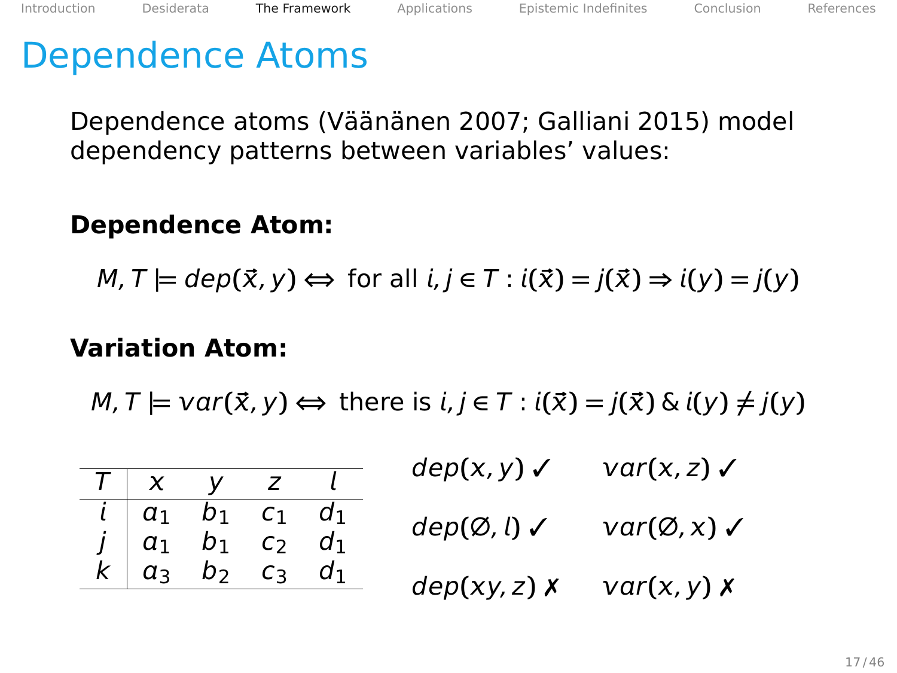# Dependence Atoms

Dependence atoms (Väänänen 2007; Galliani 2015) model dependency patterns between variables' values:

**Dependence Atom:**

$$M, T \models dep(\vec{x}, y) \Leftrightarrow \text{ for all } i, j \in T : i(\vec{x}) = j(\vec{x}) \Rightarrow i(y) = j(y)$$

**Variation Atom:**

$$M, T \models var(\vec{x}, y) \Leftrightarrow \text{ there is } i, j \in T : i(\vec{x}) = j(\vec{x}) \;\&\; i(y) \neq j(y)$$

| $T$ | $x$ | $y$ | $z$ | $l$ |
|---|---|---|---|---|
| $i$ | $a_1$ | $b_1$ | $c_1$ | $d_1$ |
| $j$ | $a_1$ | $b_1$ | $c_2$ | $d_1$ |
| $k$ | $a_3$ | $b_2$ | $c_3$ | $d_1$ |

$dep(x, y)$ ✓ $var(x, z)$ ✓

$dep(\varnothing, l)$ ✓ $var(\varnothing, x)$ ✓

$dep(xy, z)$ ✗ $var(x, y)$ ✗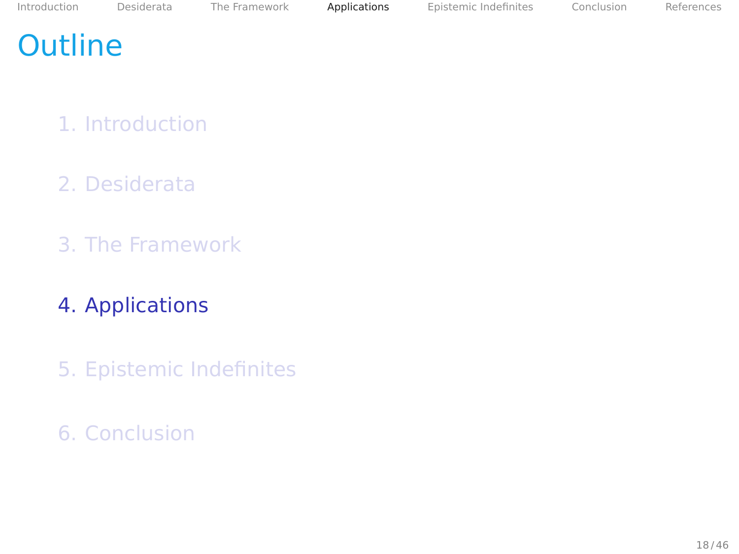# Outline

1. Introduction
2. Desiderata
3. The Framework
4. Applications
5. Epistemic Indefinites
6. Conclusion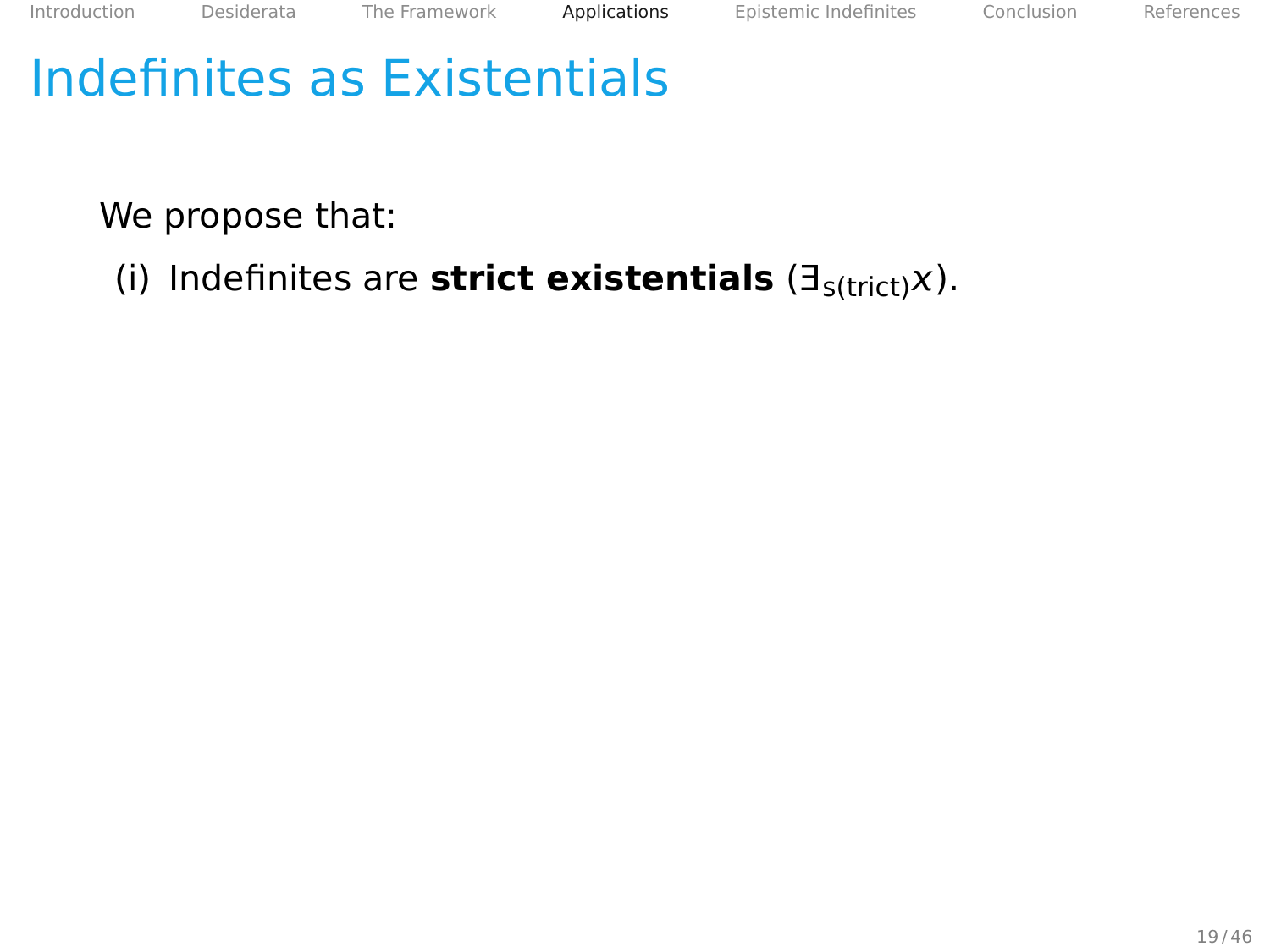# Indefinites as Existentials

We propose that:

(i) Indefinites are **strict existentials** ($\exists_{\mathsf{s(trict)}}x$).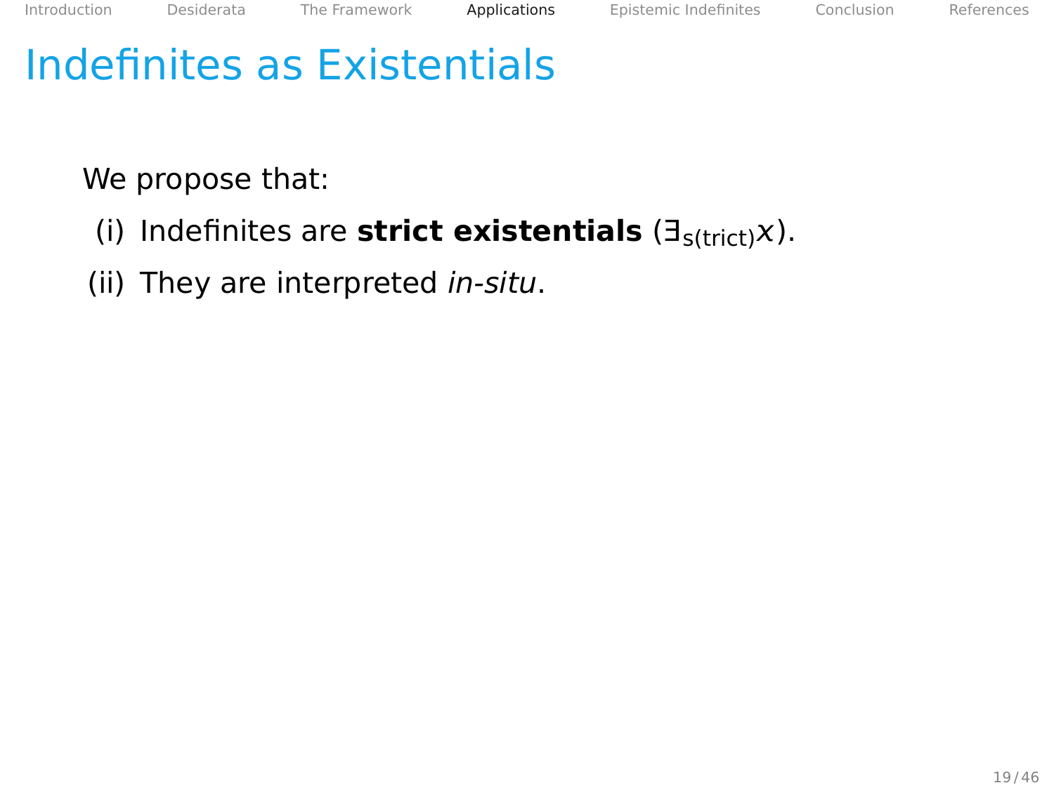# Indefinites as Existentials

We propose that:

(i) Indefinites are **strict existentials** ($\exists_{s(trict)}x$).

(ii) They are interpreted *in-situ*.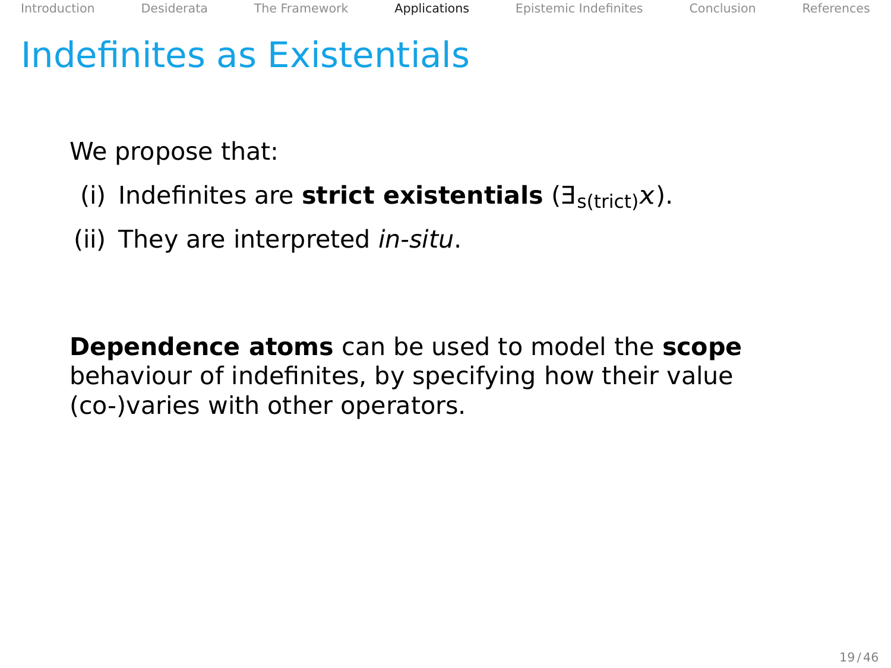# Indefinites as Existentials

We propose that:

(i) Indefinites are **strict existentials** ($\exists_{s(trict)}x$).

(ii) They are interpreted *in-situ*.

**Dependence atoms** can be used to model the **scope** behaviour of indefinites, by specifying how their value (co-)varies with other operators.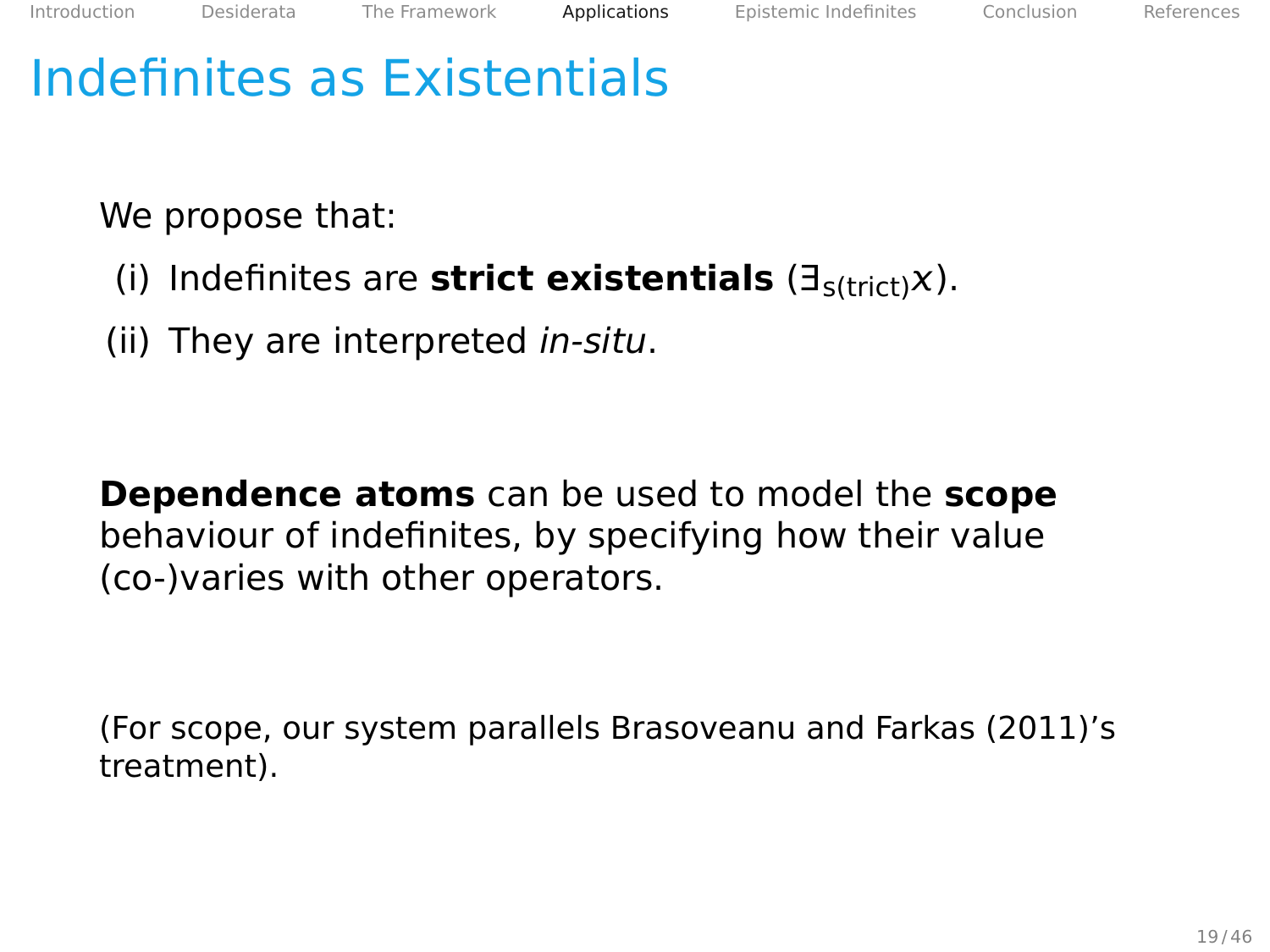# Indefinites as Existentials

We propose that:

(i) Indefinites are **strict existentials** ($\exists_{\text{s(trict)}} x$).

(ii) They are interpreted *in-situ*.

**Dependence atoms** can be used to model the **scope** behaviour of indefinites, by specifying how their value (co-)varies with other operators.

(For scope, our system parallels Brasoveanu and Farkas (2011)'s treatment).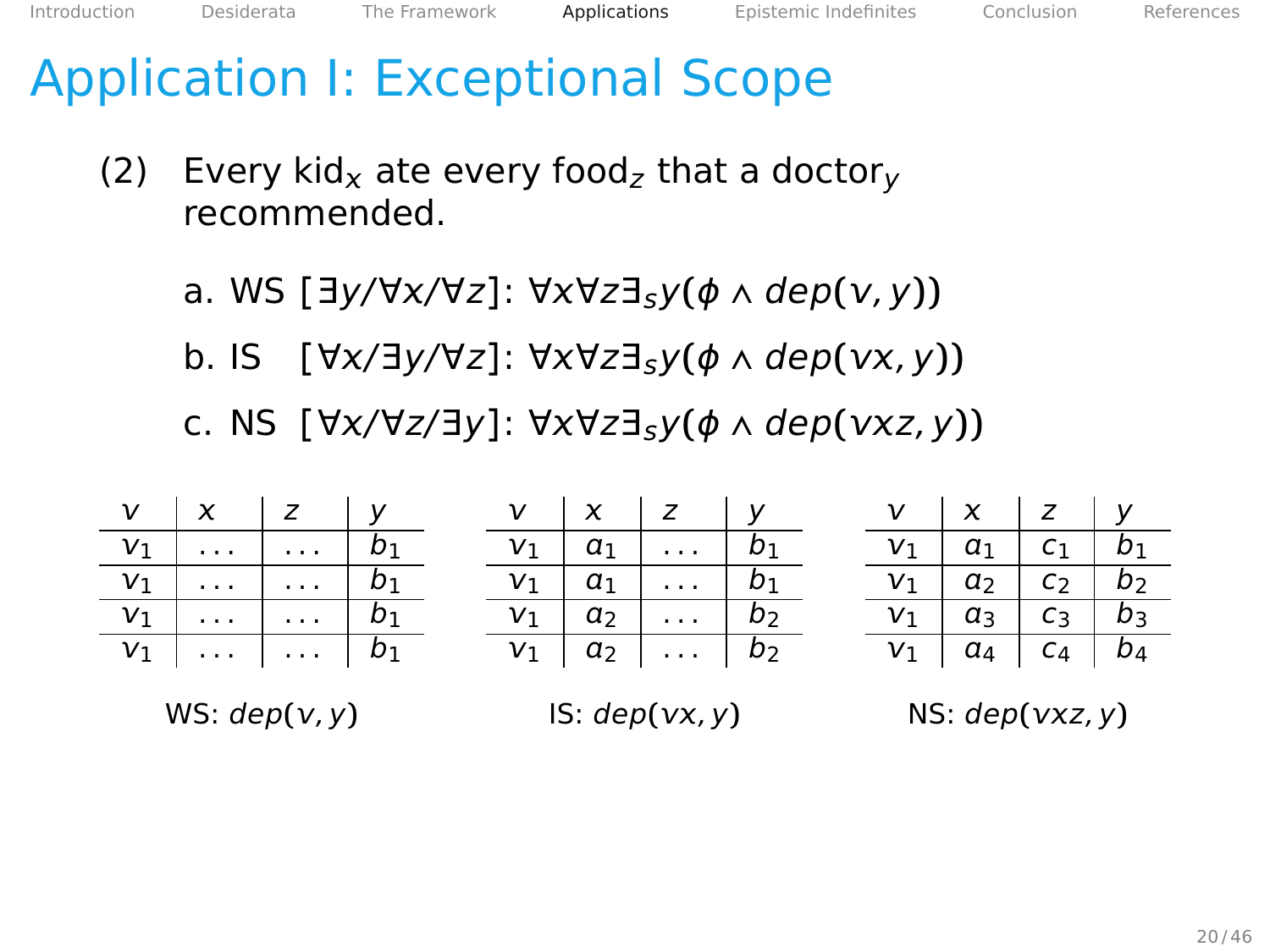# Application I: Exceptional Scope

(2) Every kid$_x$ ate every food$_z$ that a doctor$_y$ recommended.

a. WS [$\exists y/\forall x/\forall z$]: $\forall x \forall z \exists_s y(\phi \wedge dep(v, y))$

b. IS [$\forall x/\exists y/\forall z$]: $\forall x \forall z \exists_s y(\phi \wedge dep(vx, y))$

c. NS [$\forall x/\forall z/\exists y$]: $\forall x \forall z \exists_s y(\phi \wedge dep(vxz, y))$

| $v$ | $x$ | $z$ | $y$ |
|---|---|---|---|
| $v_1$ | ... | ... | $b_1$ |
| $v_1$ | ... | ... | $b_1$ |
| $v_1$ | ... | ... | $b_1$ |
| $v_1$ | ... | ... | $b_1$ |

WS: $dep(v, y)$

| $v$ | $x$ | $z$ | $y$ |
|---|---|---|---|
| $v_1$ | $a_1$ | ... | $b_1$ |
| $v_1$ | $a_1$ | ... | $b_1$ |
| $v_1$ | $a_2$ | ... | $b_2$ |
| $v_1$ | $a_2$ | ... | $b_2$ |

IS: $dep(vx, y)$

| $v$ | $x$ | $z$ | $y$ |
|---|---|---|---|
| $v_1$ | $a_1$ | $c_1$ | $b_1$ |
| $v_1$ | $a_2$ | $c_2$ | $b_2$ |
| $v_1$ | $a_3$ | $c_3$ | $b_3$ |
| $v_1$ | $a_4$ | $c_4$ | $b_4$ |

NS: $dep(vxz, y)$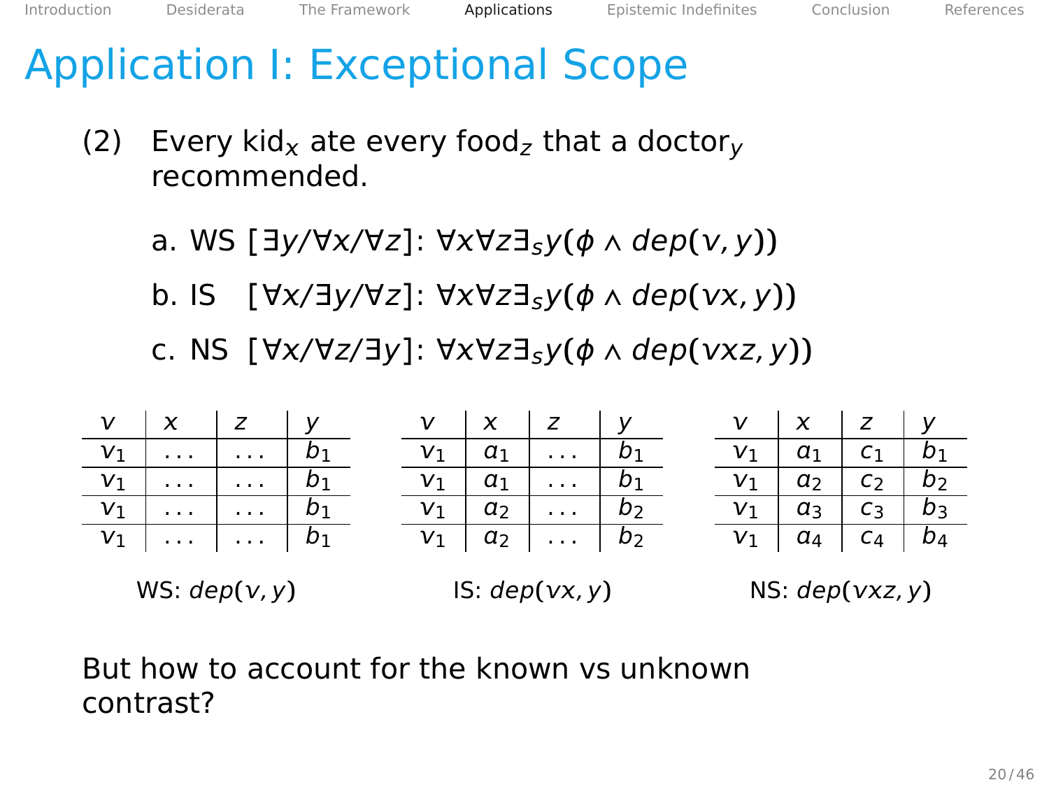# Application I: Exceptional Scope

(2) Every kid$_x$ ate every food$_z$ that a doctor$_y$ recommended.

a. WS $[\exists y/\forall x/\forall z]$: $\forall x \forall z \exists_s y(\phi \wedge dep(v, y))$

b. IS $[\forall x/\exists y/\forall z]$: $\forall x \forall z \exists_s y(\phi \wedge dep(vx, y))$

c. NS $[\forall x/\forall z/\exists y]$: $\forall x \forall z \exists_s y(\phi \wedge dep(vxz, y))$

| $v$ | $x$ | $z$ | $y$ |
|---|---|---|---|
| $v_1$ | ... | ... | $b_1$ |
| $v_1$ | ... | ... | $b_1$ |
| $v_1$ | ... | ... | $b_1$ |
| $v_1$ | ... | ... | $b_1$ |

WS: $dep(v, y)$

| $v$ | $x$ | $z$ | $y$ |
|---|---|---|---|
| $v_1$ | $a_1$ | ... | $b_1$ |
| $v_1$ | $a_1$ | ... | $b_1$ |
| $v_1$ | $a_2$ | ... | $b_2$ |
| $v_1$ | $a_2$ | ... | $b_2$ |

IS: $dep(vx, y)$

| $v$ | $x$ | $z$ | $y$ |
|---|---|---|---|
| $v_1$ | $a_1$ | $c_1$ | $b_1$ |
| $v_1$ | $a_2$ | $c_2$ | $b_2$ |
| $v_1$ | $a_3$ | $c_3$ | $b_3$ |
| $v_1$ | $a_4$ | $c_4$ | $b_4$ |

NS: $dep(vxz, y)$

But how to account for the known vs unknown contrast?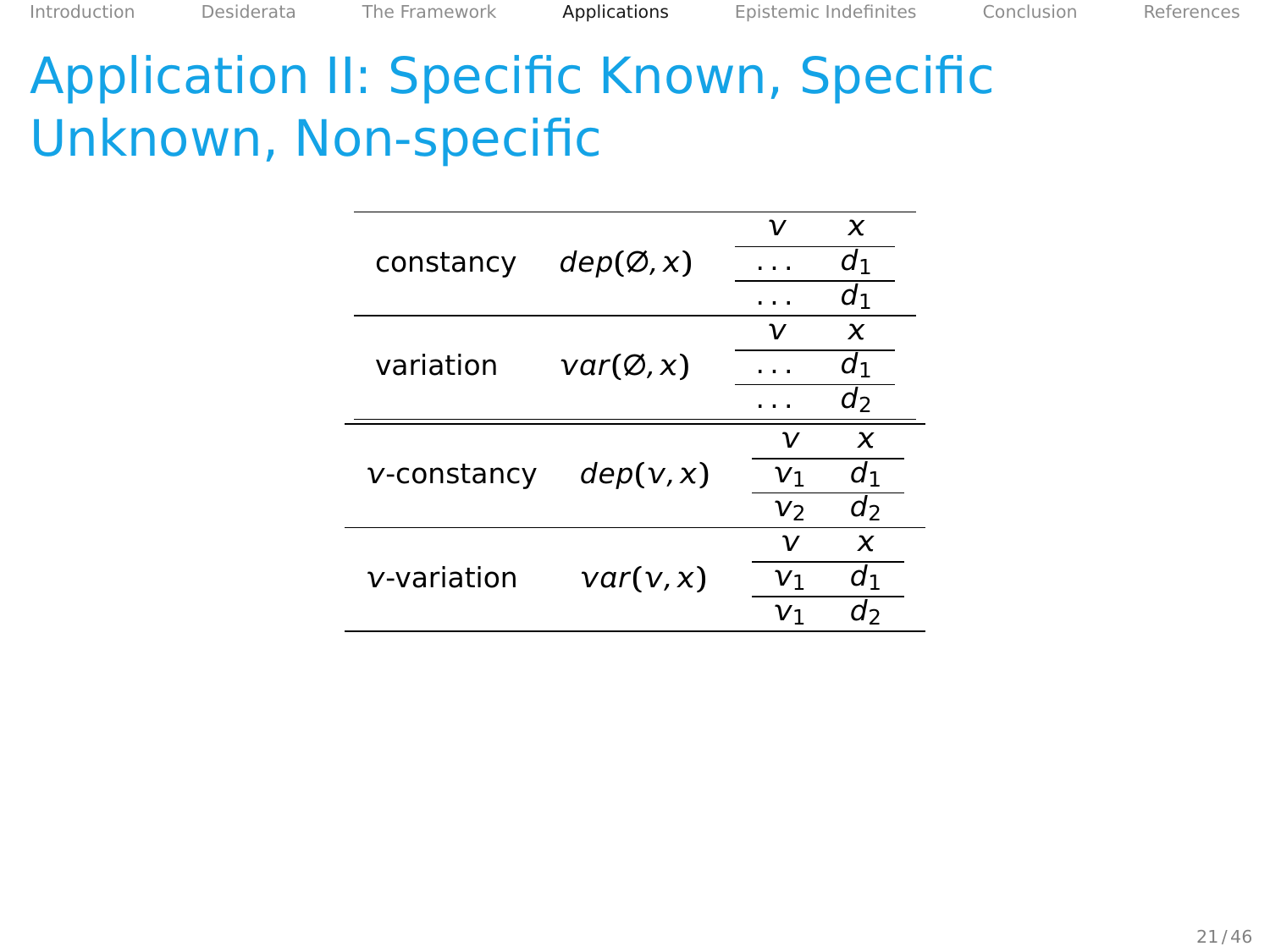# Application II: Specific Known, Specific Unknown, Non-specific

| | | $v$ | $x$ |
|---|---|---|---|
| constancy | $dep(\emptyset, x)$ | $\ldots$ | $d_1$ |
| | | $\ldots$ | $d_1$ |
| | | $v$ | $x$ |
| variation | $var(\emptyset, x)$ | $\ldots$ | $d_1$ |
| | | $\ldots$ | $d_2$ |
| | | $v$ | $x$ |
| $v$-constancy | $dep(v, x)$ | $v_1$ | $d_1$ |
| | | $v_2$ | $d_2$ |
| | | $v$ | $x$ |
| $v$-variation | $var(v, x)$ | $v_1$ | $d_1$ |
| | | $v_1$ | $d_2$ |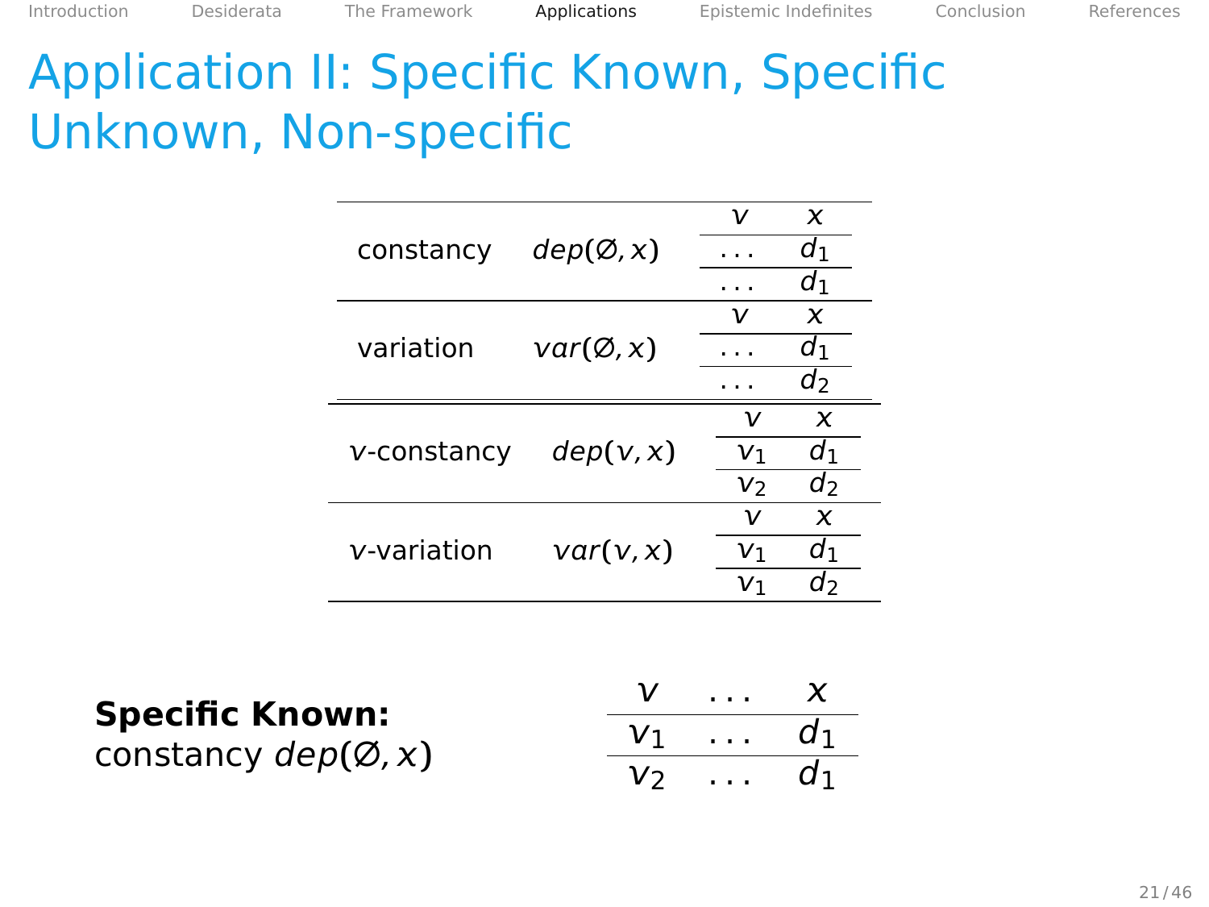# Application II: Specific Known, Specific Unknown, Non-specific

| | | | |
|---|---|---|---|
| constancy | $dep(\varnothing, x)$ | $v$ | $x$ |
| | | ... | $d_1$ |
| | | ... | $d_1$ |
| variation | $var(\varnothing, x)$ | $v$ | $x$ |
| | | ... | $d_1$ |
| | | ... | $d_2$ |
| $v$-constancy | $dep(v, x)$ | $v$ | $x$ |
| | | $v_1$ | $d_1$ |
| | | $v_2$ | $d_2$ |
| $v$-variation | $var(v, x)$ | $v$ | $x$ |
| | | $v_1$ | $d_1$ |
| | | $v_1$ | $d_2$ |

**Specific Known:**
constancy $dep(\varnothing, x)$

| $v$ | ... | $x$ |
|---|---|---|
| $v_1$ | ... | $d_1$ |
| $v_2$ | ... | $d_1$ |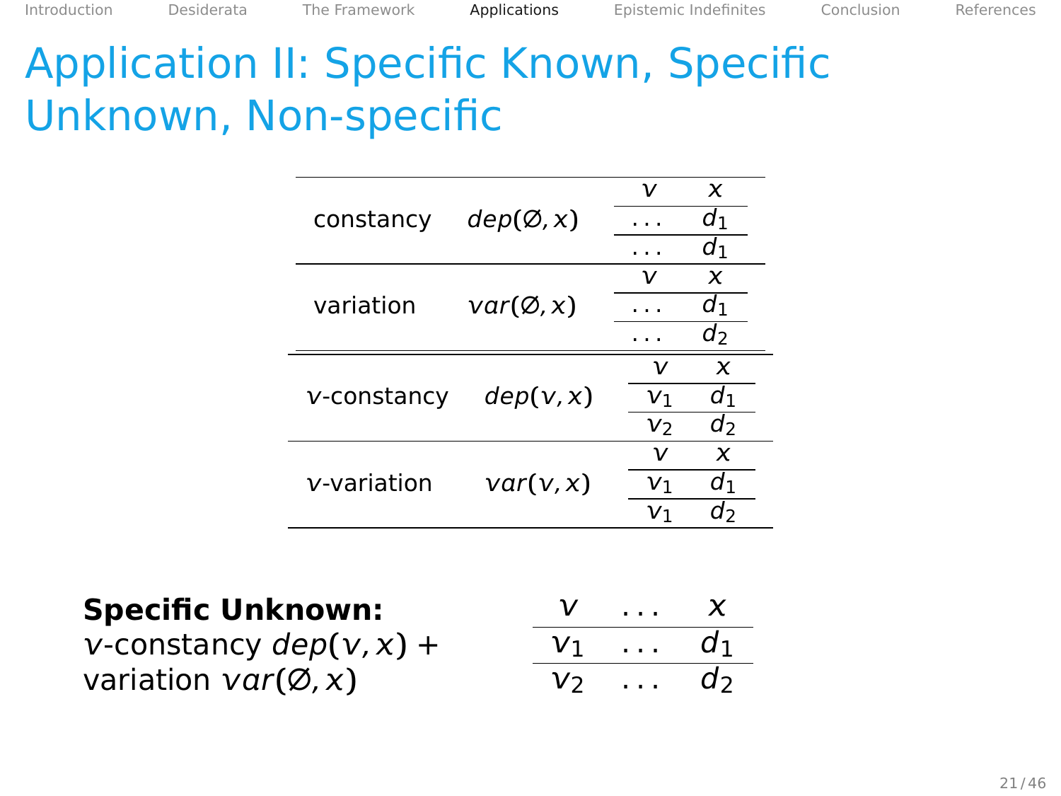# Application II: Specific Known, Specific Unknown, Non-specific

| | | | |
|---|---|---|---|
| constancy | $dep(\varnothing, x)$ | $v$ | $x$ |
| | | $\ldots$ | $d_1$ |
| | | $\ldots$ | $d_1$ |
| variation | $var(\varnothing, x)$ | $v$ | $x$ |
| | | $\ldots$ | $d_1$ |
| | | $\ldots$ | $d_2$ |
| $v$-constancy | $dep(v, x)$ | $v$ | $x$ |
| | | $v_1$ | $d_1$ |
| | | $v_2$ | $d_2$ |
| $v$-variation | $var(v, x)$ | $v$ | $x$ |
| | | $v_1$ | $d_1$ |
| | | $v_1$ | $d_2$ |

**Specific Unknown:**
$v$-constancy $dep(v, x)$ +
variation $var(\varnothing, x)$

| $v$ | $\ldots$ | $x$ |
|---|---|---|
| $v_1$ | $\ldots$ | $d_1$ |
| $v_2$ | $\ldots$ | $d_2$ |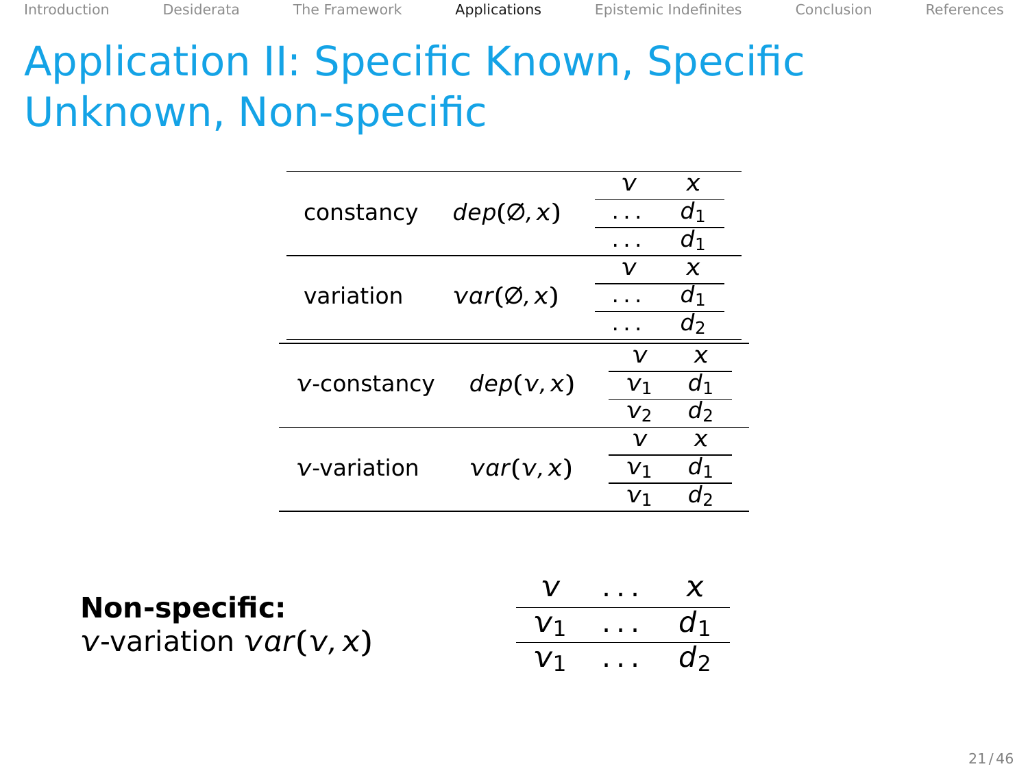# Application II: Specific Known, Specific Unknown, Non-specific

| | | | |
|---|---|---|---|
| constancy | $dep(\emptyset, x)$ | $v$ | $x$ |
| | | $\ldots$ | $d_1$ |
| | | $\ldots$ | $d_1$ |
| variation | $var(\emptyset, x)$ | $v$ | $x$ |
| | | $\ldots$ | $d_1$ |
| | | $\ldots$ | $d_2$ |
| $v$-constancy | $dep(v, x)$ | $v$ | $x$ |
| | | $v_1$ | $d_1$ |
| | | $v_2$ | $d_2$ |
| $v$-variation | $var(v, x)$ | $v$ | $x$ |
| | | $v_1$ | $d_1$ |
| | | $v_1$ | $d_2$ |

**Non-specific:**
$v$-variation $var(v, x)$

| $v$ | $\ldots$ | $x$ |
|---|---|---|
| $v_1$ | $\ldots$ | $d_1$ |
| $v_1$ | $\ldots$ | $d_2$ |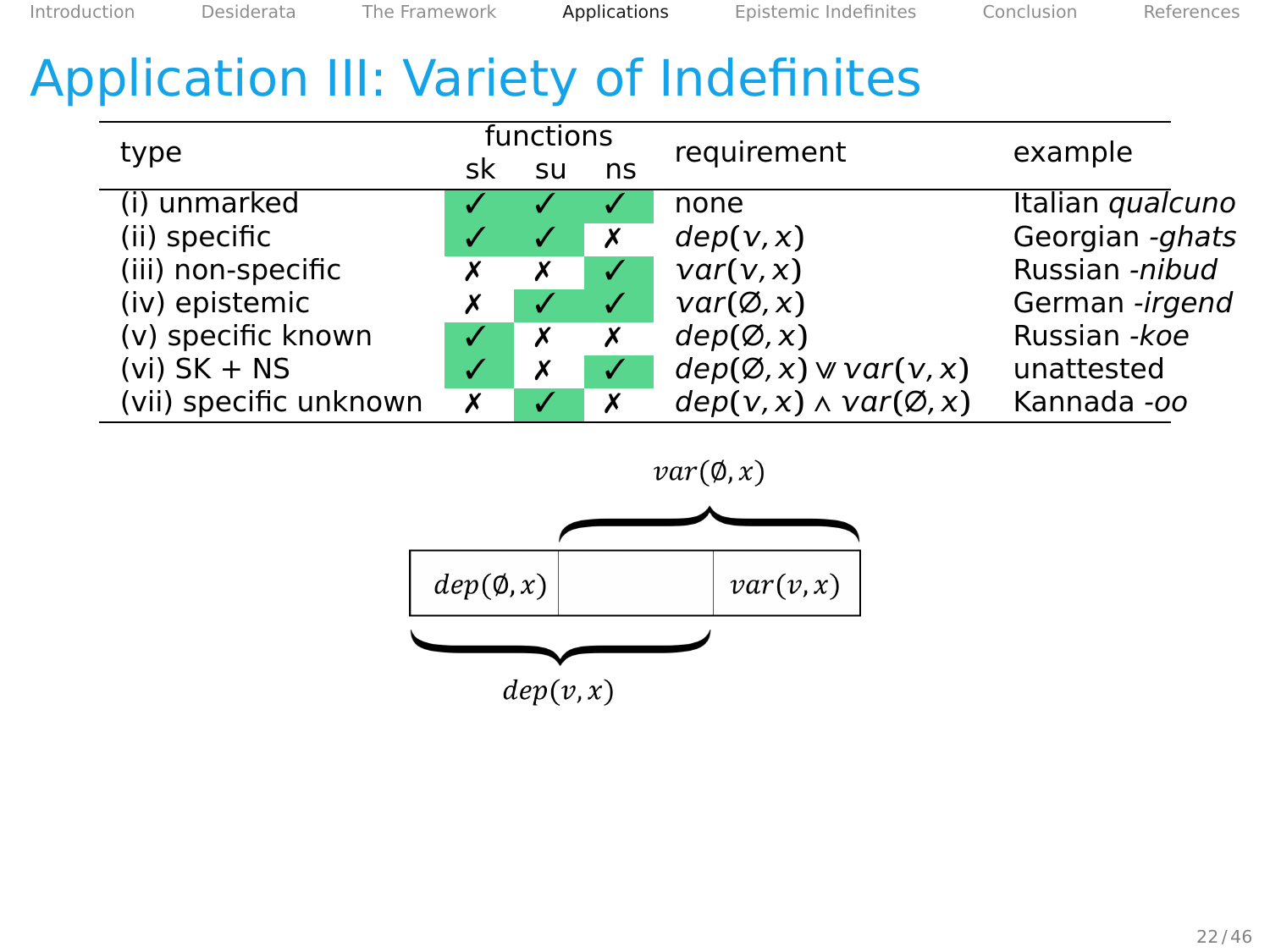# Application III: Variety of Indefinites

| type | functions | | | requirement | example |
|---|---|---|---|---|---|
| | sk | su | ns | | |
| (i) unmarked | ✓ | ✓ | ✓ | none | Italian *qualcuno* |
| (ii) specific | ✓ | ✓ | ✗ | $dep(v,x)$ | Georgian *-ghats* |
| (iii) non-specific | ✗ | ✗ | ✓ | $var(v,x)$ | Russian *-nibud* |
| (iv) epistemic | ✗ | ✓ | ✓ | $var(\emptyset,x)$ | German *-irgend* |
| (v) specific known | ✓ | ✗ | ✗ | $dep(\emptyset,x)$ | Russian *-koe* |
| (vi) SK + NS | ✓ | ✗ | ✓ | $dep(\emptyset,x) \veebar var(v,x)$ | unattested |
| (vii) specific unknown | ✗ | ✓ | ✗ | $dep(v,x) \wedge var(\emptyset,x)$ | Kannada *-oo* |

$var(\emptyset,x)$

| $dep(\emptyset,x)$ | | $var(v,x)$ |
|---|---|---|

$dep(v,x)$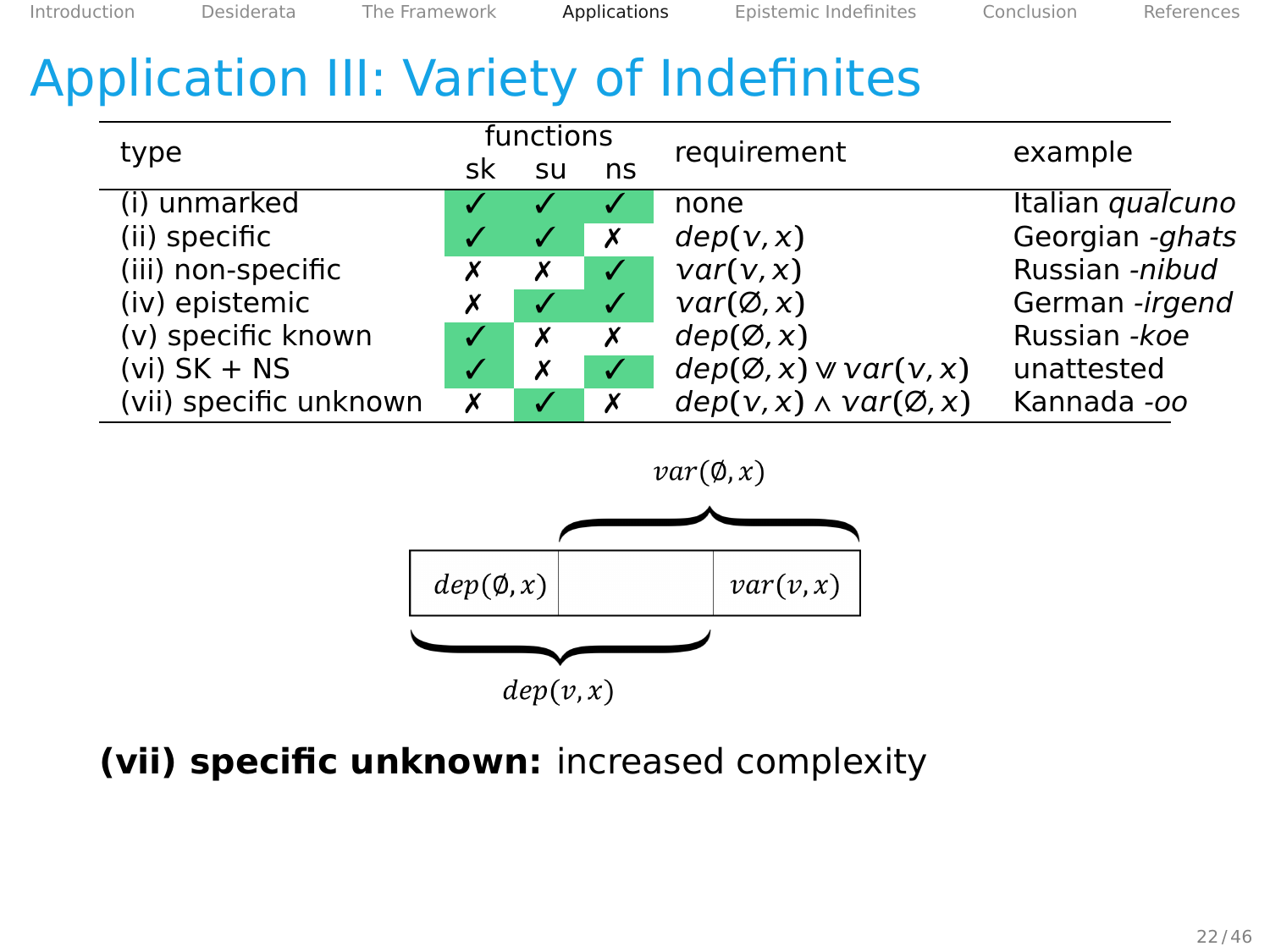# Application III: Variety of Indefinites

| type | functions | | | requirement | example |
|---|---|---|---|---|---|
| | sk | su | ns | | |
| (i) unmarked | ✓ | ✓ | ✓ | none | Italian *qualcuno* |
| (ii) specific | ✓ | ✓ | ✗ | $dep(v, x)$ | Georgian *-ghats* |
| (iii) non-specific | ✗ | ✗ | ✓ | $var(v, x)$ | Russian *-nibud* |
| (iv) epistemic | ✗ | ✓ | ✓ | $var(\emptyset, x)$ | German *-irgend* |
| (v) specific known | ✓ | ✗ | ✗ | $dep(\emptyset, x)$ | Russian *-koe* |
| (vi) SK + NS | ✓ | ✗ | ✓ | $dep(\emptyset, x) \veebar var(v, x)$ | unattested |
| (vii) specific unknown | ✗ | ✓ | ✗ | $dep(v, x) \wedge var(\emptyset, x)$ | Kannada *-oo* |

$var(\emptyset, x)$

| $dep(\emptyset, x)$ | | $var(v, x)$ |
|---|---|---|

$dep(v, x)$

**(vii) specific unknown:** increased complexity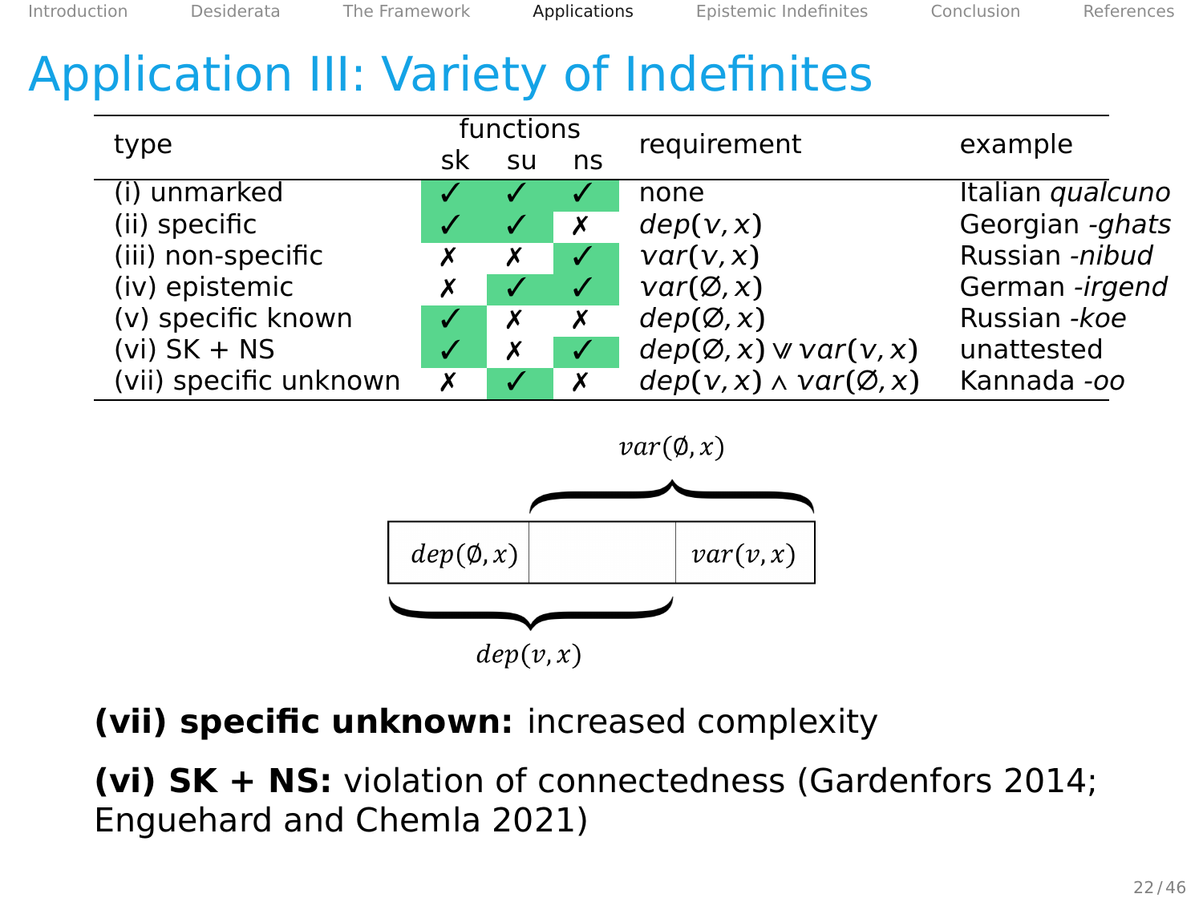# Application III: Variety of Indefinites

| type | functions | | | requirement | example |
|---|---|---|---|---|---|
| | sk | su | ns | | |
| (i) unmarked | ✓ | ✓ | ✓ | none | Italian *qualcuno* |
| (ii) specific | ✓ | ✓ | ✗ | $dep(v, x)$ | Georgian *-ghats* |
| (iii) non-specific | ✗ | ✗ | ✓ | $var(v, x)$ | Russian *-nibud* |
| (iv) epistemic | ✗ | ✓ | ✓ | $var(\emptyset, x)$ | German *-irgend* |
| (v) specific known | ✓ | ✗ | ✗ | $dep(\emptyset, x)$ | Russian *-koe* |
| (vi) SK + NS | ✓ | ✗ | ✓ | $dep(\emptyset, x) \veebar var(v, x)$ | unattested |
| (vii) specific unknown | ✗ | ✓ | ✗ | $dep(v, x) \wedge var(\emptyset, x)$ | Kannada *-oo* |

$var(\emptyset, x)$

| $dep(\emptyset, x)$ | | $var(v, x)$ |
|---|---|---|

$dep(v, x)$

**(vii) specific unknown:** increased complexity

**(vi) SK + NS:** violation of connectedness (Gardenfors 2014; Enguehard and Chemla 2021)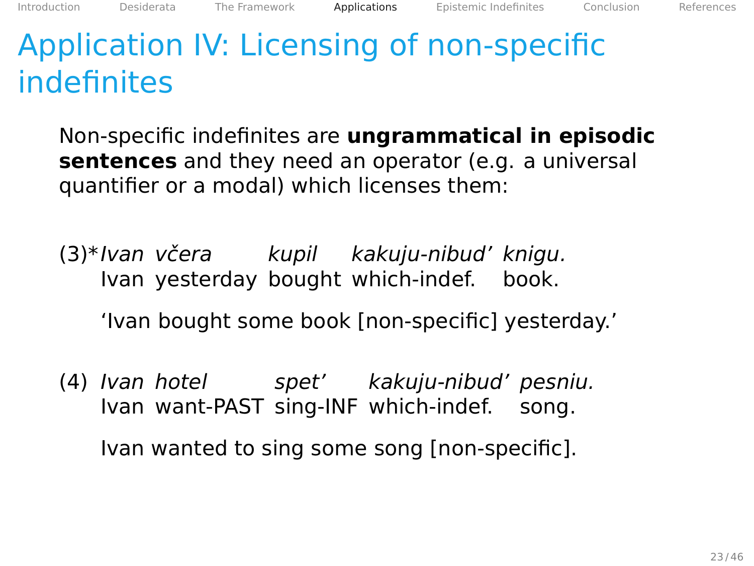# Application IV: Licensing of non-specific indefinites

Non-specific indefinites are **ungrammatical in episodic sentences** and they need an operator (e.g. a universal quantifier or a modal) which licenses them:

(3) \**Ivan včera kupil kakuju-nibud' knigu.*
Ivan yesterday bought which-indef. book.

'Ivan bought some book [non-specific] yesterday.'

(4) *Ivan hotel spet' kakuju-nibud' pesniu.*
Ivan want-PAST sing-INF which-indef. song.

Ivan wanted to sing some song [non-specific].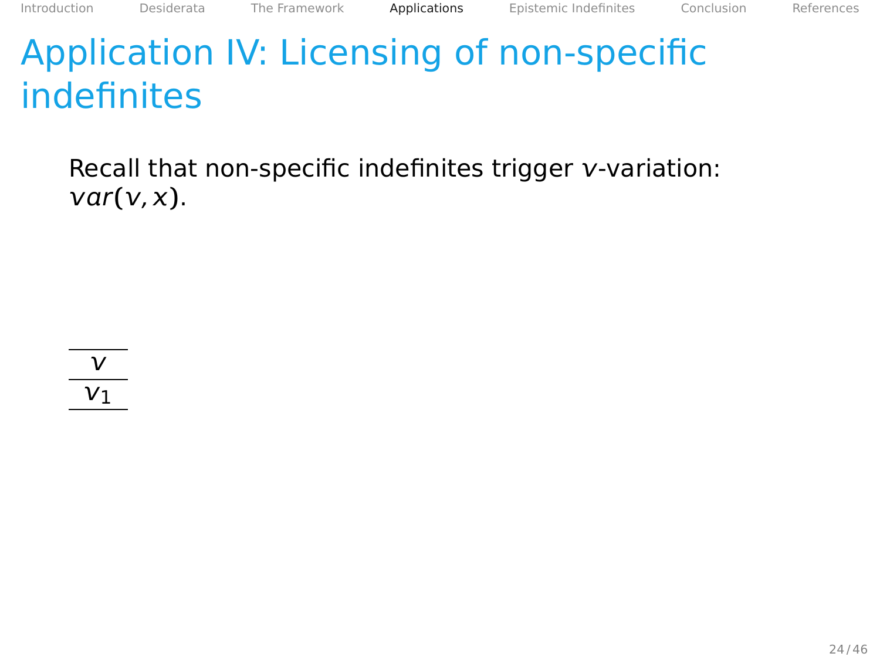# Application IV: Licensing of non-specific indefinites

Recall that non-specific indefinites trigger $v$-variation: $var(v, x)$.

| $v$ |
| --- |
| $v_1$ |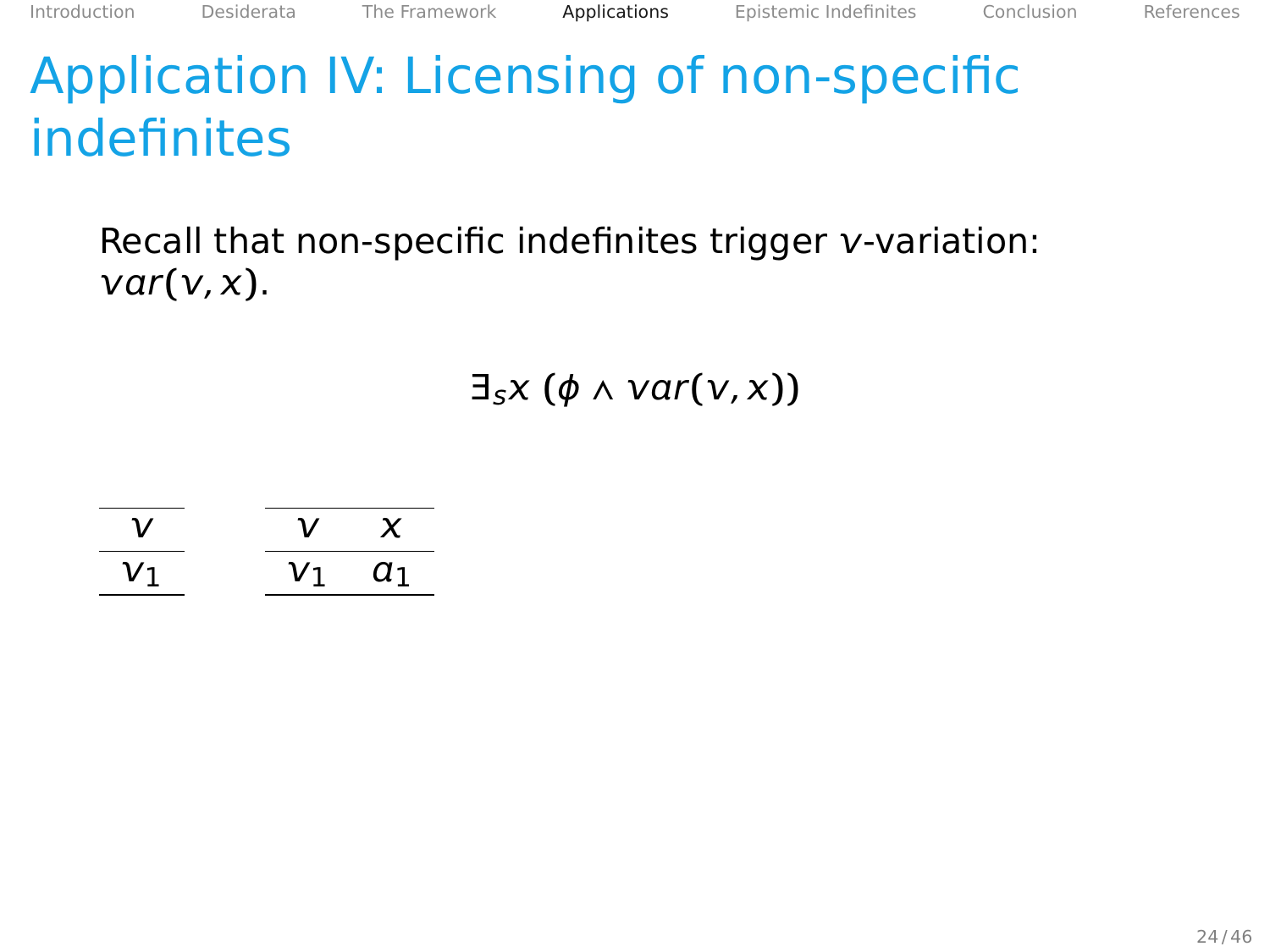# Application IV: Licensing of non-specific indefinites

Recall that non-specific indefinites trigger $v$-variation: $var(v, x)$.

$$\exists_s x\ (\phi \wedge var(v, x))$$

| $v$ |
| --- |
| $v_1$ |

| $v$ | $x$ |
| --- | --- |
| $v_1$ | $a_1$ |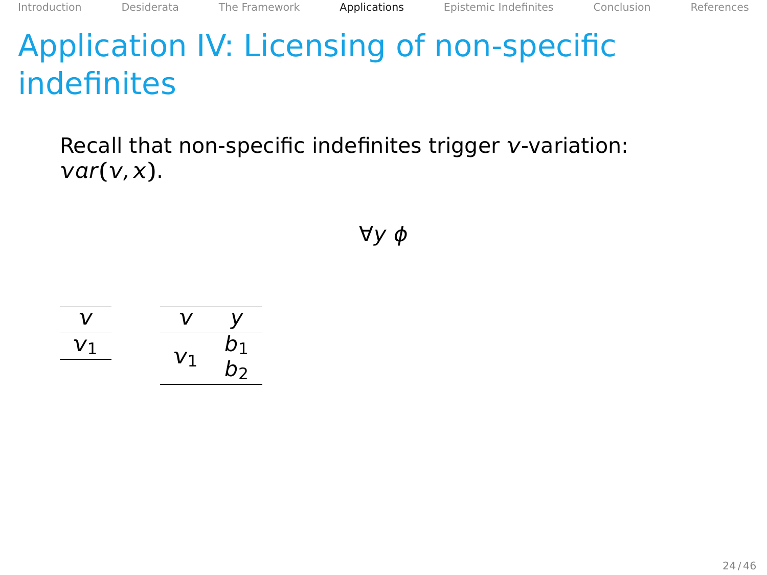# Application IV: Licensing of non-specific indefinites

Recall that non-specific indefinites trigger $v$-variation: $var(v, x)$.

$$\forall y\ \phi$$

| $v$ |
| --- |
| $v_1$ |

| $v$ | $y$ |
| --- | --- |
| $v_1$ | $b_1$ |
| | $b_2$ |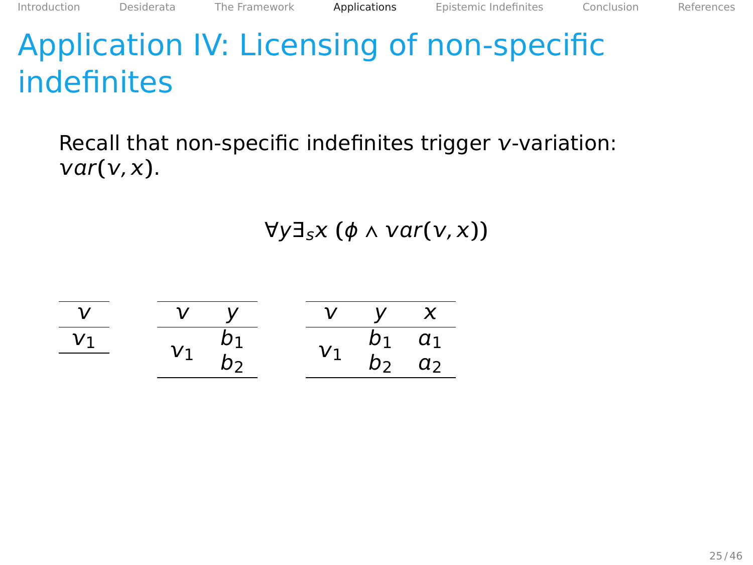# Application IV: Licensing of non-specific indefinites

Recall that non-specific indefinites trigger $v$-variation: $var(v, x)$.

$$\forall y \exists_s x\ (\phi \wedge var(v, x))$$

| $v$ |
|---|
| $v_1$ |

| $v$ | $y$ |
|---|---|
| $v_1$ | $b_1$ |
| | $b_2$ |

| $v$ | $y$ | $x$ |
|---|---|---|
| $v_1$ | $b_1$ | $a_1$ |
| | $b_2$ | $a_2$ |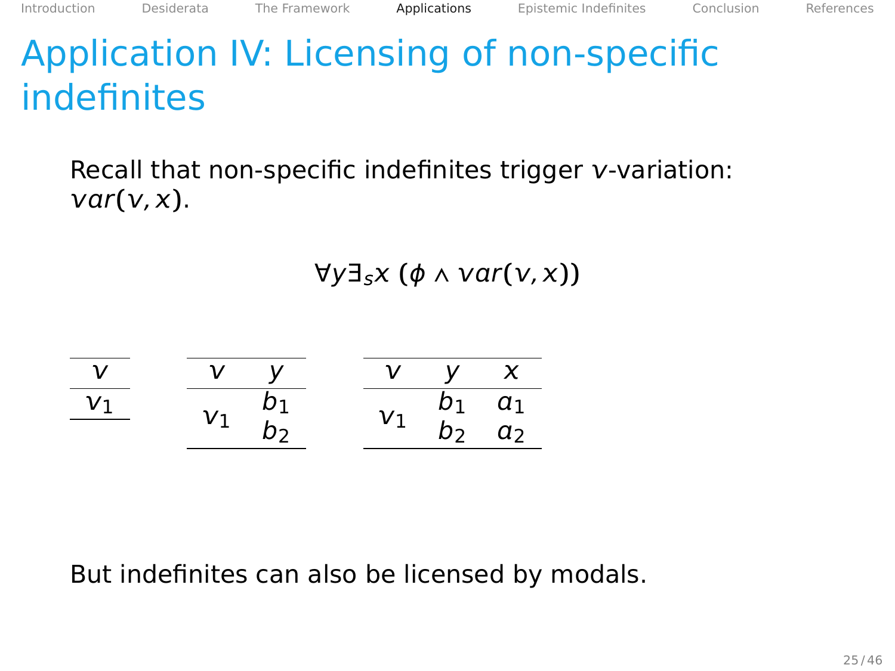# Application IV: Licensing of non-specific indefinites

Recall that non-specific indefinites trigger $v$-variation: $var(v, x)$.

$$\forall y \exists_s x \ (\phi \wedge var(v, x))$$

| $v$ |
|---|
| $v_1$ |

| $v$ | $y$ |
|---|---|
| $v_1$ | $b_1$ |
| | $b_2$ |

| $v$ | $y$ | $x$ |
|---|---|---|
| $v_1$ | $b_1$ | $a_1$ |
| | $b_2$ | $a_2$ |

But indefinites can also be licensed by modals.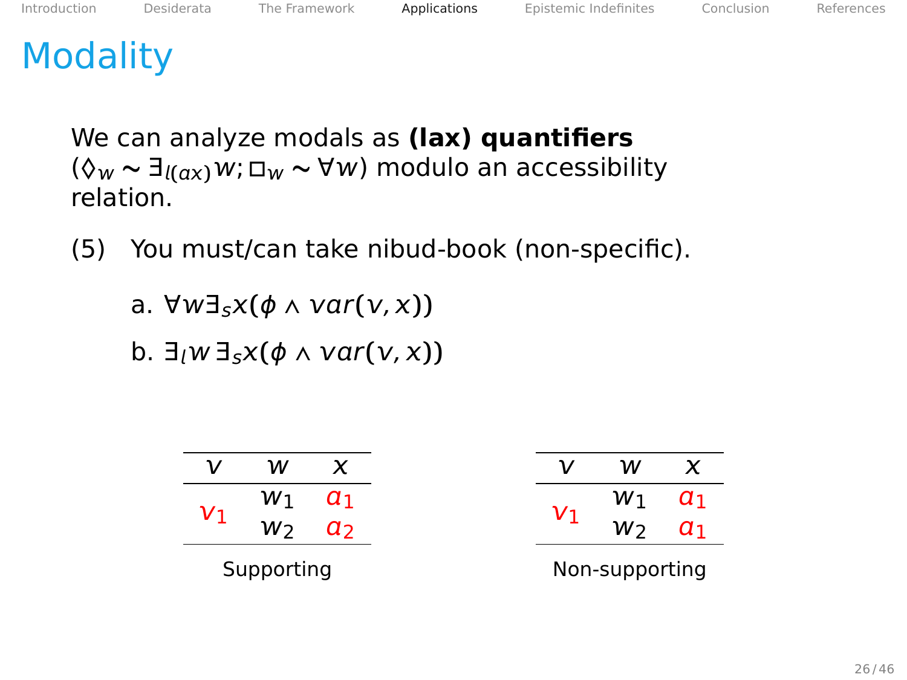# Modality

We can analyze modals as **(lax) quantifiers** ($\Diamond_w \sim \exists_{l(ax)} w$; $\Box_w \sim \forall w$) modulo an accessibility relation.

(5) You must/can take nibud-book (non-specific).

a. $\forall w \exists_s x(\phi \wedge var(v, x))$

b. $\exists_l w \, \exists_s x(\phi \wedge var(v, x))$

| $v$ | $w$ | $x$ |
|---|---|---|
| $v_1$ | $w_1$ | $a_1$ |
| | $w_2$ | $a_2$ |

Supporting

| $v$ | $w$ | $x$ |
|---|---|---|
| $v_1$ | $w_1$ | $a_1$ |
| | $w_2$ | $a_1$ |

Non-supporting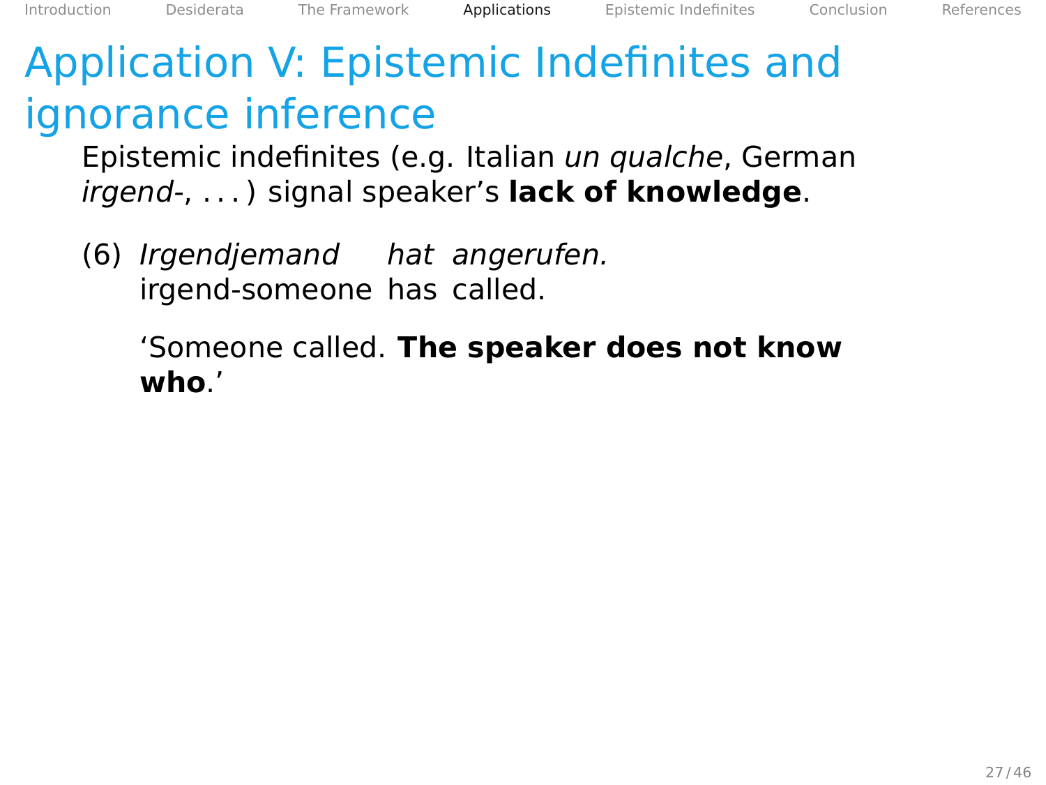# Application V: Epistemic Indefinites and ignorance inference

Epistemic indefinites (e.g. Italian *un qualche*, German *irgend-*, . . . ) signal speaker's **lack of knowledge**.

(6) *Irgendjemand hat angerufen.*
irgend-someone has called.

'Someone called. **The speaker does not know who**.'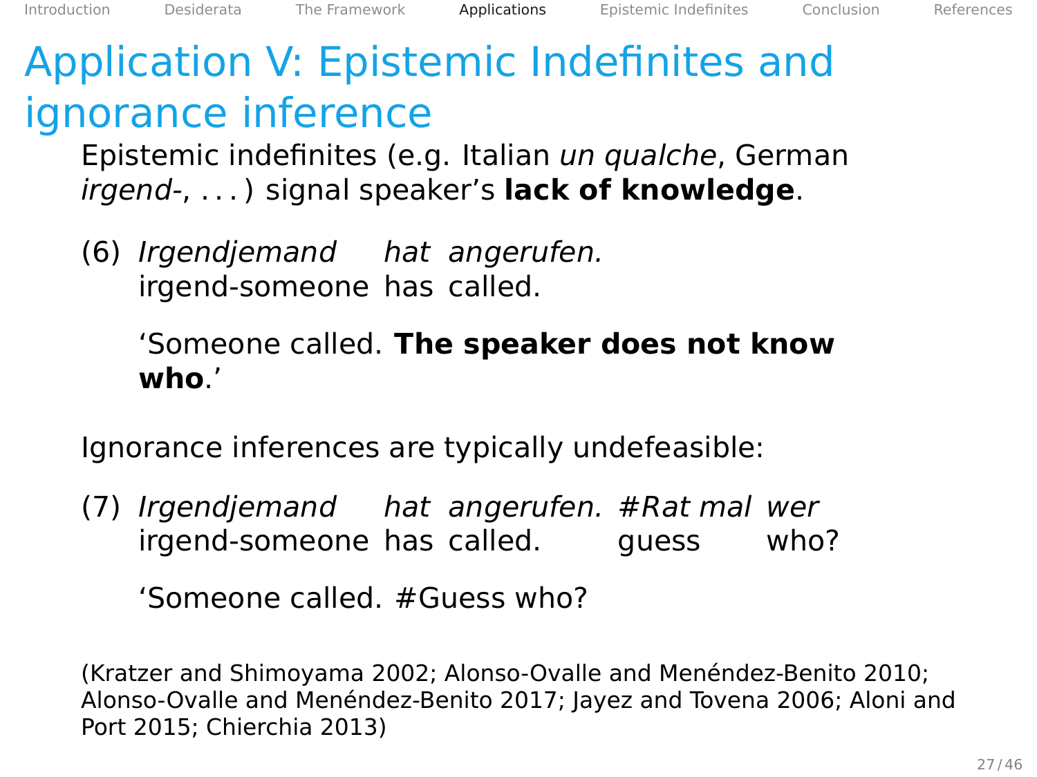# Application V: Epistemic Indefinites and ignorance inference

Epistemic indefinites (e.g. Italian *un qualche*, German *irgend-*, . . . ) signal speaker's **lack of knowledge**.

(6) *Irgendjemand hat angerufen.*
irgend-someone has called.

'Someone called. **The speaker does not know who**.'

Ignorance inferences are typically undefeasible:

(7) *Irgendjemand hat angerufen. #Rat mal wer*
irgend-someone has called. guess who?

'Someone called. #Guess who?

(Kratzer and Shimoyama 2002; Alonso-Ovalle and Menéndez-Benito 2010; Alonso-Ovalle and Menéndez-Benito 2017; Jayez and Tovena 2006; Aloni and Port 2015; Chierchia 2013)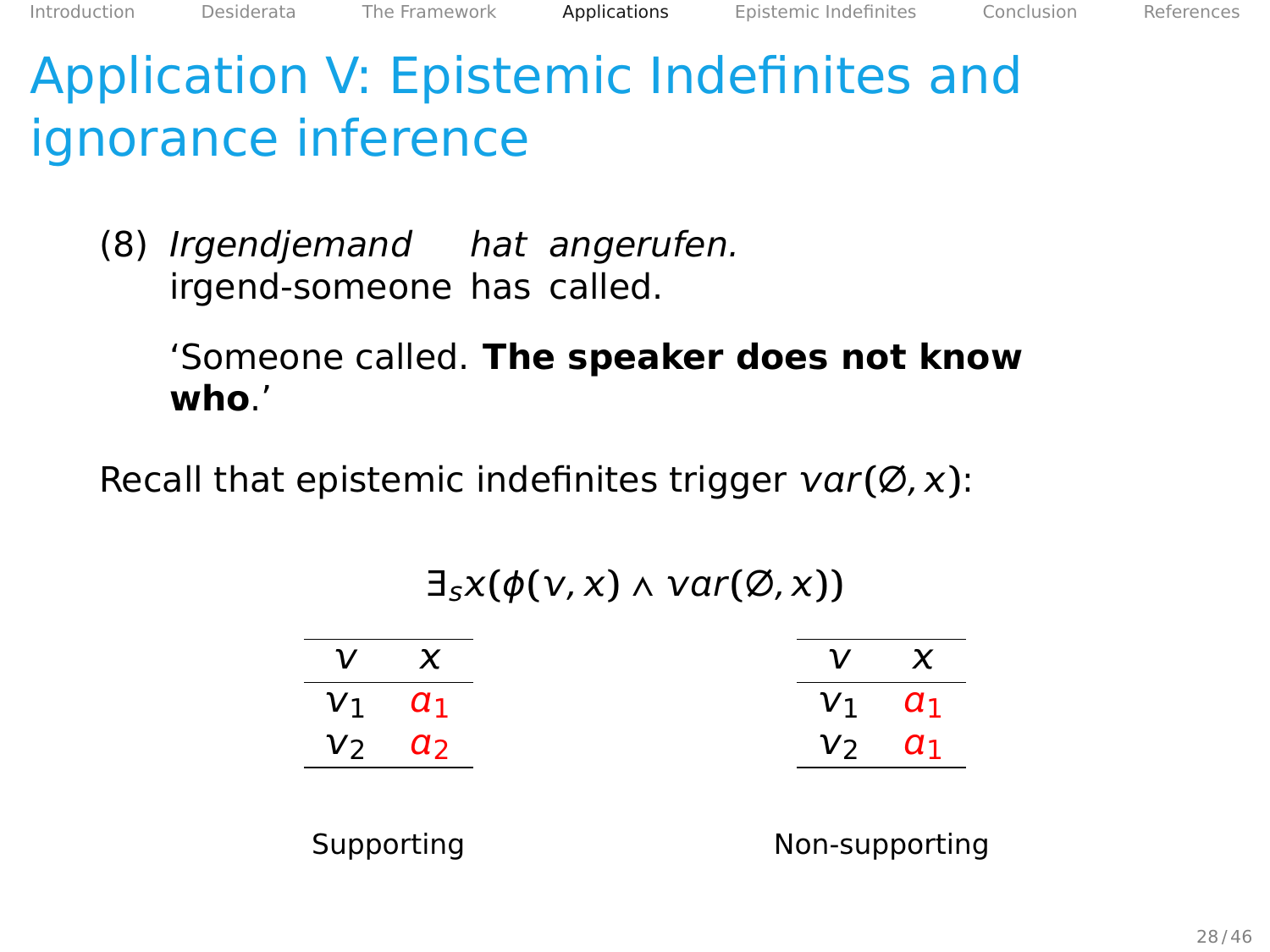# Application V: Epistemic Indefinites and ignorance inference

(8) *Irgendjemand hat angerufen.*
irgend-someone has called.

'Someone called. **The speaker does not know who**.'

Recall that epistemic indefinites trigger $var(\emptyset, x)$:

$$\exists_s x(\phi(v, x) \wedge var(\emptyset, x))$$

| $v$ | $x$ |
|---|---|
| $v_1$ | $a_1$ |
| $v_2$ | $a_2$ |

Supporting

| $v$ | $x$ |
|---|---|
| $v_1$ | $a_1$ |
| $v_2$ | $a_1$ |

Non-supporting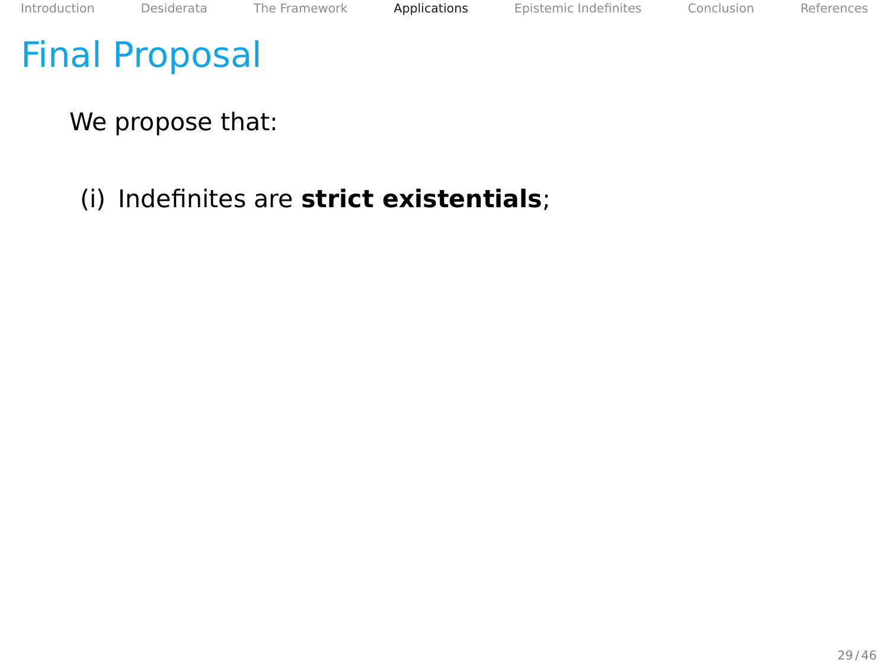# Final Proposal

We propose that:

(i) Indefinites are **strict existentials**;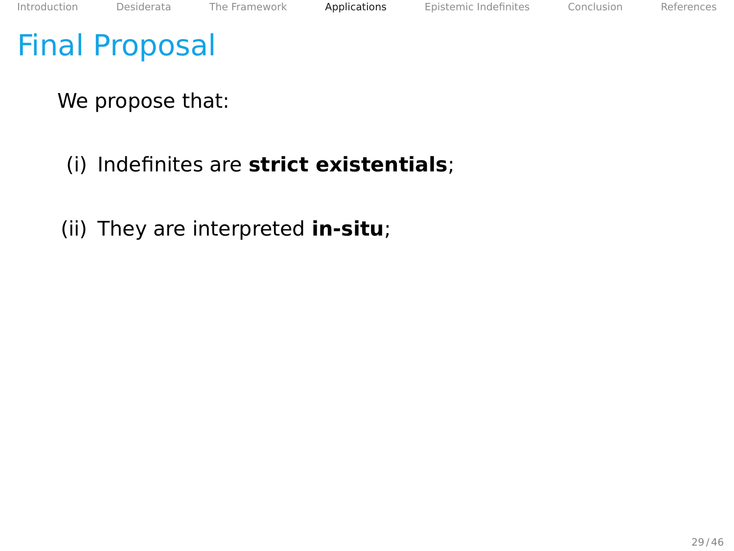# Final Proposal

We propose that:

(i) Indefinites are **strict existentials**;

(ii) They are interpreted **in-situ**;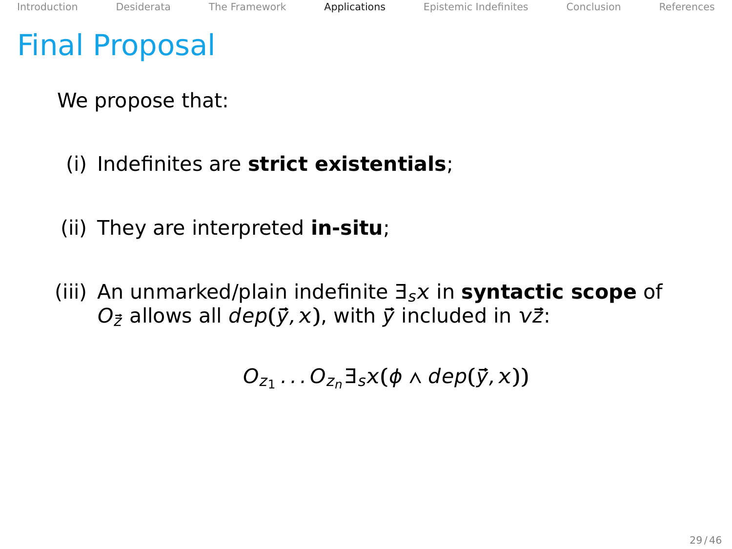# Final Proposal

We propose that:

(i) Indefinites are **strict existentials**;

(ii) They are interpreted **in-situ**;

(iii) An unmarked/plain indefinite $\exists_s x$ in **syntactic scope** of $O_{\vec{z}}$ allows all $dep(\vec{y}, x)$, with $\vec{y}$ included in $v\vec{z}$:

$$O_{z_1} \ldots O_{z_n} \exists_s x(\phi \wedge dep(\vec{y}, x))$$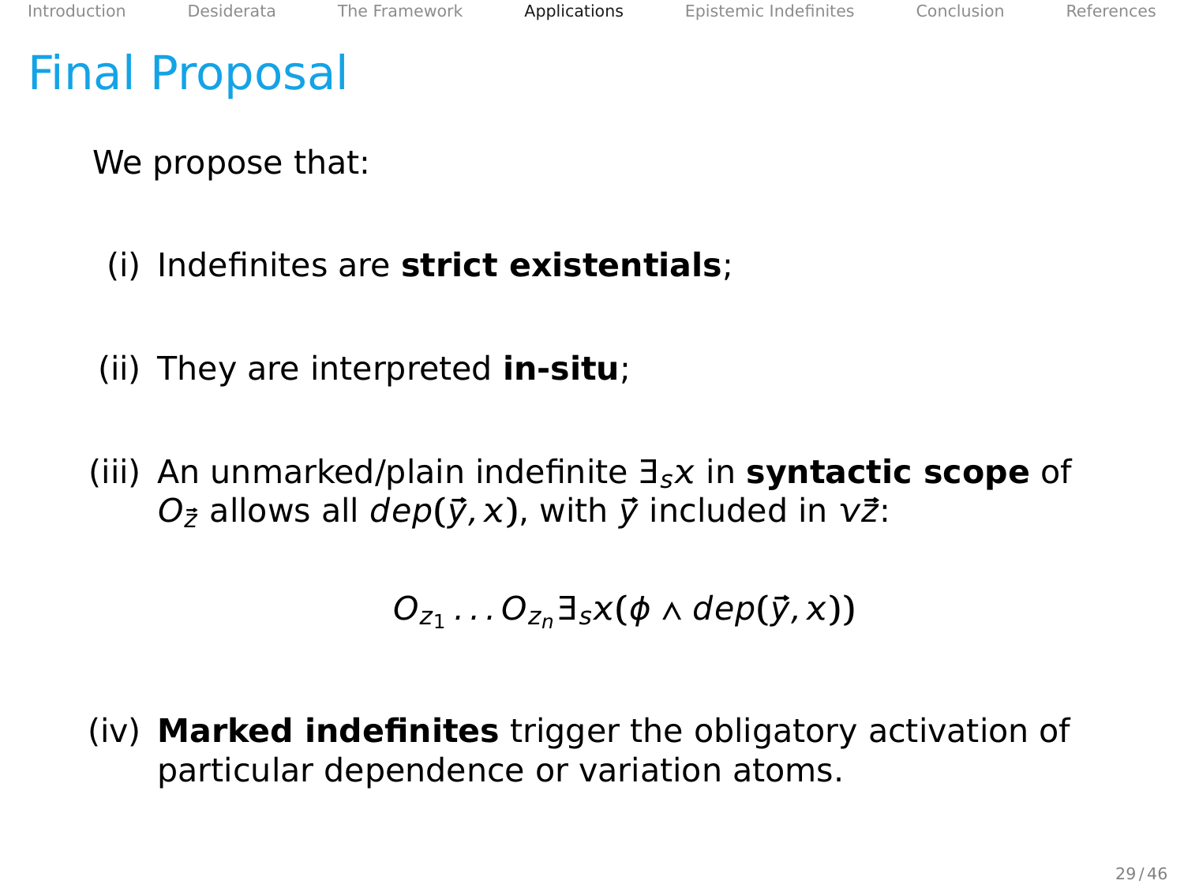# Final Proposal

We propose that:

(i) Indefinites are **strict existentials**;

(ii) They are interpreted **in-situ**;

(iii) An unmarked/plain indefinite $\exists_s x$ in **syntactic scope** of $O_{\vec{z}}$ allows all $dep(\vec{y}, x)$, with $\vec{y}$ included in $v\vec{z}$:

$$O_{z_1} \ldots O_{z_n} \exists_s x(\phi \wedge dep(\vec{y}, x))$$

(iv) **Marked indefinites** trigger the obligatory activation of particular dependence or variation atoms.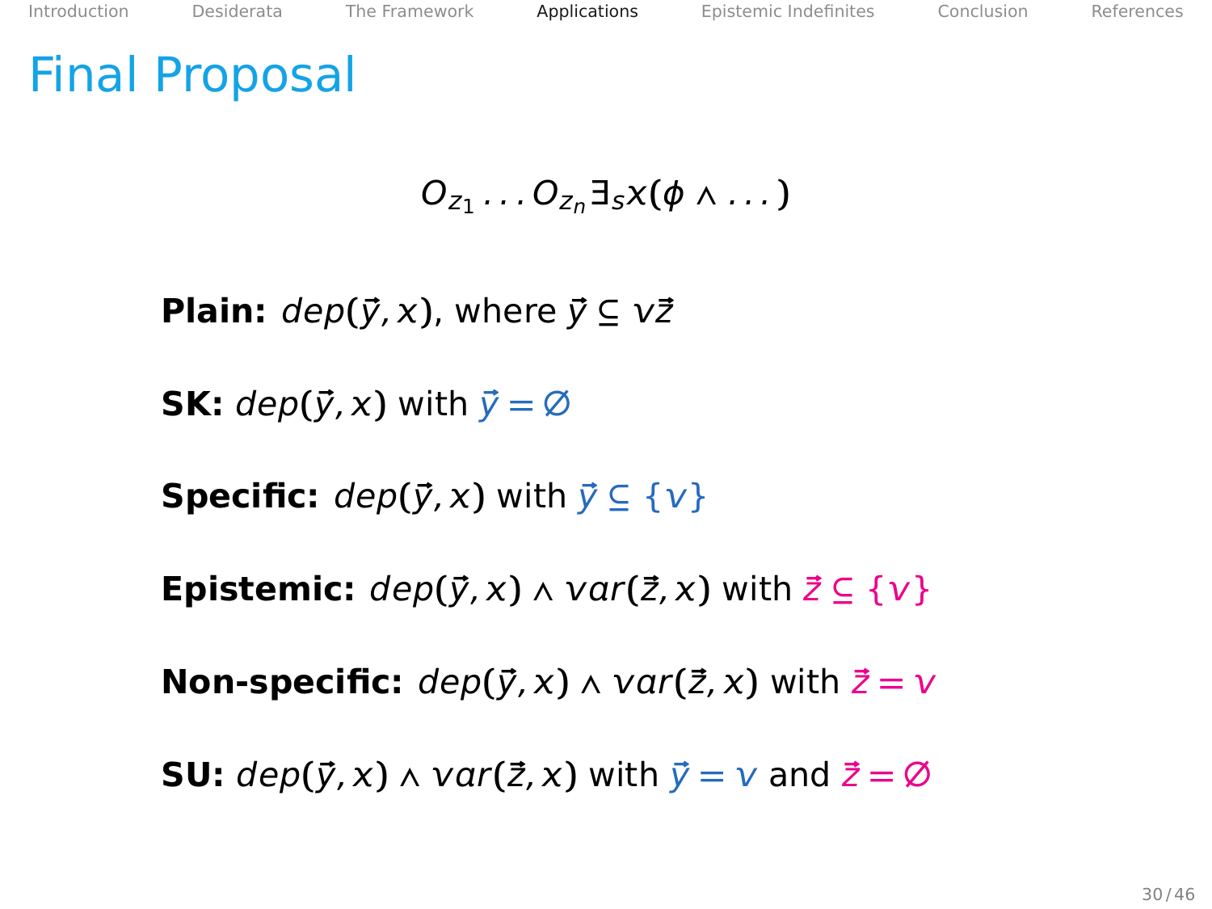# Final Proposal

$$O_{z_1} \ldots O_{z_n} \exists_s x(\phi \wedge \ldots)$$

**Plain:** $dep(\vec{y}, x)$, where $\vec{y} \subseteq v\vec{z}$

**SK:** $dep(\vec{y}, x)$ with $\vec{y} = \emptyset$

**Specific:** $dep(\vec{y}, x)$ with $\vec{y} \subseteq \{v\}$

**Epistemic:** $dep(\vec{y}, x) \wedge var(\vec{z}, x)$ with $\vec{z} \subseteq \{v\}$

**Non-specific:** $dep(\vec{y}, x) \wedge var(\vec{z}, x)$ with $\vec{z} = v$

**SU:** $dep(\vec{y}, x) \wedge var(\vec{z}, x)$ with $\vec{y} = v$ and $\vec{z} = \emptyset$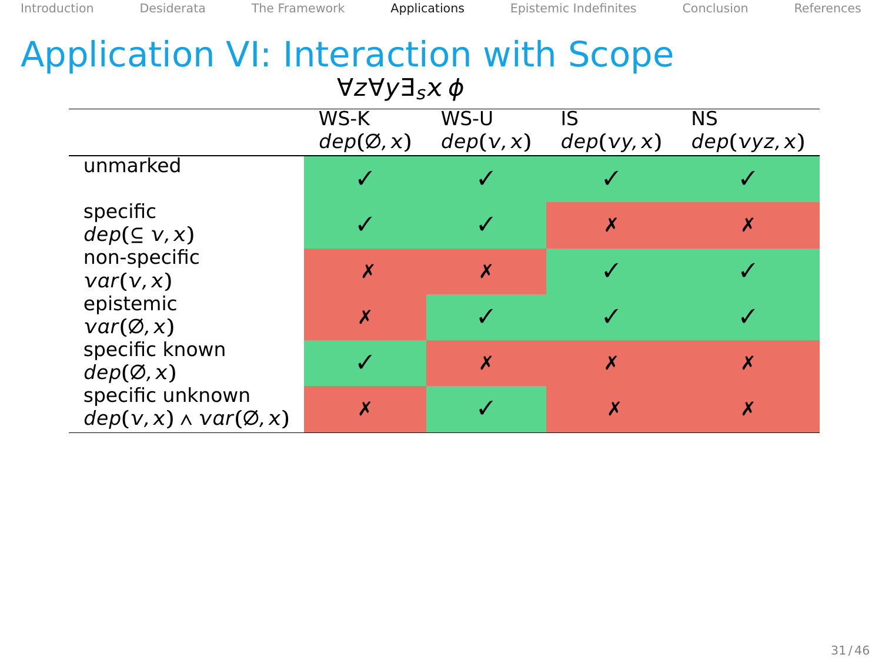# Application VI: Interaction with Scope

$$\forall z \forall y \exists_s x\, \phi$$

| | WS-K $dep(\emptyset, x)$ | WS-U $dep(v, x)$ | IS $dep(vy, x)$ | NS $dep(vyz, x)$ |
|---|---|---|---|---|
| unmarked | ✓ | ✓ | ✓ | ✓ |
| specific $dep(\subseteq v, x)$ | ✓ | ✓ | ✗ | ✗ |
| non-specific $var(v, x)$ | ✗ | ✗ | ✓ | ✓ |
| epistemic $var(\emptyset, x)$ | ✗ | ✓ | ✓ | ✓ |
| specific known $dep(\emptyset, x)$ | ✓ | ✗ | ✗ | ✗ |
| specific unknown $dep(v, x) \wedge var(\emptyset, x)$ | ✗ | ✓ | ✗ | ✗ |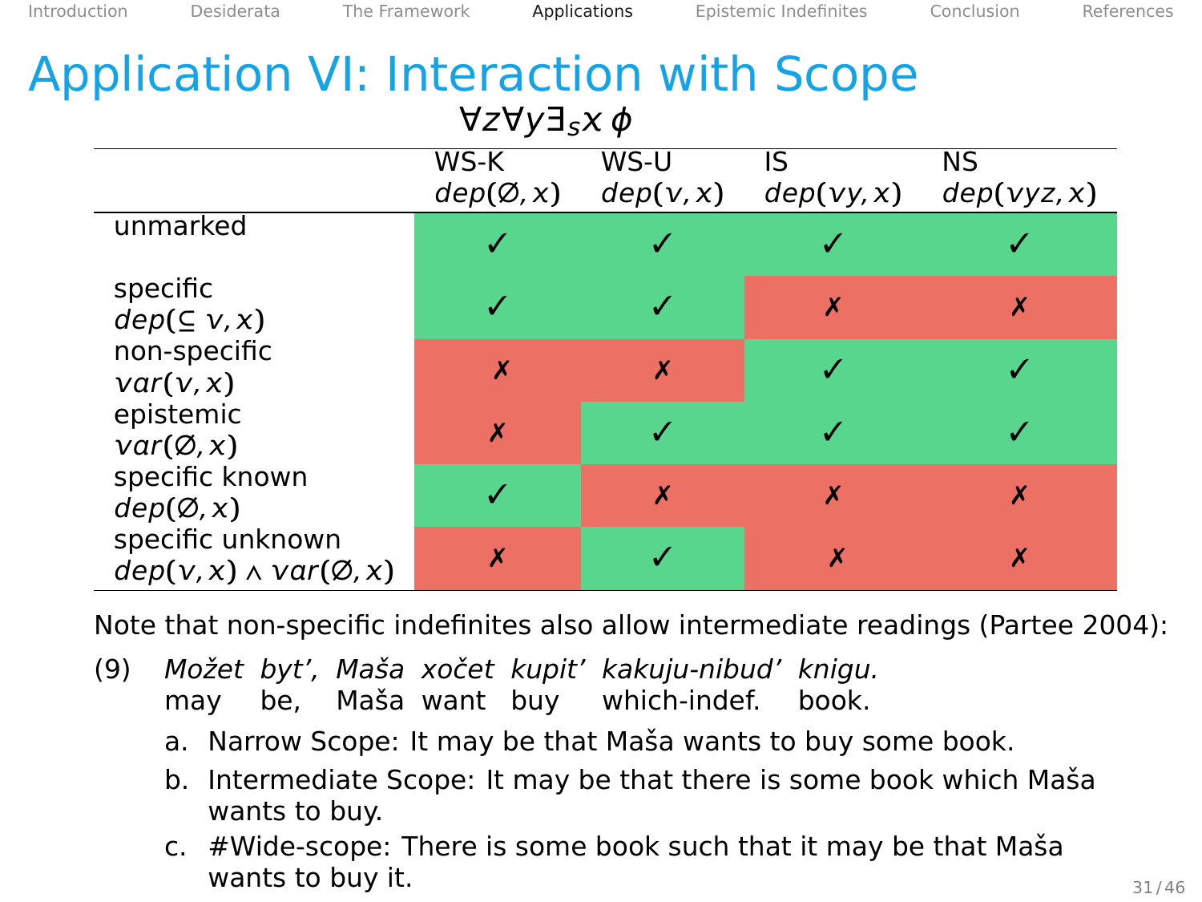# Application VI: Interaction with Scope

$$\forall z \forall y \exists_s x \, \phi$$

| | WS-K $dep(\varnothing, x)$ | WS-U $dep(v, x)$ | IS $dep(vy, x)$ | NS $dep(vyz, x)$ |
|---|---|---|---|---|
| unmarked | ✓ | ✓ | ✓ | ✓ |
| specific $dep(\subseteq v, x)$ | ✓ | ✓ | ✗ | ✗ |
| non-specific $var(v, x)$ | ✗ | ✗ | ✓ | ✓ |
| epistemic $var(\varnothing, x)$ | ✗ | ✓ | ✓ | ✓ |
| specific known $dep(\varnothing, x)$ | ✓ | ✗ | ✗ | ✗ |
| specific unknown $dep(v, x) \wedge var(\varnothing, x)$ | ✗ | ✓ | ✗ | ✗ |

Note that non-specific indefinites also allow intermediate readings (Partee 2004):

(9) *Možet byt', Maša xočet kupit' kakuju-nibud' knigu.*
may be, Maša want buy which-indef. book.

a. Narrow Scope: It may be that Maša wants to buy some book.

b. Intermediate Scope: It may be that there is some book which Maša wants to buy.

c. #Wide-scope: There is some book such that it may be that Maša wants to buy it.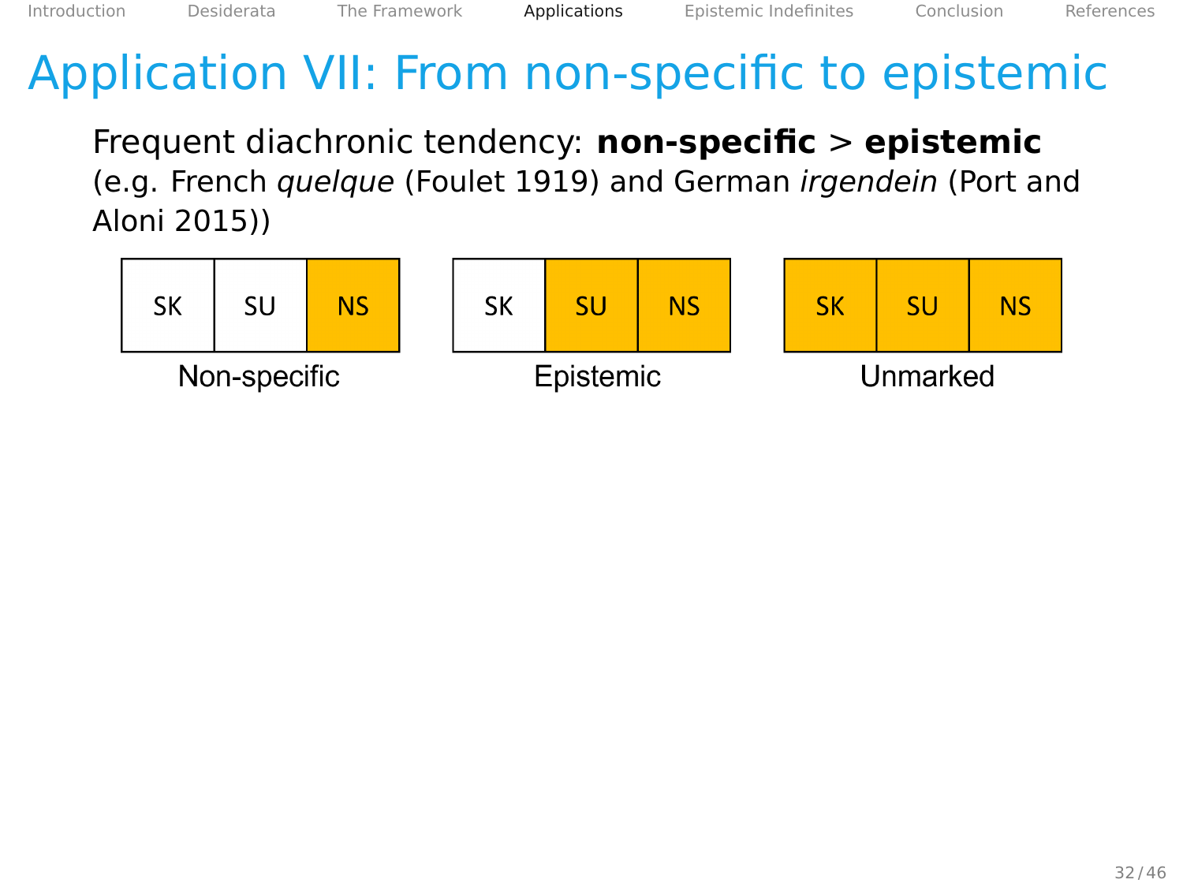# Application VII: From non-specific to epistemic

Frequent diachronic tendency: **non-specific** > **epistemic** (e.g. French *quelque* (Foulet 1919) and German *irgendein* (Port and Aloni 2015))

| SK | SU | NS |
|---|---|---|
| | | ■ |

Non-specific

| SK | SU | NS |
|---|---|---|
| | ■ | ■ |

Epistemic

| SK | SU | NS |
|---|---|---|
| ■ | ■ | ■ |

Unmarked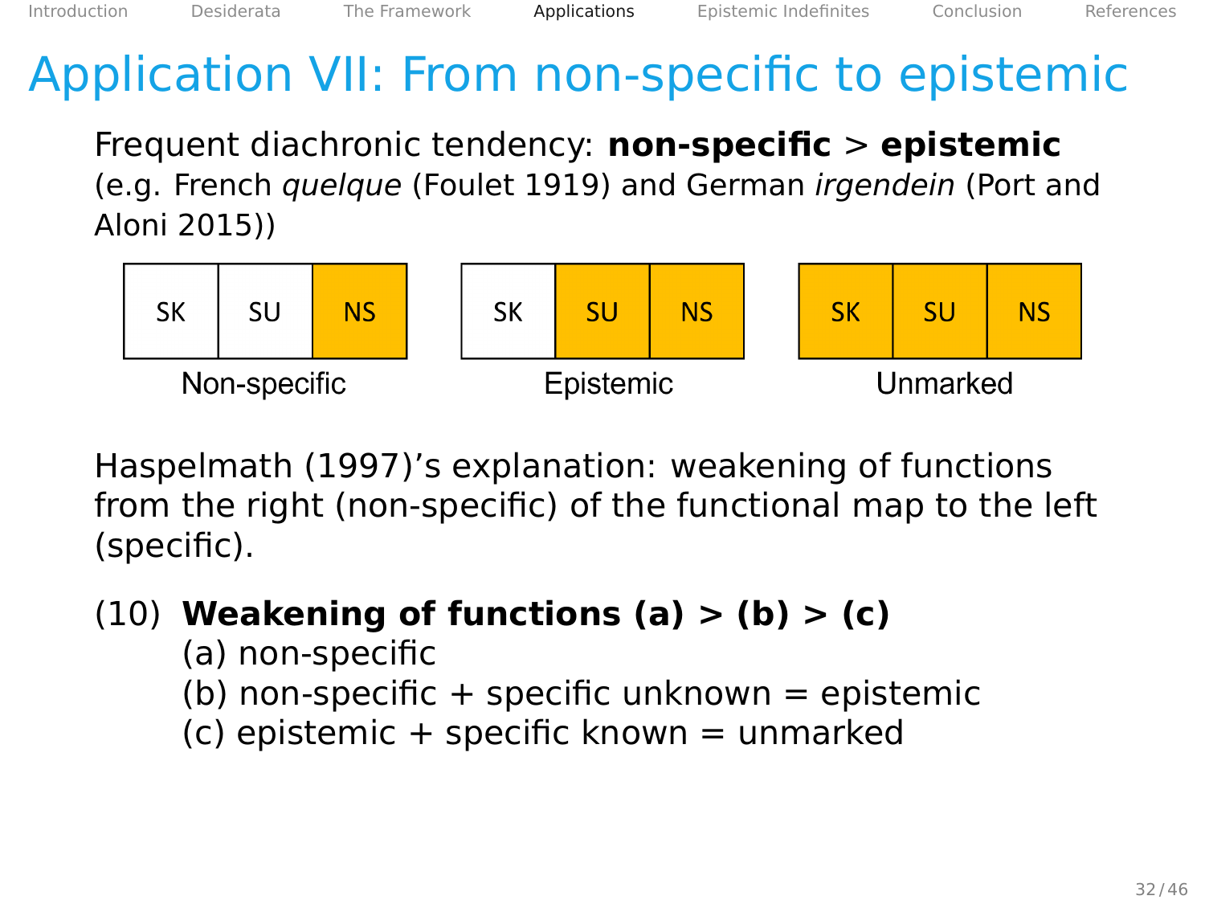# Application VII: From non-specific to epistemic

Frequent diachronic tendency: **non-specific** > **epistemic**
(e.g. French *quelque* (Foulet 1919) and German *irgendein* (Port and Aloni 2015))

| SK | SU | NS |
|---|---|---|
| | | ■ |

Non-specific

| SK | SU | NS |
|---|---|---|
| | ■ | ■ |

Epistemic

| SK | SU | NS |
|---|---|---|
| ■ | ■ | ■ |

Unmarked

Haspelmath (1997)'s explanation: weakening of functions from the right (non-specific) of the functional map to the left (specific).

(10) **Weakening of functions (a) > (b) > (c)**
 (a) non-specific
 (b) non-specific + specific unknown = epistemic
 (c) epistemic + specific known = unmarked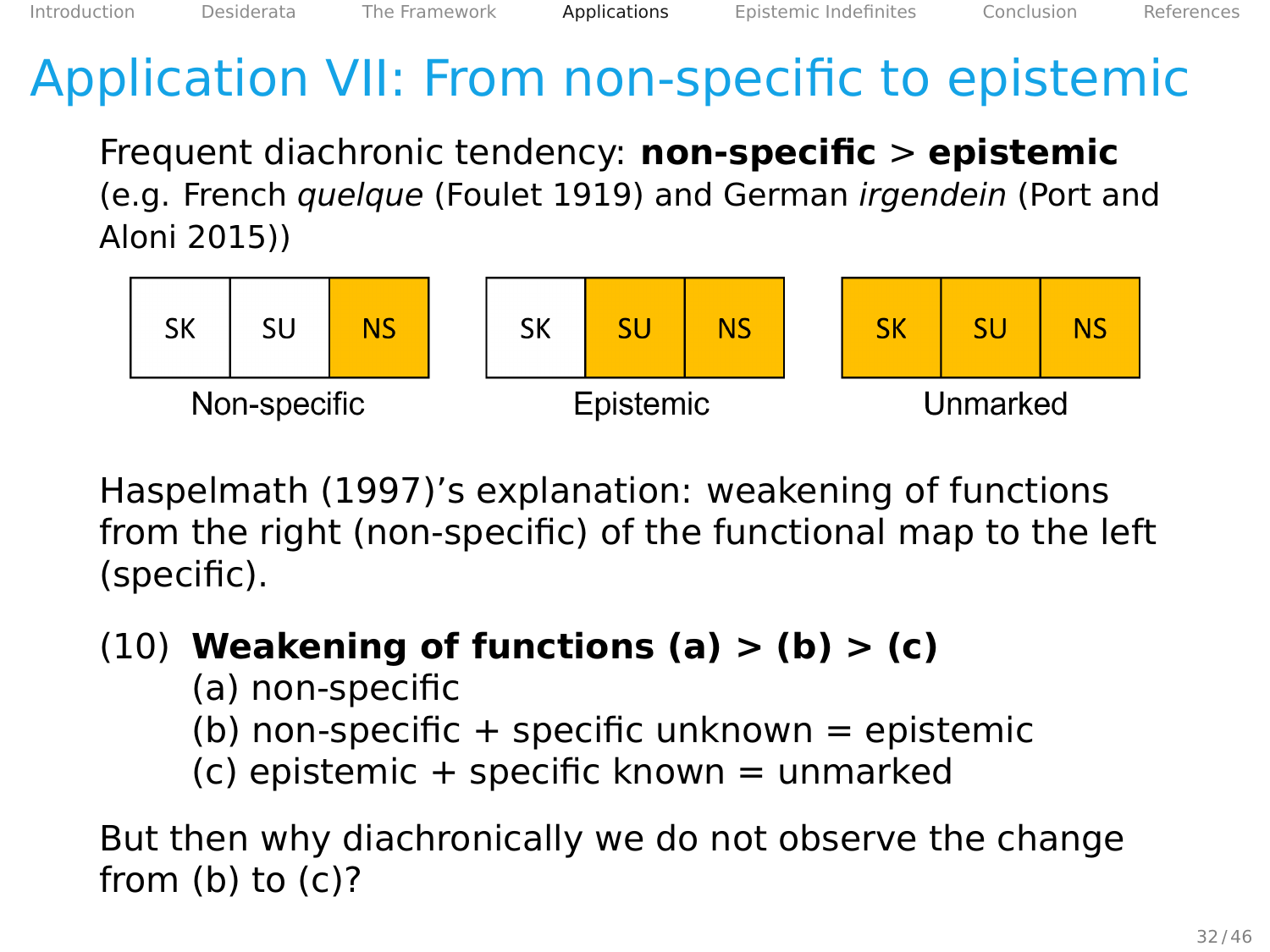# Application VII: From non-specific to epistemic

Frequent diachronic tendency: **non-specific** > **epistemic** (e.g. French *quelque* (Foulet 1919) and German *irgendein* (Port and Aloni 2015))

| SK | SU | NS |
|---|---|---|
| | | ■ |

Non-specific

| SK | SU | NS |
|---|---|---|
| | ■ | ■ |

Epistemic

| SK | SU | NS |
|---|---|---|
| ■ | ■ | ■ |

Unmarked

Haspelmath (1997)'s explanation: weakening of functions from the right (non-specific) of the functional map to the left (specific).

(10) **Weakening of functions (a) > (b) > (c)**
(a) non-specific
(b) non-specific + specific unknown = epistemic
(c) epistemic + specific known = unmarked

But then why diachronically we do not observe the change from (b) to (c)?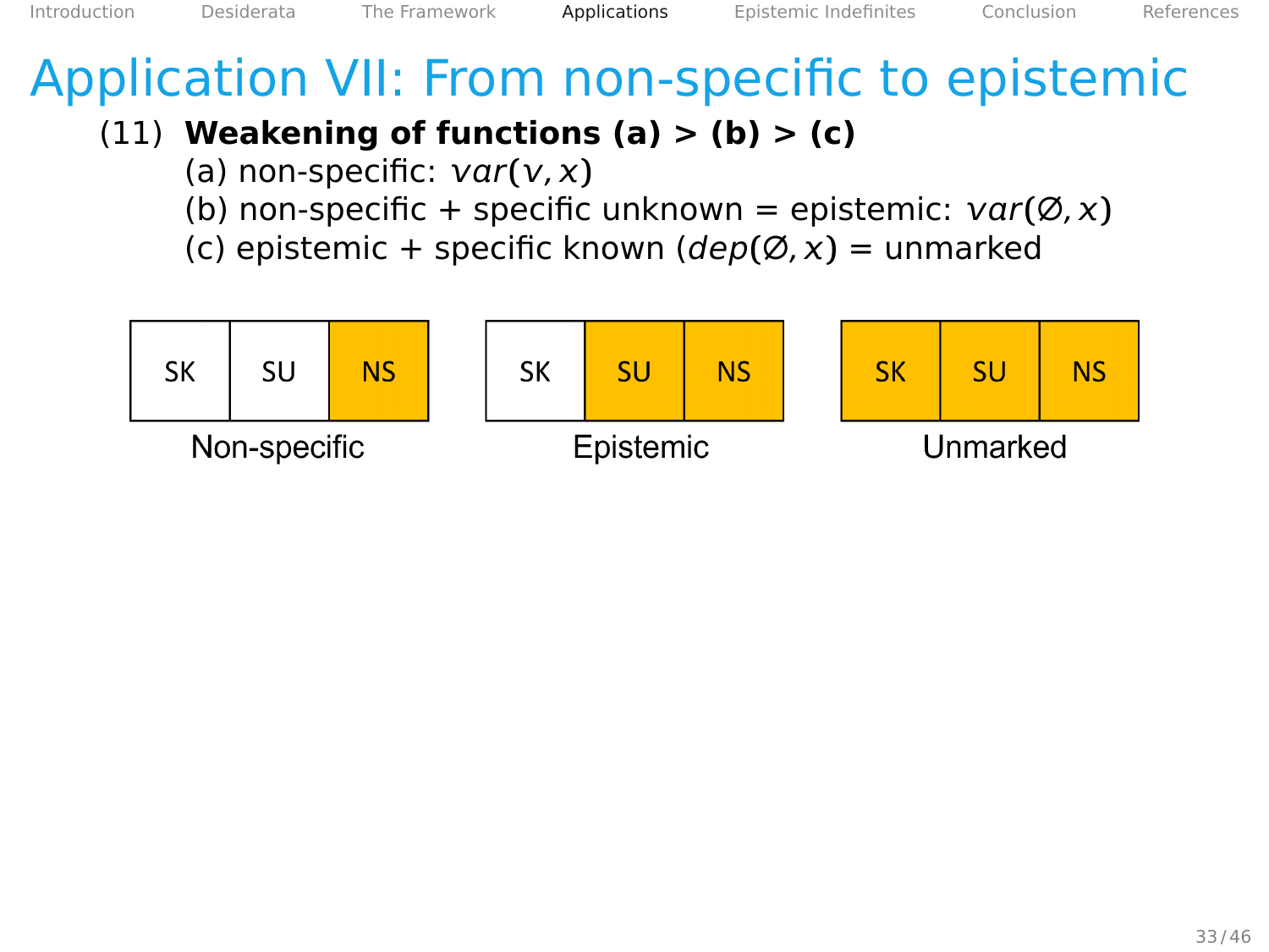# Application VII: From non-specific to epistemic

(11) **Weakening of functions (a) > (b) > (c)**
(a) non-specific: $var(v, x)$
(b) non-specific + specific unknown = epistemic: $var(\varnothing, x)$
(c) epistemic + specific known ($dep(\varnothing, x)$) = unmarked

| SK | SU | NS |
|---|---|---|
| | | **NS** |

Non-specific

| SK | SU | NS |
|---|---|---|
| | **SU** | **NS** |

Epistemic

| SK | SU | NS |
|---|---|---|
| **SK** | **SU** | **NS** |

Unmarked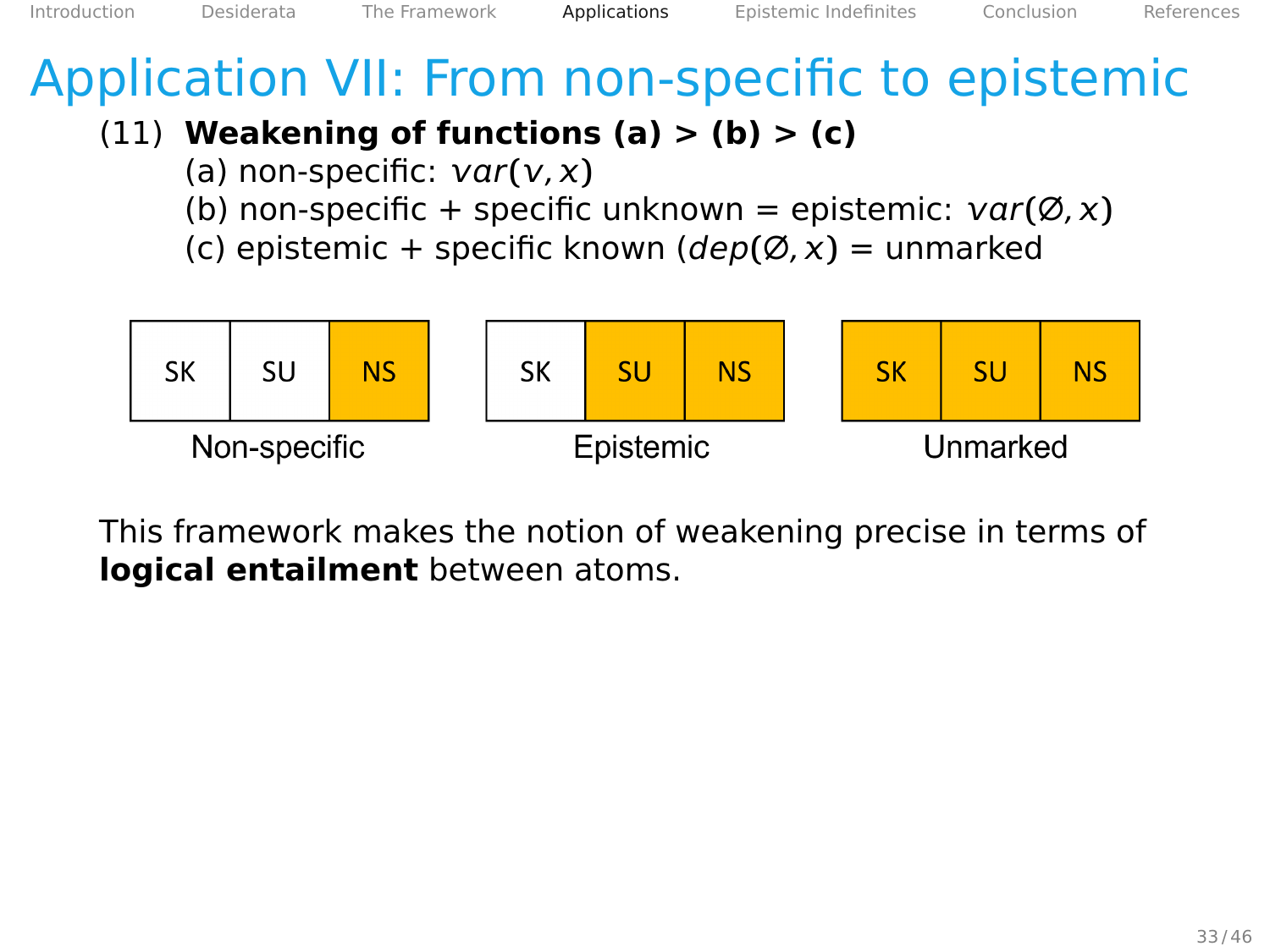# Application VII: From non-specific to epistemic

(11) **Weakening of functions (a) > (b) > (c)**
(a) non-specific: $var(v, x)$
(b) non-specific + specific unknown = epistemic: $var(\emptyset, x)$
(c) epistemic + specific known ($dep(\emptyset, x)$) = unmarked

| SK | SU | NS |
|---|---|---|
| | | ■ |

Non-specific

| SK | SU | NS |
|---|---|---|
| | ■ | ■ |

Epistemic

| SK | SU | NS |
|---|---|---|
| ■ | ■ | ■ |

Unmarked

This framework makes the notion of weakening precise in terms of **logical entailment** between atoms.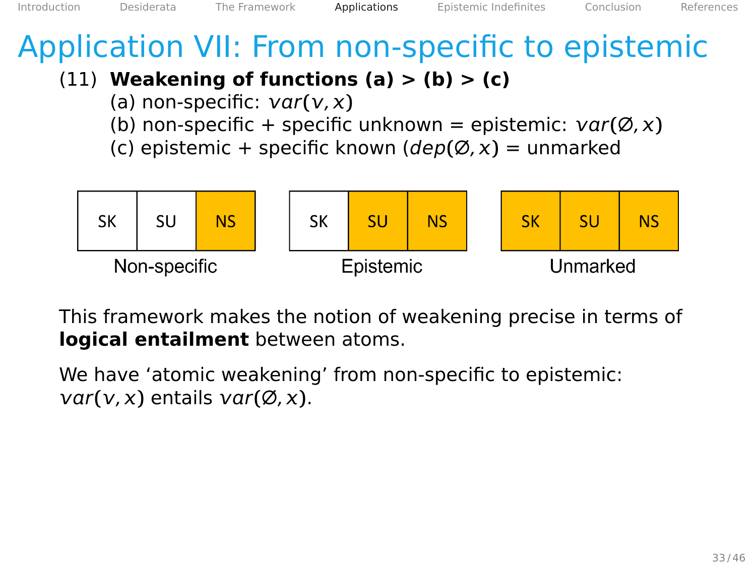# Application VII: From non-specific to epistemic

(11) **Weakening of functions (a) > (b) > (c)**
(a) non-specific: $var(v, x)$
(b) non-specific + specific unknown = epistemic: $var(\varnothing, x)$
(c) epistemic + specific known ($dep(\varnothing, x)$) = unmarked

| SK | SU | NS |
|---|---|---|
| | | ■ |

Non-specific

| SK | SU | NS |
|---|---|---|
| | ■ | ■ |

Epistemic

| SK | SU | NS |
|---|---|---|
| ■ | ■ | ■ |

Unmarked

This framework makes the notion of weakening precise in terms of **logical entailment** between atoms.

We have 'atomic weakening' from non-specific to epistemic: $var(v, x)$ entails $var(\varnothing, x)$.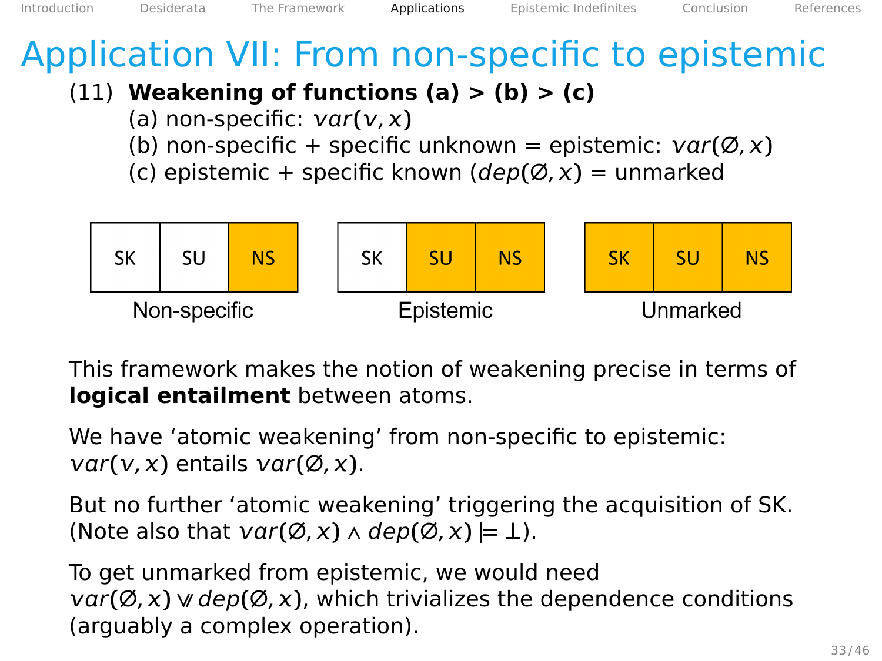# Application VII: From non-specific to epistemic

(11) **Weakening of functions (a) > (b) > (c)**
(a) non-specific: $var(v, x)$
(b) non-specific + specific unknown = epistemic: $var(\emptyset, x)$
(c) epistemic + specific known ($dep(\emptyset, x)$ = unmarked

| SK | SU | **NS** |
|---|---|---|

Non-specific

| SK | **SU** | **NS** |
|---|---|---|

Epistemic

| **SK** | **SU** | **NS** |
|---|---|---|

Unmarked

This framework makes the notion of weakening precise in terms of **logical entailment** between atoms.

We have 'atomic weakening' from non-specific to epistemic: $var(v, x)$ entails $var(\emptyset, x)$.

But no further 'atomic weakening' triggering the acquisition of SK. (Note also that $var(\emptyset, x) \wedge dep(\emptyset, x) \models \bot$).

To get unmarked from epistemic, we would need $var(\emptyset, x) \vee\!\!\!\vee\, dep(\emptyset, x)$, which trivializes the dependence conditions (arguably a complex operation).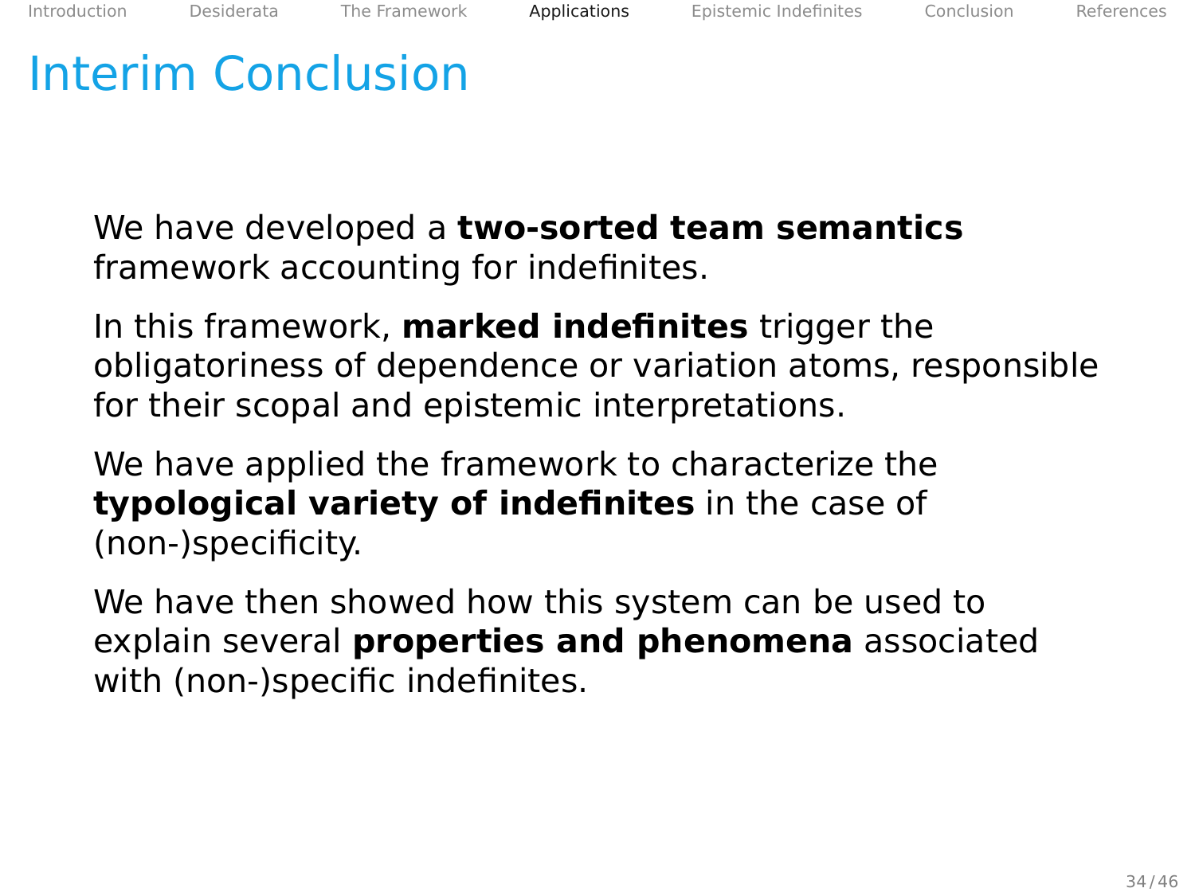# Interim Conclusion

We have developed a **two-sorted team semantics** framework accounting for indefinites.

In this framework, **marked indefinites** trigger the obligatoriness of dependence or variation atoms, responsible for their scopal and epistemic interpretations.

We have applied the framework to characterize the **typological variety of indefinites** in the case of (non-)specificity.

We have then showed how this system can be used to explain several **properties and phenomena** associated with (non-)specific indefinites.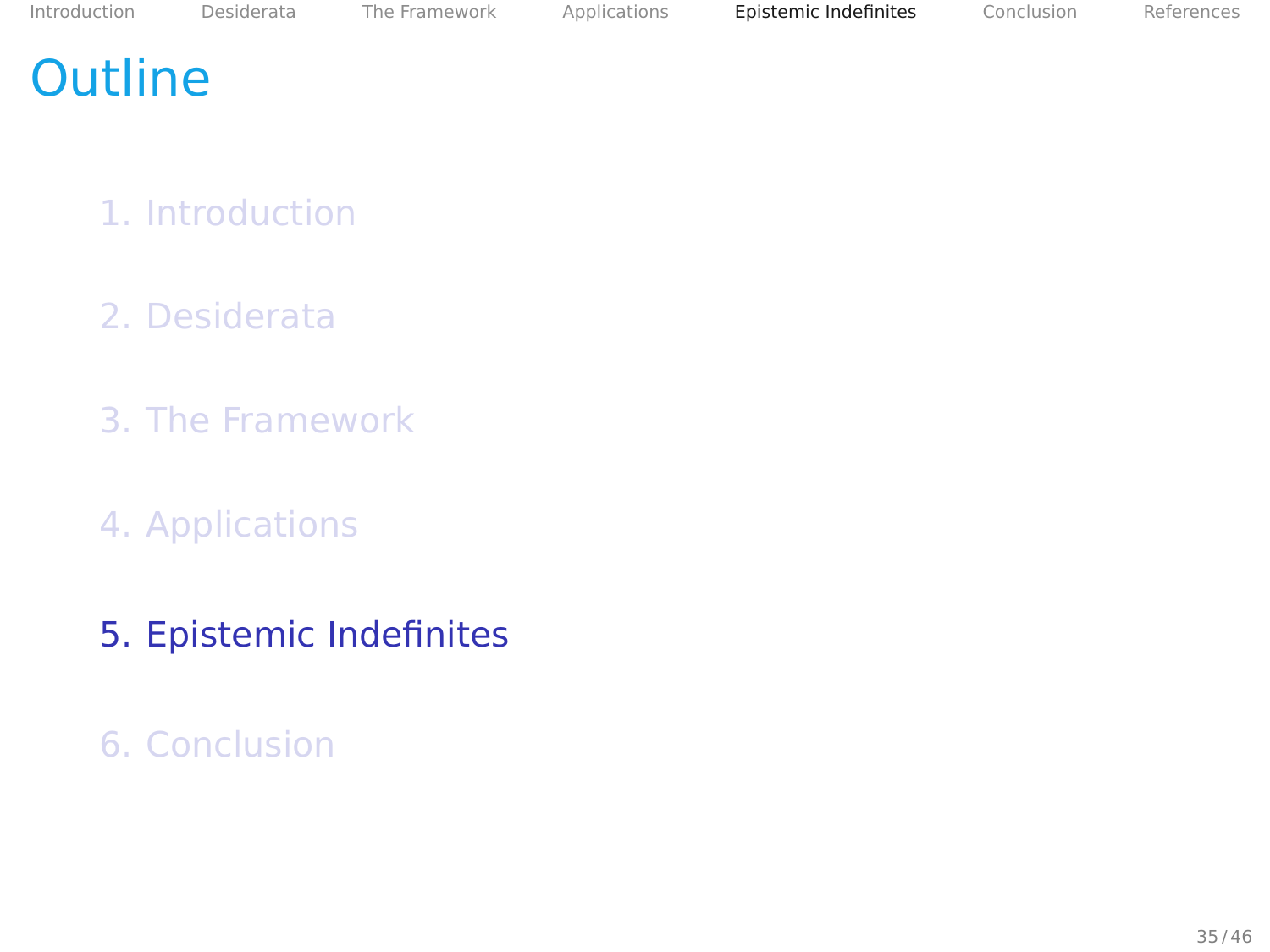# Outline

1. Introduction

2. Desiderata

3. The Framework

4. Applications

5. Epistemic Indefinites

6. Conclusion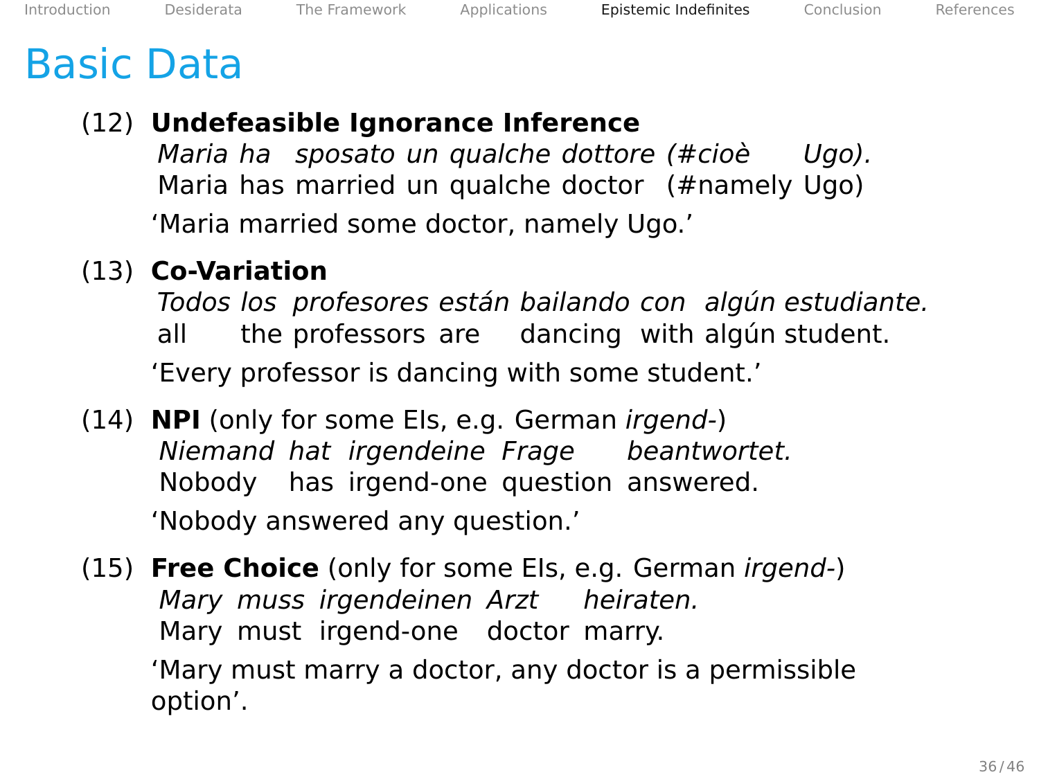# Basic Data

(12) **Undefeasible Ignorance Inference**

*Maria ha sposato un qualche dottore (#cioè Ugo).*
Maria has married un qualche doctor (#namely Ugo)

'Maria married some doctor, namely Ugo.'

(13) **Co-Variation**

*Todos los profesores están bailando con algún estudiante.*
all the professors are dancing with algún student.

'Every professor is dancing with some student.'

(14) **NPI** (only for some EIs, e.g. German *irgend-*)

*Niemand hat irgendeine Frage beantwortet.*
Nobody has irgend-one question answered.

'Nobody answered any question.'

(15) **Free Choice** (only for some EIs, e.g. German *irgend-*)

*Mary muss irgendeinen Arzt heiraten.*
Mary must irgend-one doctor marry.

'Mary must marry a doctor, any doctor is a permissible option'.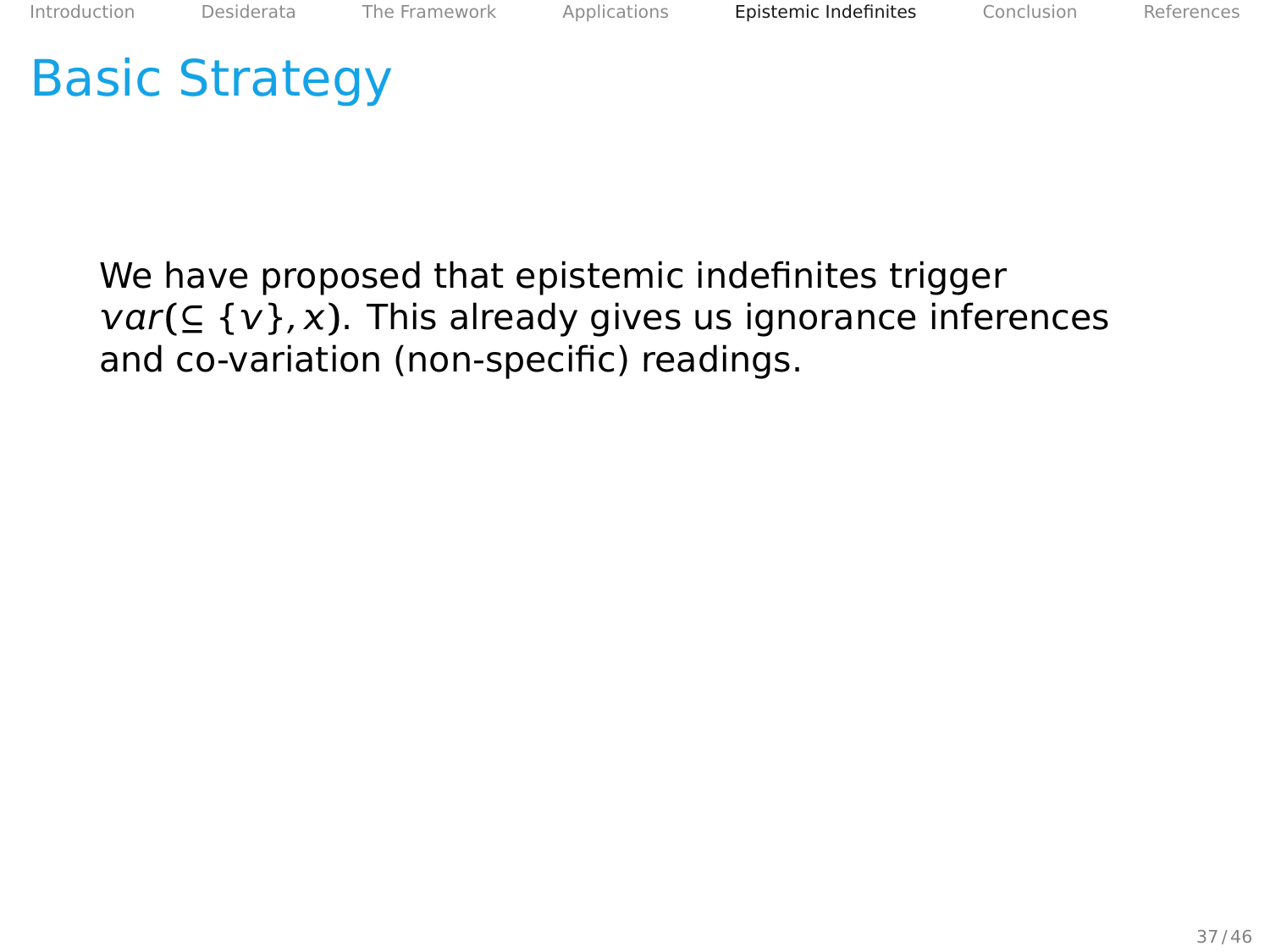# Basic Strategy

We have proposed that epistemic indefinites trigger $var(\subseteq \{v\}, x)$. This already gives us ignorance inferences and co-variation (non-specific) readings.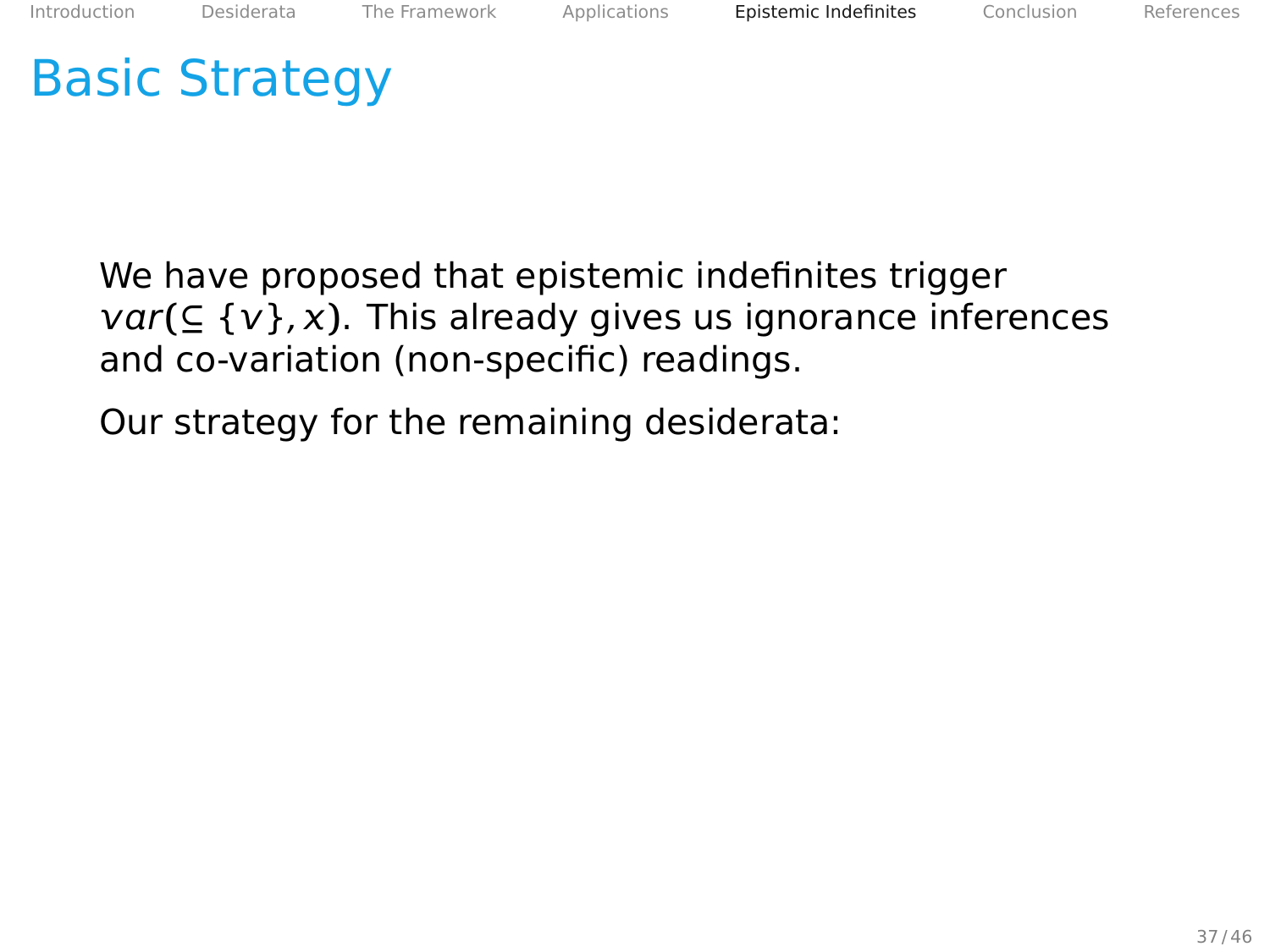# Basic Strategy

We have proposed that epistemic indefinites trigger $var(\subseteq \{v\}, x)$. This already gives us ignorance inferences and co-variation (non-specific) readings.

Our strategy for the remaining desiderata: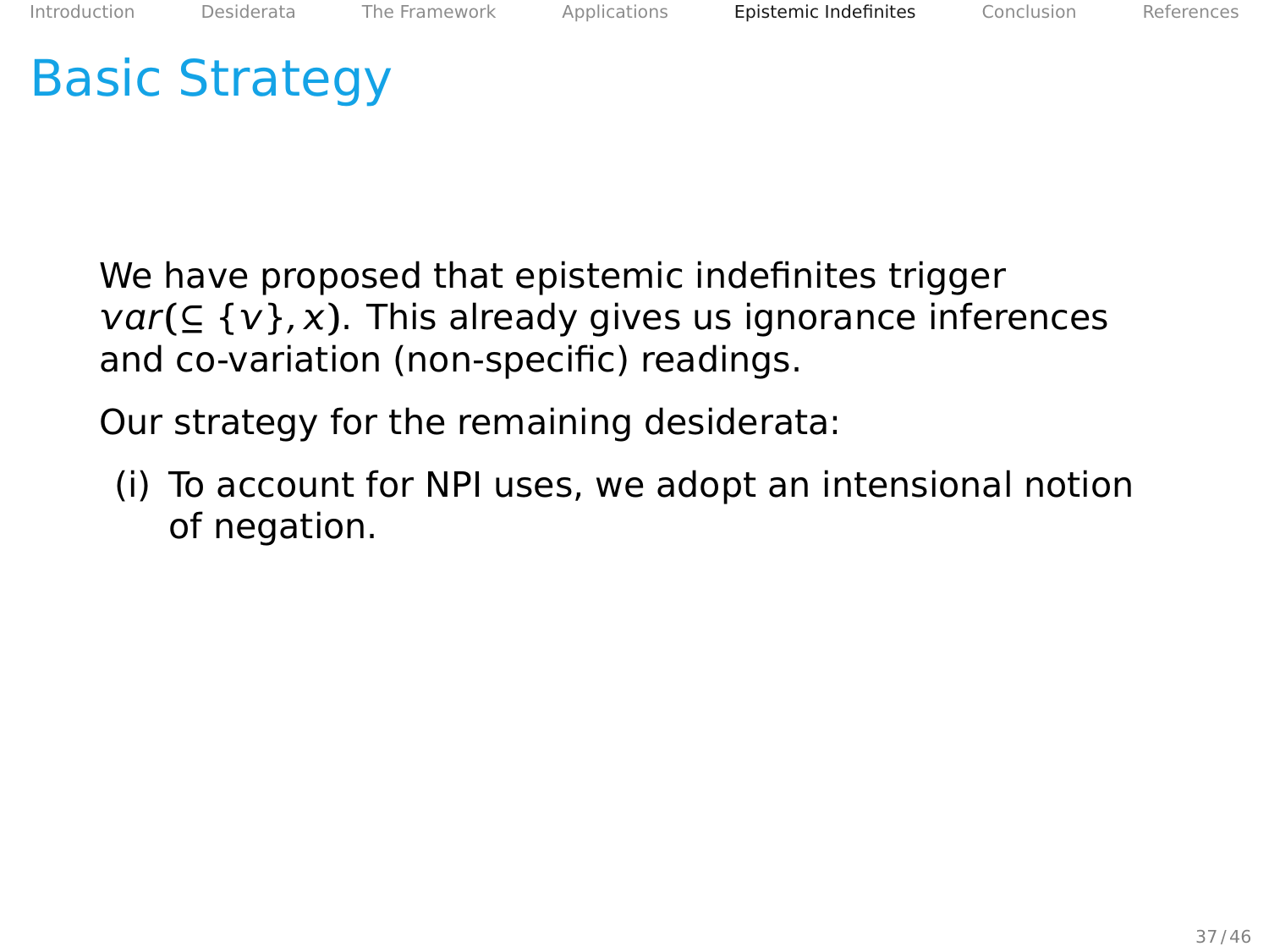# Basic Strategy

We have proposed that epistemic indefinites trigger $var(\subseteq \{v\}, x)$. This already gives us ignorance inferences and co-variation (non-specific) readings.

Our strategy for the remaining desiderata:

(i) To account for NPI uses, we adopt an intensional notion of negation.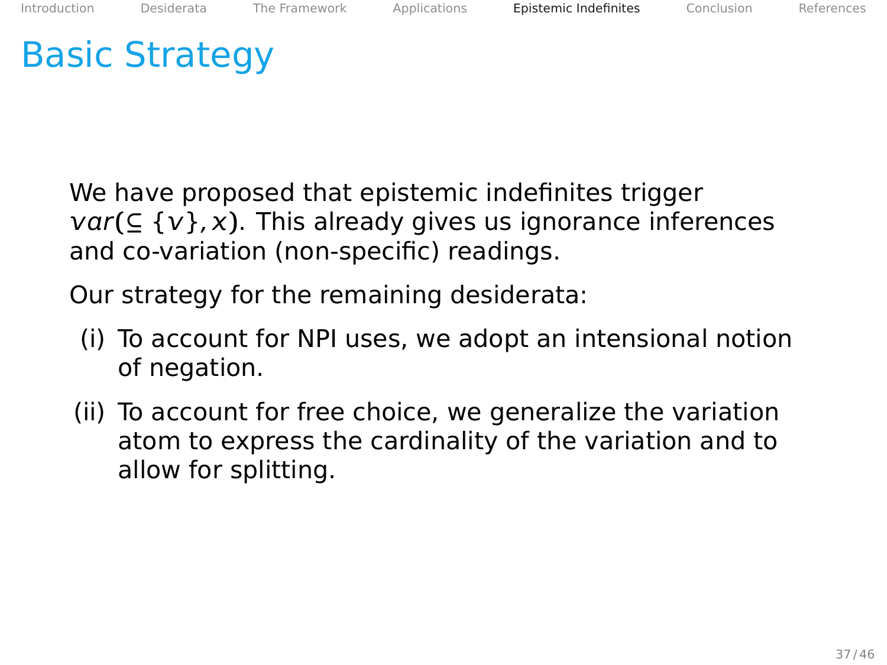# Basic Strategy

We have proposed that epistemic indefinites trigger $var(\subseteq \{v\}, x)$. This already gives us ignorance inferences and co-variation (non-specific) readings.

Our strategy for the remaining desiderata:

(i) To account for NPI uses, we adopt an intensional notion of negation.

(ii) To account for free choice, we generalize the variation atom to express the cardinality of the variation and to allow for splitting.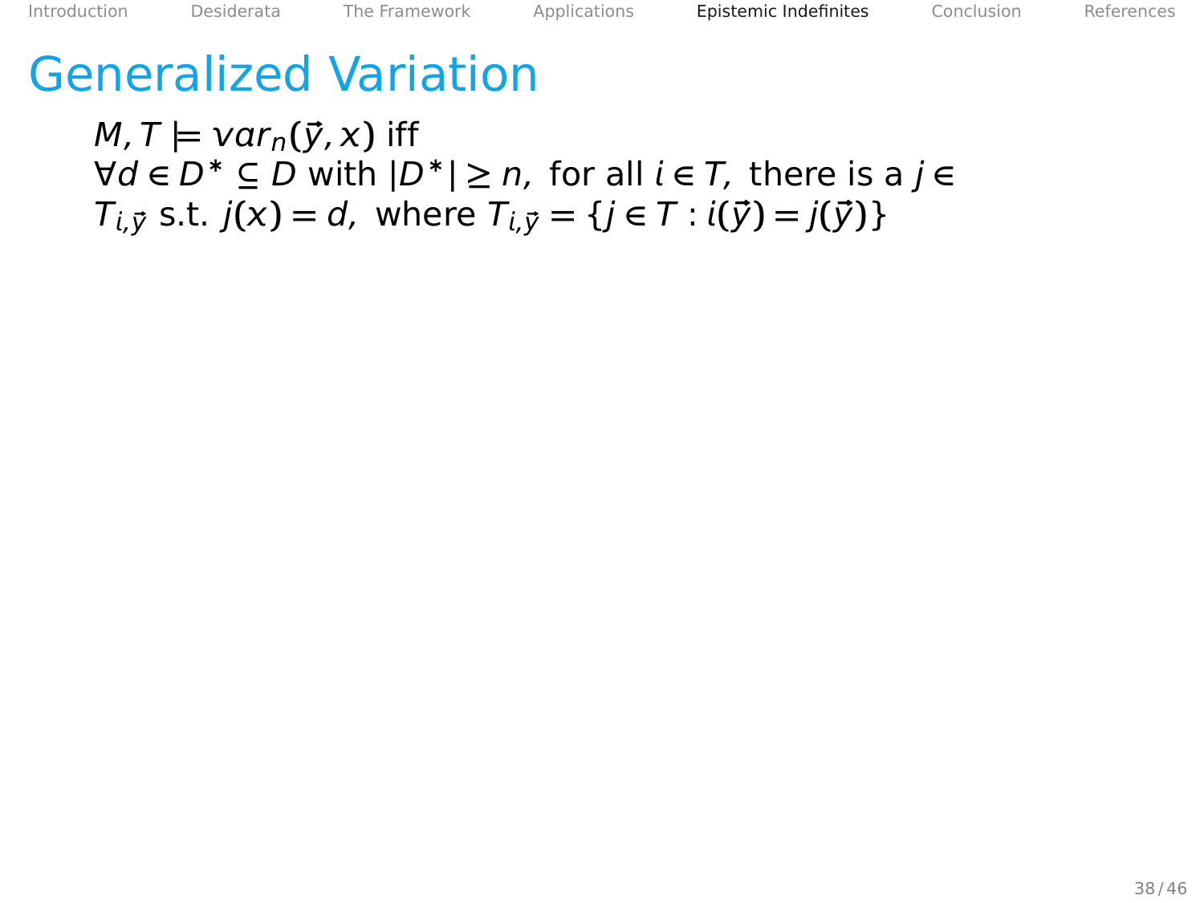# Generalized Variation

$M, T \models var_n(\vec{y}, x)$ iff
$\forall d \in D^* \subseteq D$ with $|D^*| \geq n,$ for all $i \in T,$ there is a $j \in T_{i,\vec{y}}$ s.t. $j(x) = d,$ where $T_{i,\vec{y}} = \{j \in T : i(\vec{y}) = j(\vec{y})\}$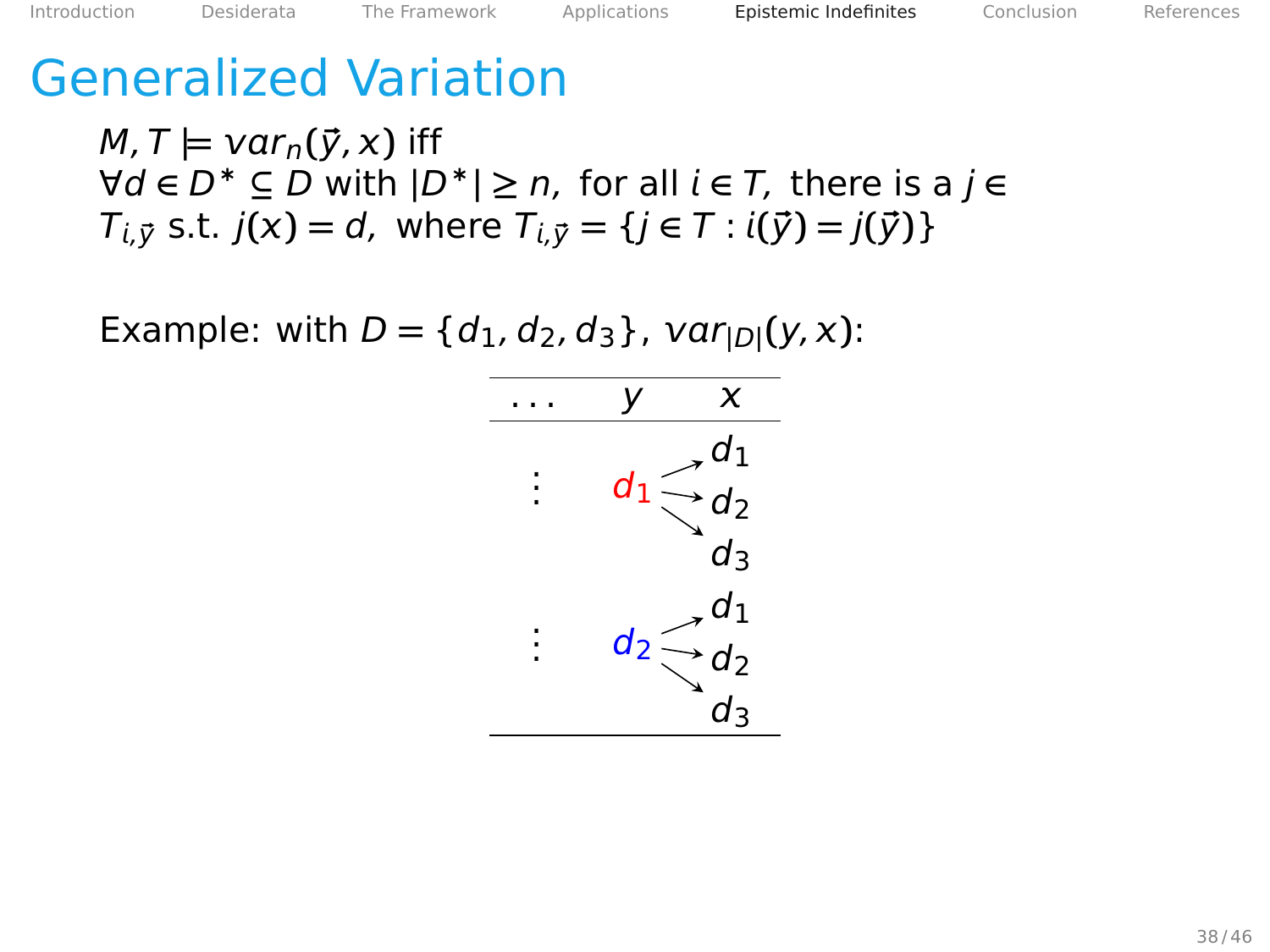# Generalized Variation

$M, T \models var_n(\vec{y}, x)$ iff
$\forall d \in D^* \subseteq D$ with $|D^*| \geq n$, for all $i \in T$, there is a $j \in T_{i,\vec{y}}$ s.t. $j(x) = d$, where $T_{i,\vec{y}} = \{j \in T : i(\vec{y}) = j(\vec{y})\}$

Example: with $D = \{d_1, d_2, d_3\}$, $var_{|D|}(y, x)$:

| ... | $y$ | $x$ |
|---|---|---|
| ⋮ | $d_1$ | $d_1$ |
| | | $d_2$ |
| | | $d_3$ |
| ⋮ | $d_2$ | $d_1$ |
| | | $d_2$ |
| | | $d_3$ |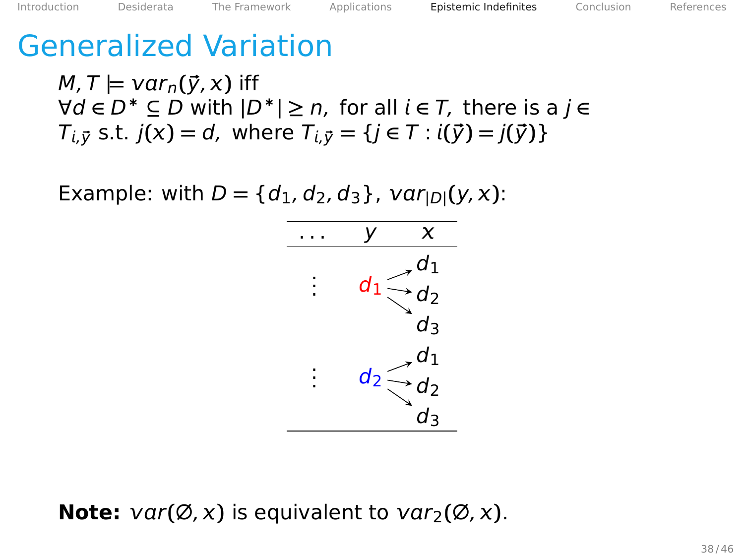# Generalized Variation

$M, T \models var_n(\vec{y}, x)$ iff
$\forall d \in D^* \subseteq D$ with $|D^*| \geq n$, for all $i \in T$, there is a $j \in T_{i,\vec{y}}$ s.t. $j(x) = d$, where $T_{i,\vec{y}} = \{j \in T : i(\vec{y}) = j(\vec{y})\}$

Example: with $D = \{d_1, d_2, d_3\}$, $var_{|D|}(y, x)$:

| ... | $y$ | $x$ |
|---|---|---|
| ⋮ | $d_1$ | $\to d_1$ |
| | | $\to d_2$ |
| | | $\to d_3$ |
| ⋮ | $d_2$ | $\to d_1$ |
| | | $\to d_2$ |
| | | $\to d_3$ |

**Note:** $var(\varnothing, x)$ is equivalent to $var_2(\varnothing, x)$.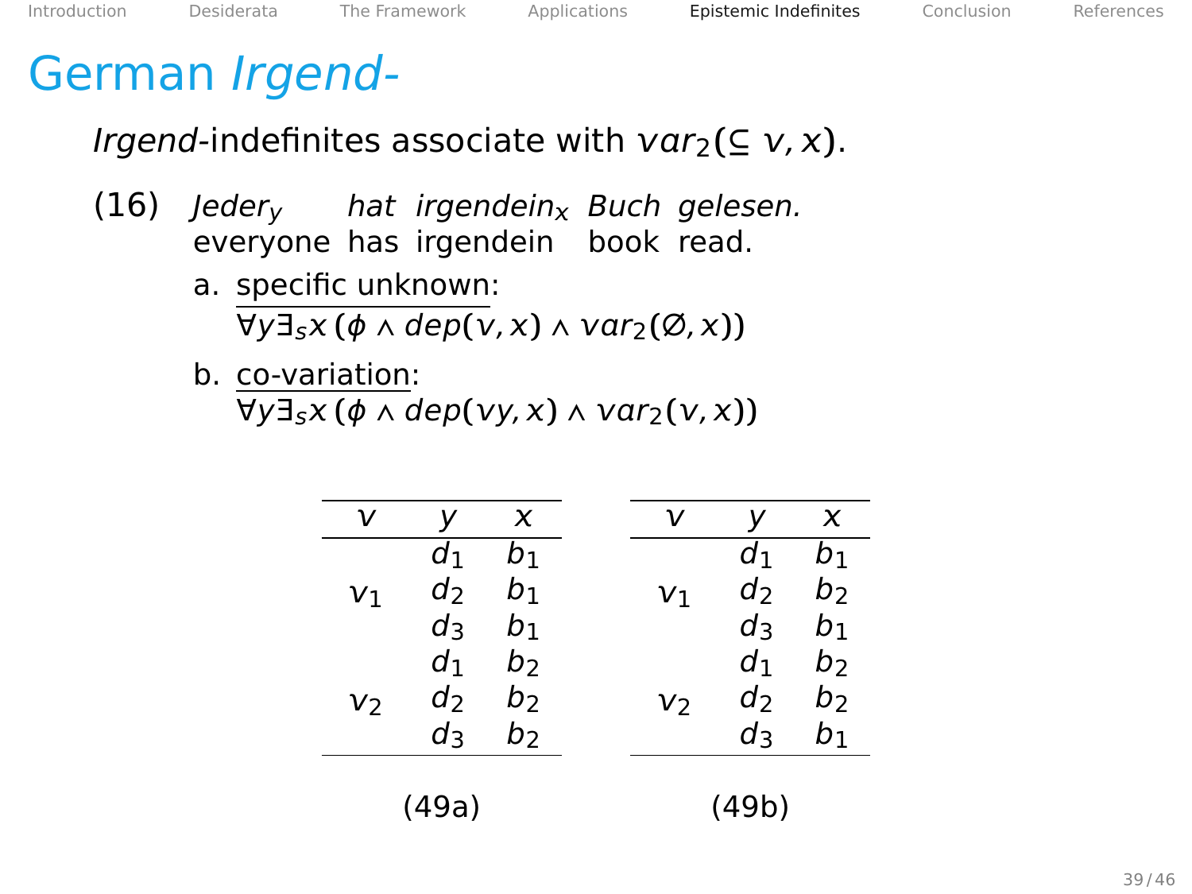# German *Irgend-*

*Irgend*-indefinites associate with $var_2(\subseteq v, x)$.

(16) *Jeder*$_y$ *hat irgendein*$_x$ *Buch gelesen.*
everyone has irgendein book read.

a. <u>specific unknown</u>:
$\forall y \exists_s x \, (\phi \wedge dep(v, x) \wedge var_2(\emptyset, x))$

b. <u>co-variation</u>:
$\forall y \exists_s x \, (\phi \wedge dep(vy, x) \wedge var_2(v, x))$

| $v$ | $y$ | $x$ |
|---|---|---|
| | $d_1$ | $b_1$ |
| $v_1$ | $d_2$ | $b_1$ |
| | $d_3$ | $b_1$ |
| | $d_1$ | $b_2$ |
| $v_2$ | $d_2$ | $b_2$ |
| | $d_3$ | $b_2$ |

(49a)

| $v$ | $y$ | $x$ |
|---|---|---|
| | $d_1$ | $b_1$ |
| $v_1$ | $d_2$ | $b_2$ |
| | $d_3$ | $b_1$ |
| | $d_1$ | $b_2$ |
| $v_2$ | $d_2$ | $b_2$ |
| | $d_3$ | $b_1$ |

(49b)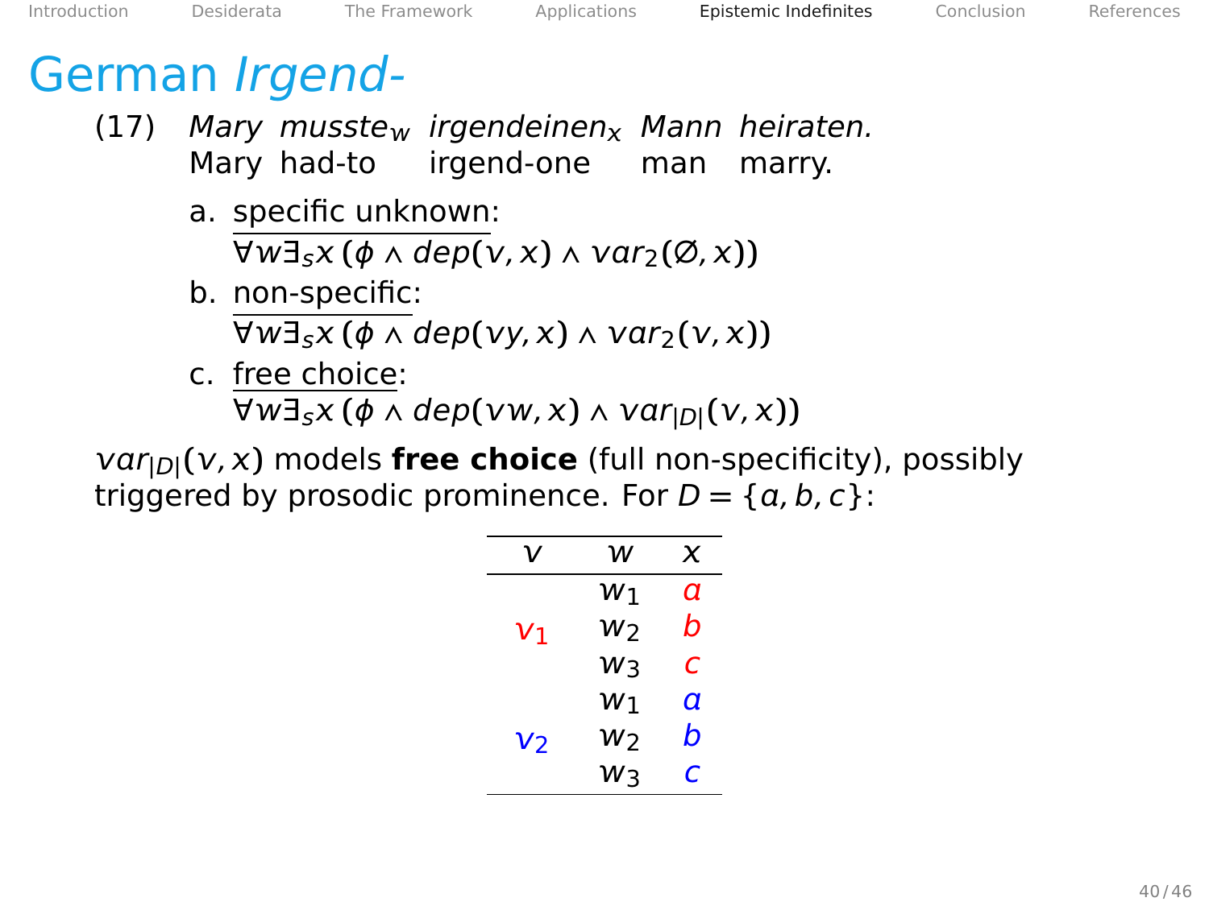# German *Irgend-*

(17) *Mary musste$_w$ irgendeinen$_x$ Mann heiraten.*
Mary had-to irgend-one man marry.

a. specific unknown:
$\forall w \exists_s x\,(\phi \wedge dep(v,x) \wedge var_2(\varnothing,x))$

b. non-specific:
$\forall w \exists_s x\,(\phi \wedge dep(vy,x) \wedge var_2(v,x))$

c. free choice:
$\forall w \exists_s x\,(\phi \wedge dep(vw,x) \wedge var_{|D|}(v,x))$

$var_{|D|}(v,x)$ models **free choice** (full non-specificity), possibly triggered by prosodic prominence. For $D = \{a,b,c\}$:

| $v$ | $w$ | $x$ |
|---|---|---|
| $v_1$ | $w_1$ | $a$ |
| | $w_2$ | $b$ |
| | $w_3$ | $c$ |
| $v_2$ | $w_1$ | $a$ |
| | $w_2$ | $b$ |
| | $w_3$ | $c$ |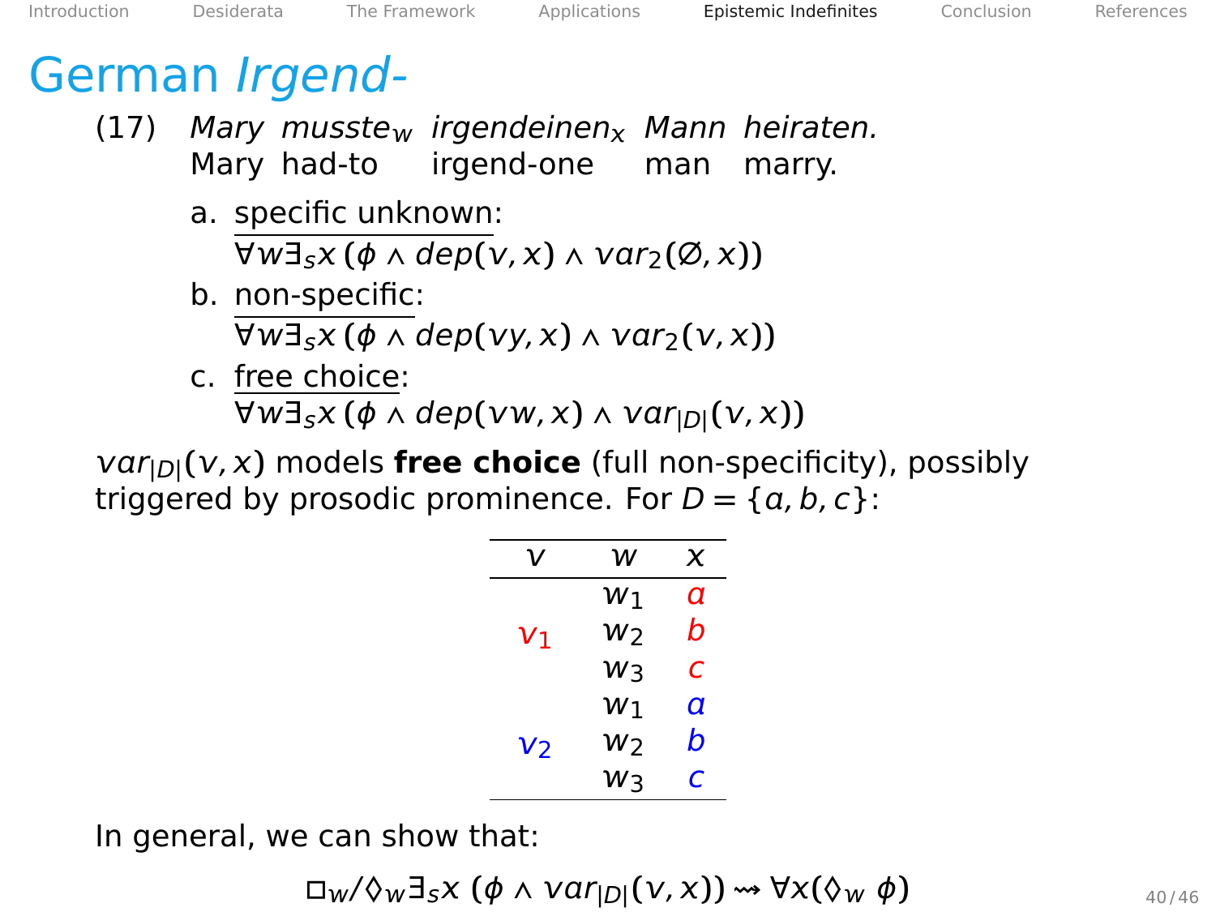# German *Irgend-*

(17) *Mary musste$_w$ irgendeinen$_x$ Mann heiraten.*
Mary had-to irgend-one man marry.

a. specific unknown:
$\forall w \exists_s x\, (\phi \wedge dep(v, x) \wedge var_2(\emptyset, x))$

b. non-specific:
$\forall w \exists_s x\, (\phi \wedge dep(vy, x) \wedge var_2(v, x))$

c. free choice:
$\forall w \exists_s x\, (\phi \wedge dep(vw, x) \wedge var_{|D|}(v, x))$

$var_{|D|}(v, x)$ models **free choice** (full non-specificity), possibly triggered by prosodic prominence. For $D = \{a, b, c\}$:

| $v$ | $w$ | $x$ |
|---|---|---|
| $v_1$ | $w_1$ | $a$ |
| | $w_2$ | $b$ |
| | $w_3$ | $c$ |
| $v_2$ | $w_1$ | $a$ |
| | $w_2$ | $b$ |
| | $w_3$ | $c$ |

In general, we can show that:

$$\Box_w / \Diamond_w \exists_s x\, (\phi \wedge var_{|D|}(v, x)) \rightsquigarrow \forall x (\Diamond_w\, \phi)$$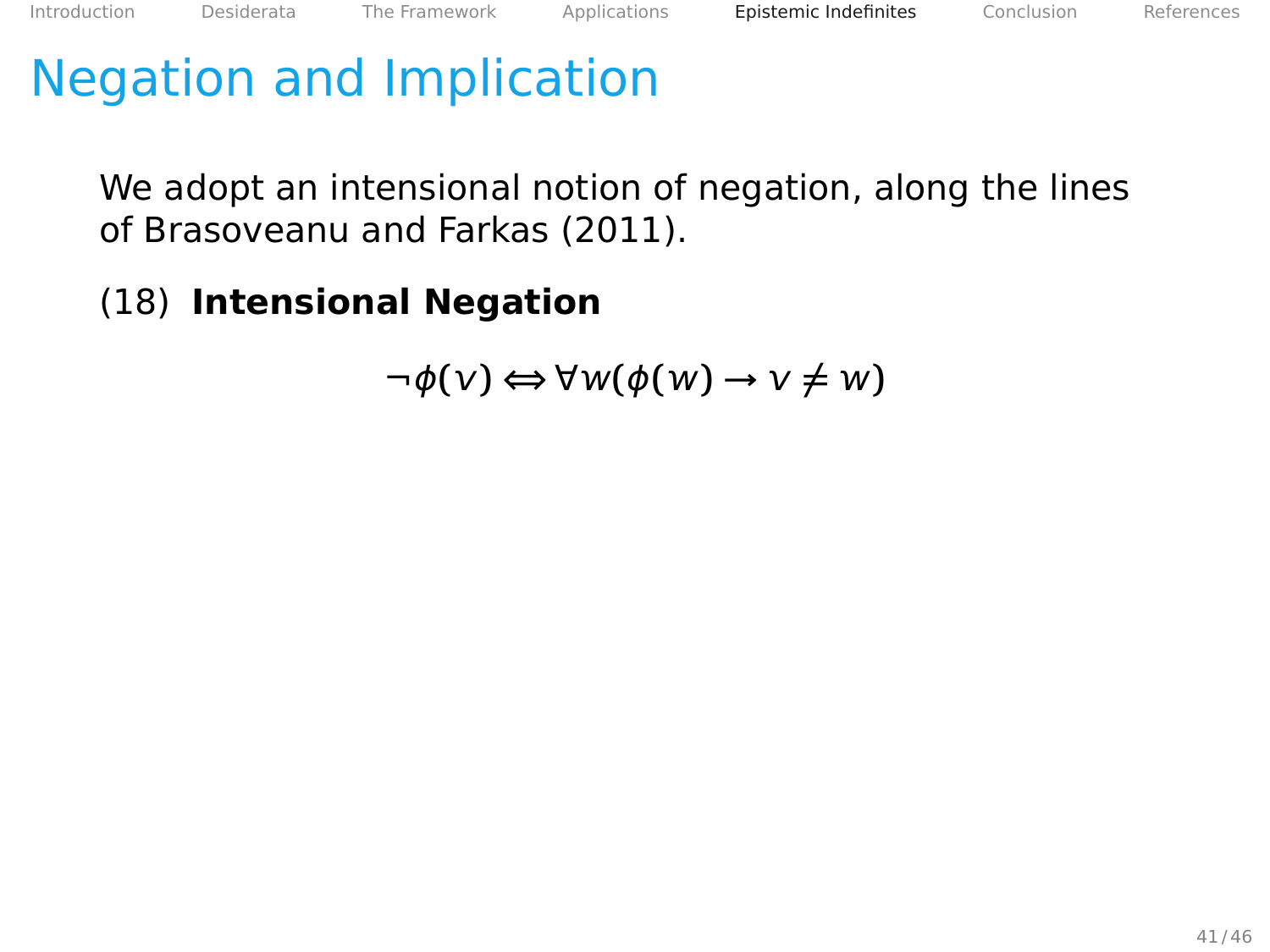# Negation and Implication

We adopt an intensional notion of negation, along the lines of Brasoveanu and Farkas (2011).

(18) **Intensional Negation**

$$\neg\phi(v) \Leftrightarrow \forall w(\phi(w) \rightarrow v \neq w)$$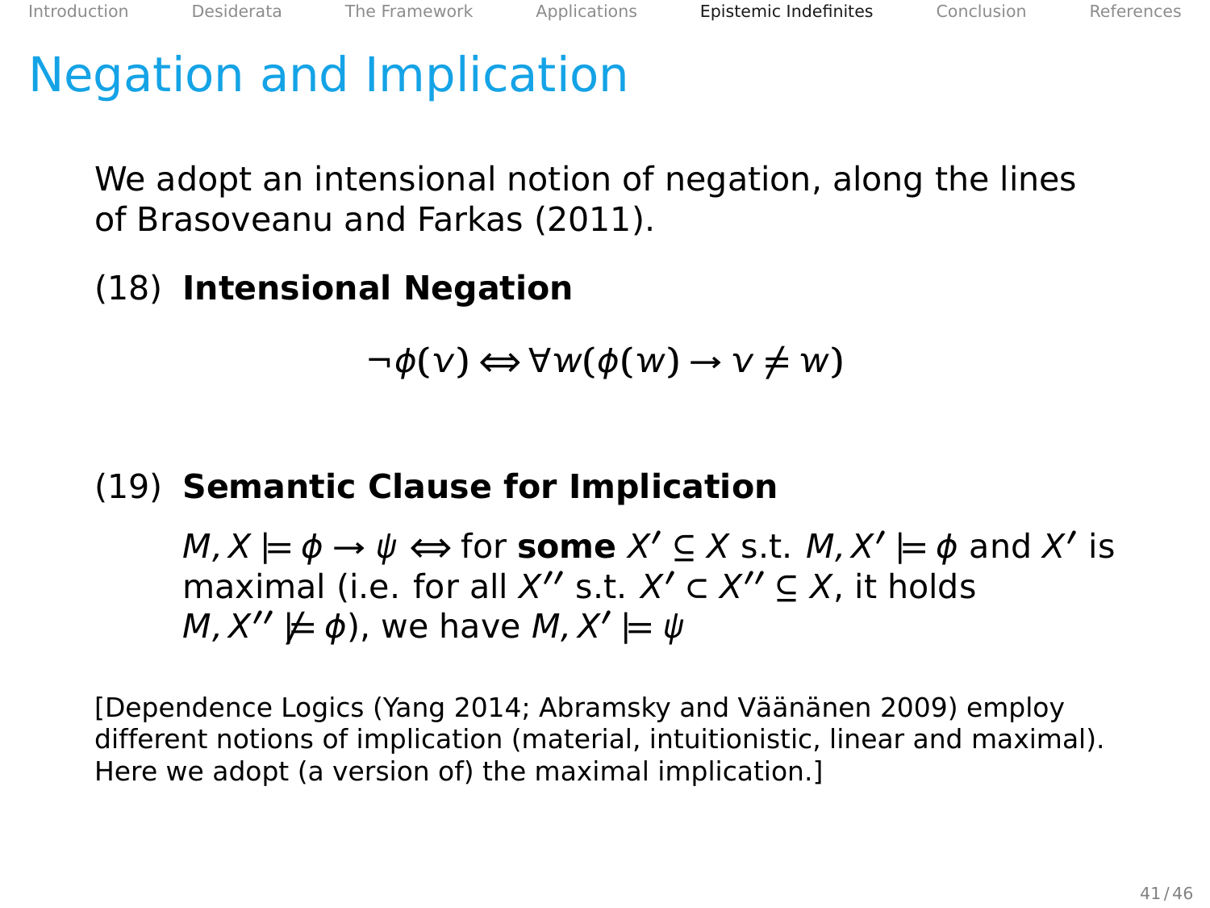# Negation and Implication

We adopt an intensional notion of negation, along the lines of Brasoveanu and Farkas (2011).

(18) **Intensional Negation**

$$\neg\phi(v) \Leftrightarrow \forall w(\phi(w) \rightarrow v \neq w)$$

(19) **Semantic Clause for Implication**

$M, X \models \phi \rightarrow \psi \Leftrightarrow$ for **some** $X' \subseteq X$ s.t. $M, X' \models \phi$ and $X'$ is maximal (i.e. for all $X''$ s.t. $X' \subset X'' \subseteq X$, it holds $M, X'' \not\models \phi$), we have $M, X' \models \psi$

[Dependence Logics (Yang 2014; Abramsky and Väänänen 2009) employ different notions of implication (material, intuitionistic, linear and maximal). Here we adopt (a version of) the maximal implication.]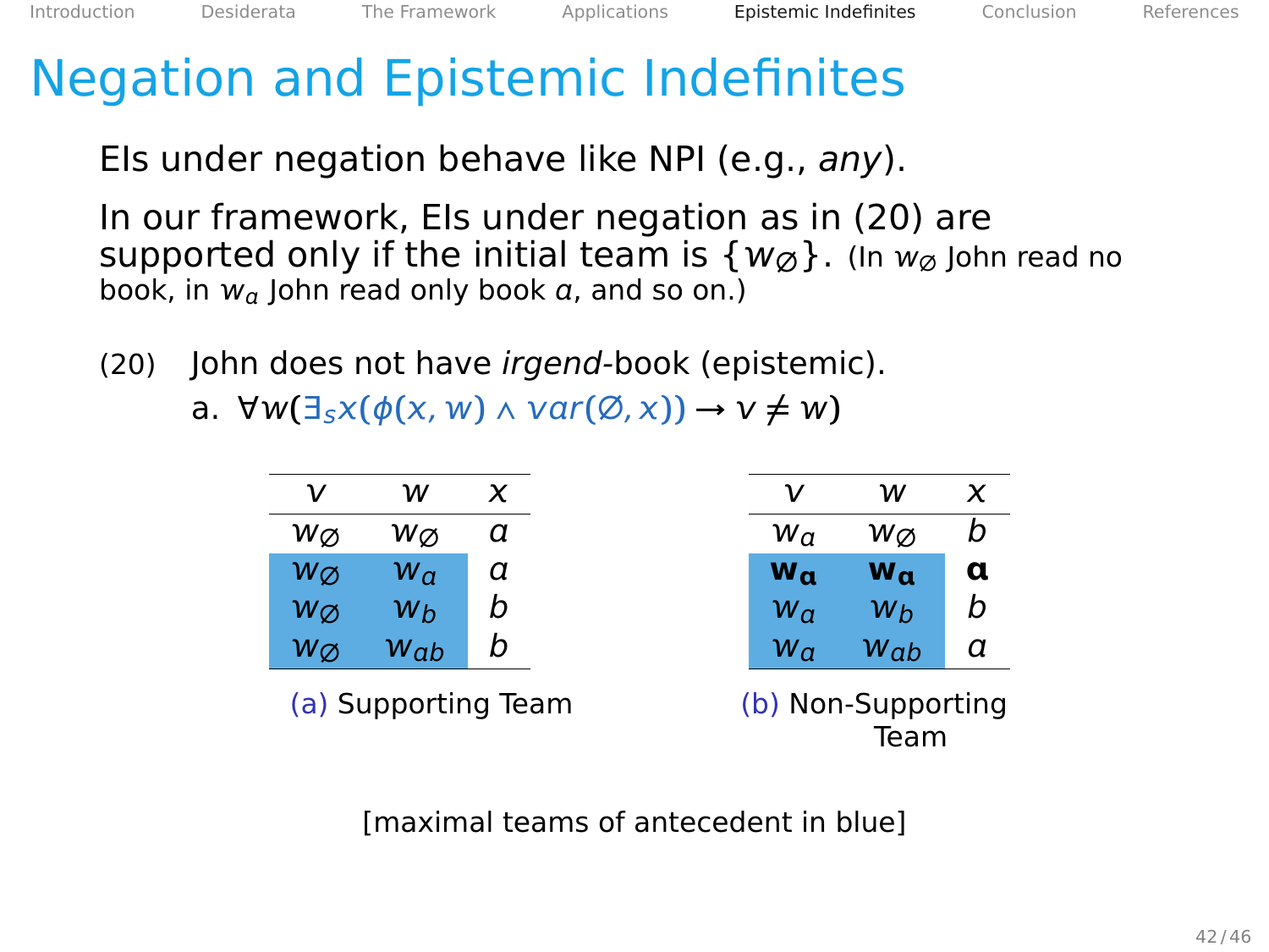# Negation and Epistemic Indefinites

EIs under negation behave like NPI (e.g., *any*).

In our framework, EIs under negation as in (20) are supported only if the initial team is $\{w_\varnothing\}$. (In $w_\varnothing$ John read no book, in $w_a$ John read only book $a$, and so on.)

(20) John does not have *irgend*-book (epistemic).

a. $\forall w(\exists_s x(\phi(x,w) \land var(\varnothing, x)) \rightarrow v \neq w)$

| $v$ | $w$ | $x$ |
|---|---|---|
| $w_\varnothing$ | $w_\varnothing$ | $a$ |
| $w_\varnothing$ | $w_a$ | $a$ |
| $w_\varnothing$ | $w_b$ | $b$ |
| $w_\varnothing$ | $w_{ab}$ | $b$ |

(a) Supporting Team

| $v$ | $w$ | $x$ |
|---|---|---|
| $w_a$ | $w_\varnothing$ | $b$ |
| $\mathbf{w_a}$ | $\mathbf{w_a}$ | $\mathbf{a}$ |
| $w_a$ | $w_b$ | $b$ |
| $w_a$ | $w_{ab}$ | $a$ |

(b) Non-Supporting Team

[maximal teams of antecedent in blue]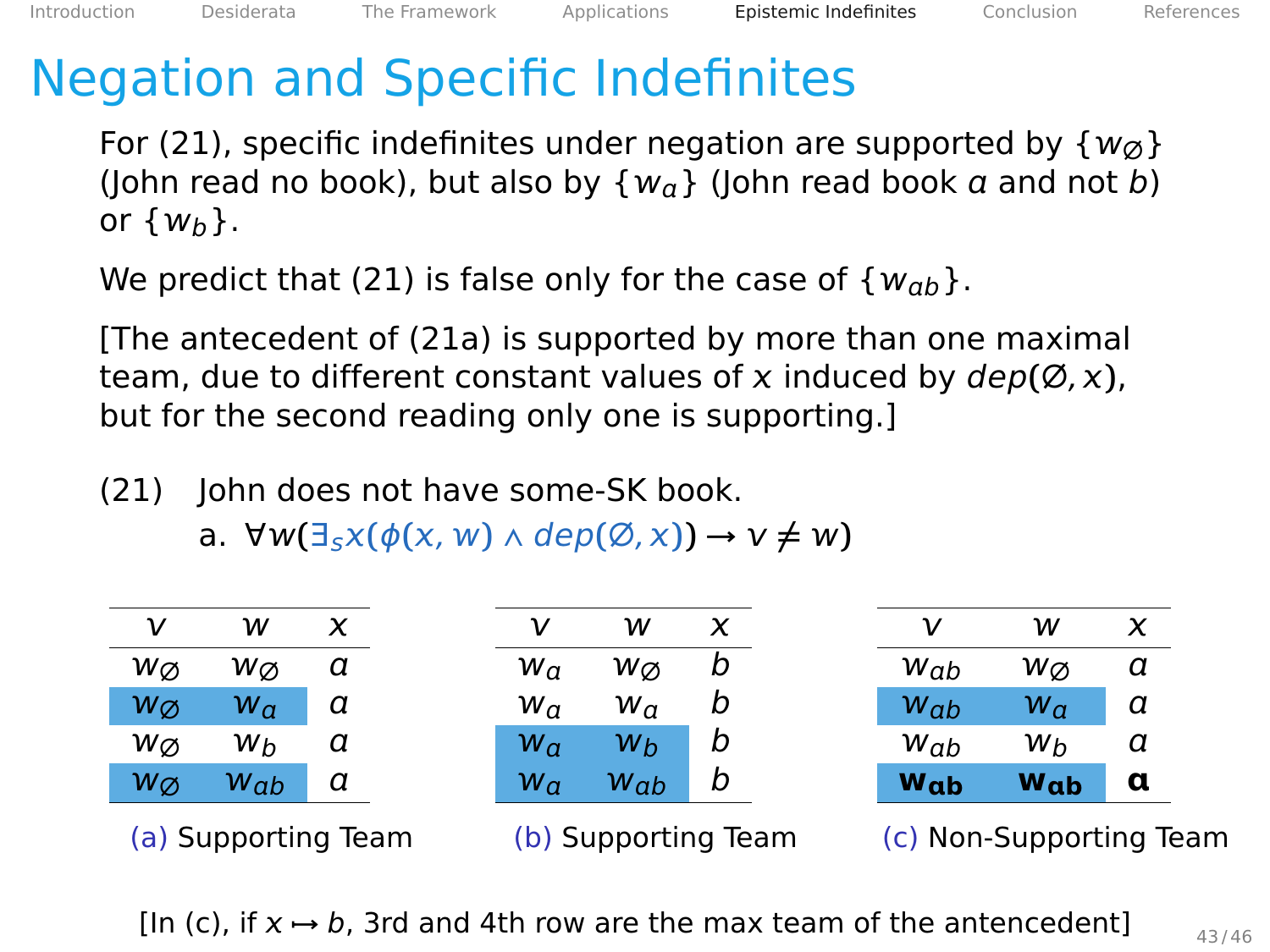# Negation and Specific Indefinites

For (21), specific indefinites under negation are supported by $\{w_\varnothing\}$ (John read no book), but also by $\{w_a\}$ (John read book $a$ and not $b$) or $\{w_b\}$.

We predict that (21) is false only for the case of $\{w_{ab}\}$.

[The antecedent of (21a) is supported by more than one maximal team, due to different constant values of $x$ induced by $dep(\varnothing, x)$, but for the second reading only one is supporting.]

(21) John does not have some-SK book.

a. $\forall w(\exists_s x(\phi(x,w) \wedge dep(\varnothing, x)) \rightarrow v \neq w)$

| $v$ | $w$ | $x$ |
|---|---|---|
| $w_\varnothing$ | $w_\varnothing$ | $a$ |
| $w_\varnothing$ | $w_a$ | $a$ |
| $w_\varnothing$ | $w_b$ | $a$ |
| $w_\varnothing$ | $w_{ab}$ | $a$ |

(a) Supporting Team

| $v$ | $w$ | $x$ |
|---|---|---|
| $w_a$ | $w_\varnothing$ | $b$ |
| $w_a$ | $w_a$ | $b$ |
| $w_a$ | $w_b$ | $b$ |
| $w_a$ | $w_{ab}$ | $b$ |

(b) Supporting Team

| $v$ | $w$ | $x$ |
|---|---|---|
| $w_{ab}$ | $w_\varnothing$ | $a$ |
| $w_{ab}$ | $w_a$ | $a$ |
| $w_{ab}$ | $w_b$ | $a$ |
| $\mathbf{w_{ab}}$ | $\mathbf{w_{ab}}$ | $\mathbf{a}$ |

(c) Non-Supporting Team

[In (c), if $x \mapsto b$, 3rd and 4th row are the max team of the antencedent]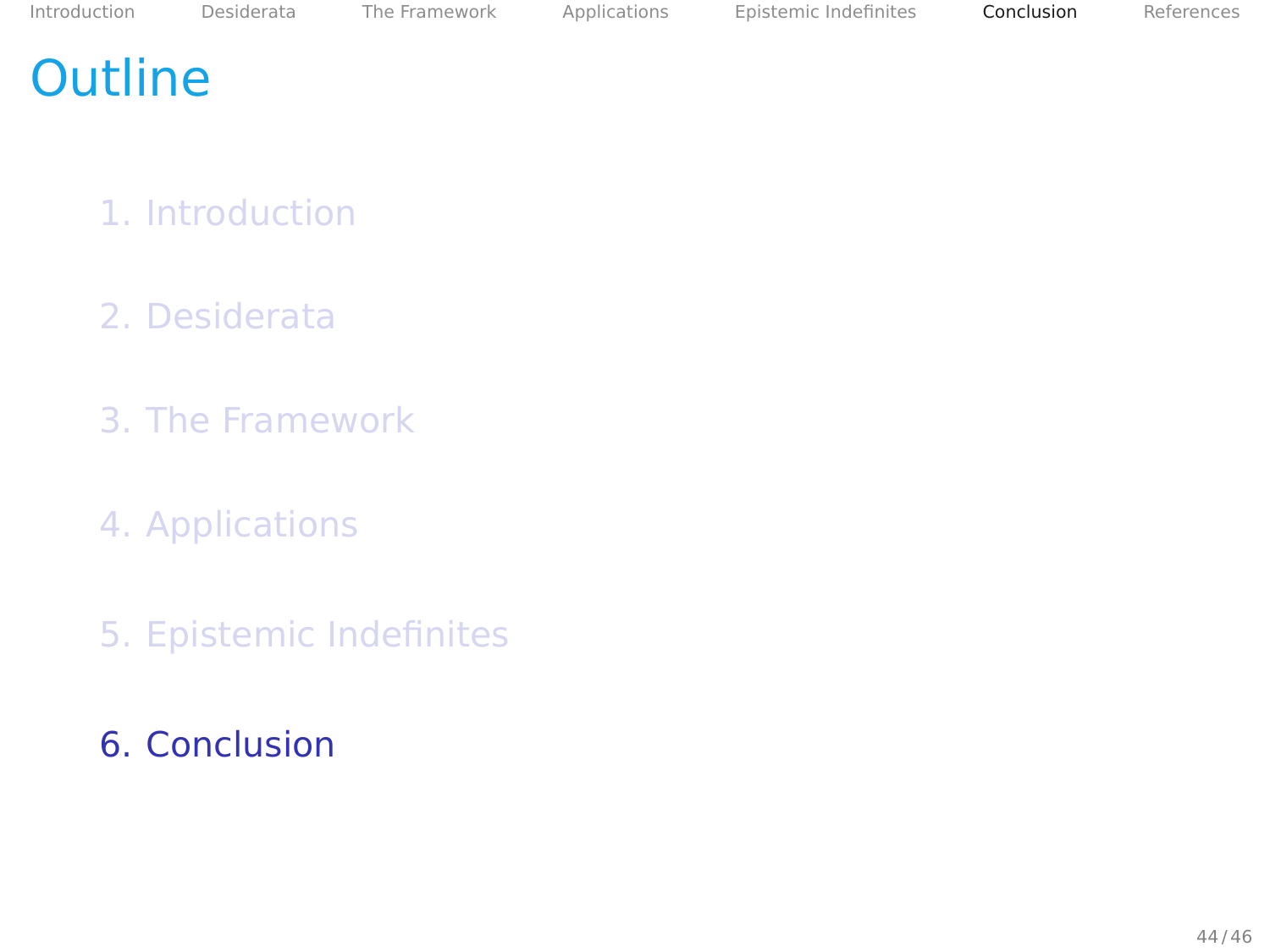# Outline

1. Introduction

2. Desiderata

3. The Framework

4. Applications

5. Epistemic Indefinites

6. Conclusion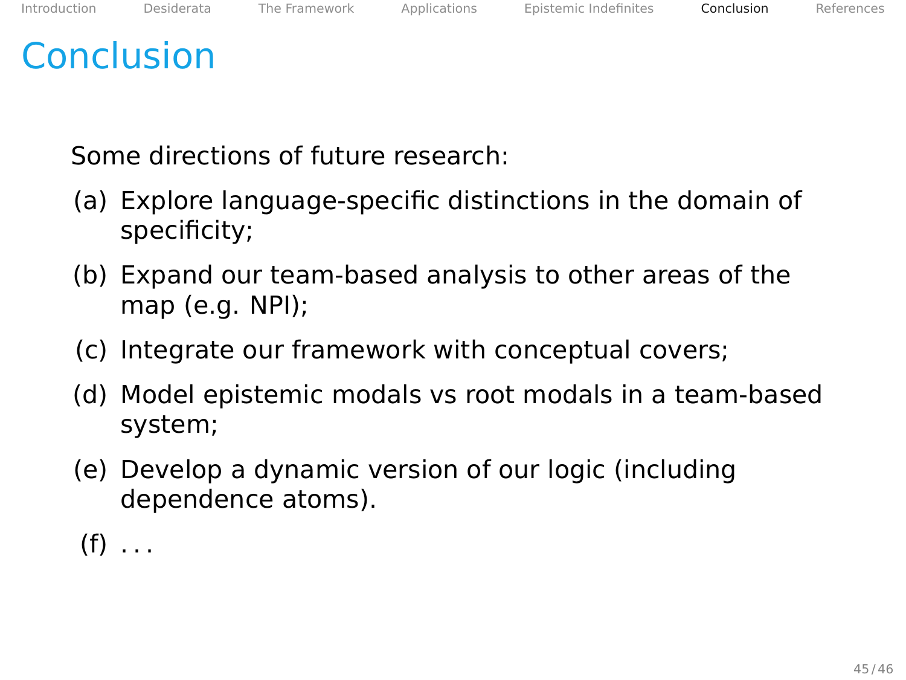# Conclusion

Some directions of future research:

(a) Explore language-specific distinctions in the domain of specificity;

(b) Expand our team-based analysis to other areas of the map (e.g. NPI);

(c) Integrate our framework with conceptual covers;

(d) Model epistemic modals vs root modals in a team-based system;

(e) Develop a dynamic version of our logic (including dependence atoms).

(f) . . .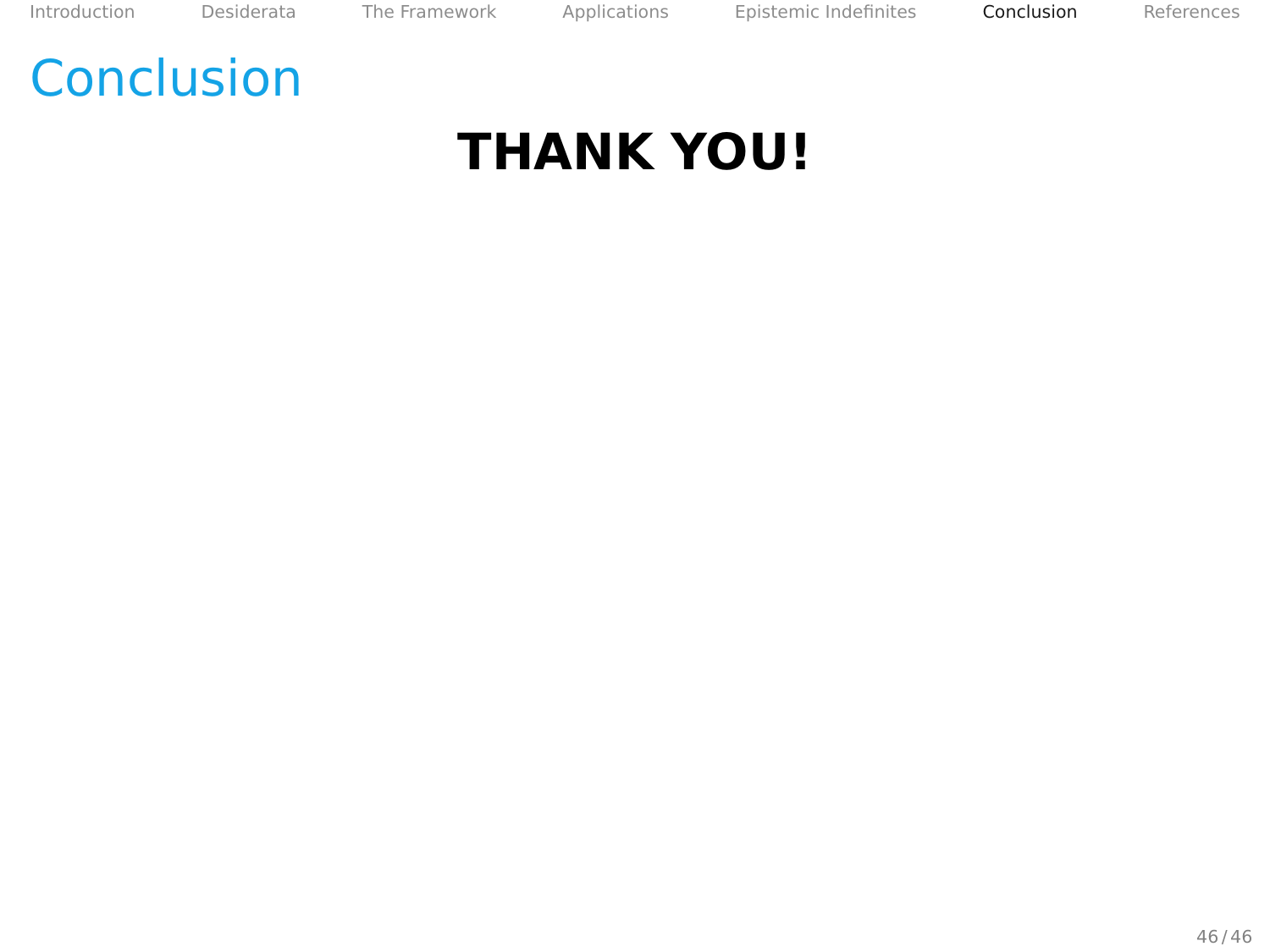# Conclusion

**THANK YOU!**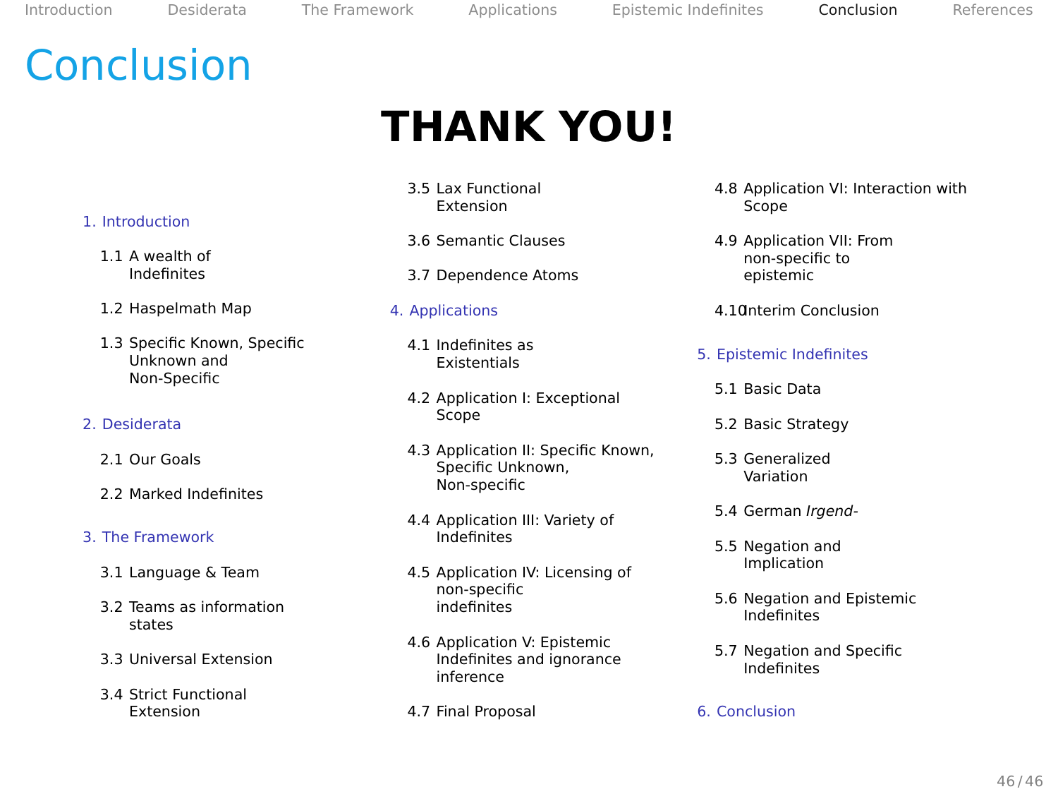# Conclusion

## THANK YOU!

1. Introduction
   - 1.1 A wealth of Indefinites
   - 1.2 Haspelmath Map
   - 1.3 Specific Known, Specific Unknown and Non-Specific
2. Desiderata
   - 2.1 Our Goals
   - 2.2 Marked Indefinites
3. The Framework
   - 3.1 Language & Team
   - 3.2 Teams as information states
   - 3.3 Universal Extension
   - 3.4 Strict Functional Extension
   - 3.5 Lax Functional Extension
   - 3.6 Semantic Clauses
   - 3.7 Dependence Atoms
4. Applications
   - 4.1 Indefinites as Existentials
   - 4.2 Application I: Exceptional Scope
   - 4.3 Application II: Specific Known, Specific Unknown, Non-specific
   - 4.4 Application III: Variety of Indefinites
   - 4.5 Application IV: Licensing of non-specific indefinites
   - 4.6 Application V: Epistemic Indefinites and ignorance inference
   - 4.7 Final Proposal
   - 4.8 Application VI: Interaction with Scope
   - 4.9 Application VII: From non-specific to epistemic
   - 4.10 Interim Conclusion
5. Epistemic Indefinites
   - 5.1 Basic Data
   - 5.2 Basic Strategy
   - 5.3 Generalized Variation
   - 5.4 German *Irgend-*
   - 5.5 Negation and Implication
   - 5.6 Negation and Epistemic Indefinites
   - 5.7 Negation and Specific Indefinites
6. Conclusion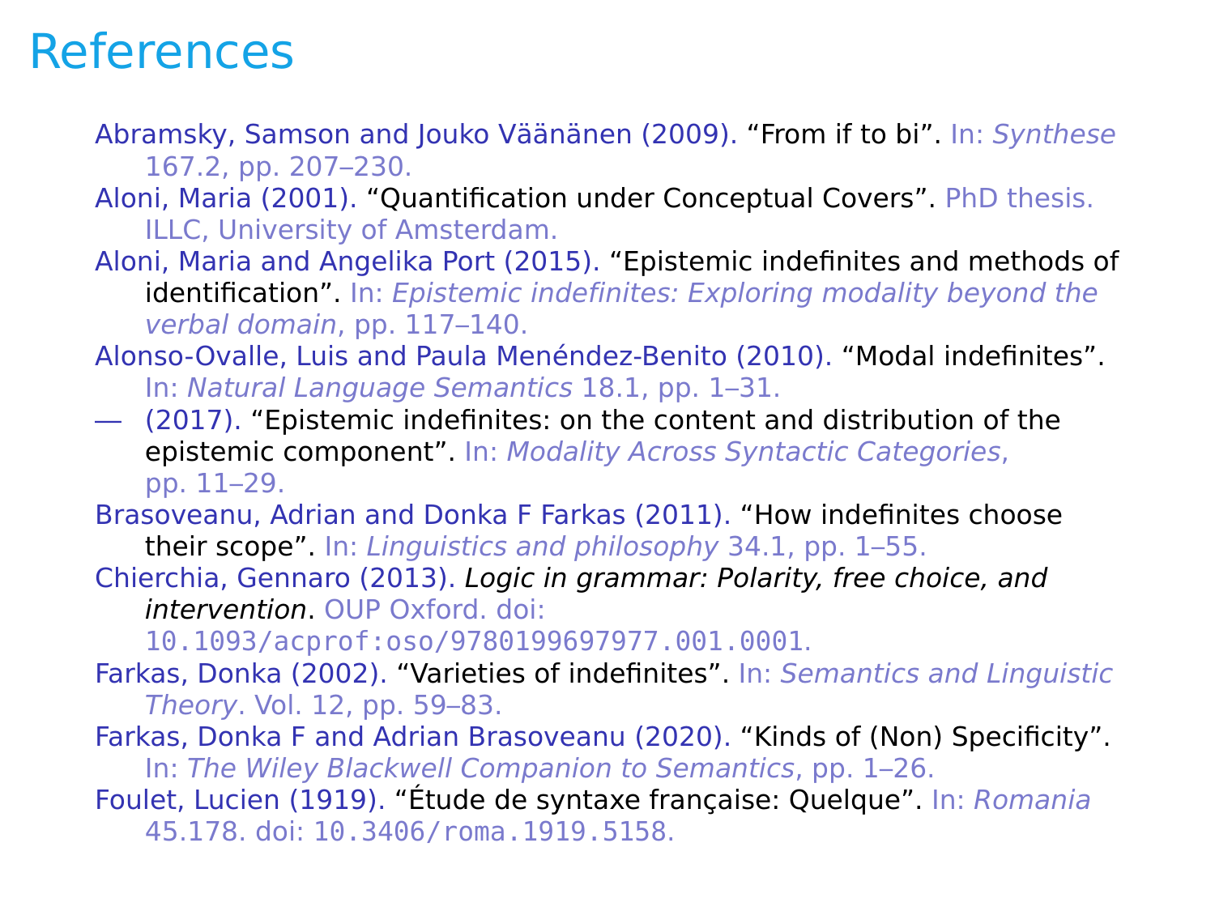# References

Abramsky, Samson and Jouko Väänänen (2009). "From if to bi". In: *Synthese* 167.2, pp. 207–230.

Aloni, Maria (2001). "Quantification under Conceptual Covers". PhD thesis. ILLC, University of Amsterdam.

Aloni, Maria and Angelika Port (2015). "Epistemic indefinites and methods of identification". In: *Epistemic indefinites: Exploring modality beyond the verbal domain*, pp. 117–140.

Alonso-Ovalle, Luis and Paula Menéndez-Benito (2010). "Modal indefinites". In: *Natural Language Semantics* 18.1, pp. 1–31.

— (2017). "Epistemic indefinites: on the content and distribution of the epistemic component". In: *Modality Across Syntactic Categories*, pp. 11–29.

Brasoveanu, Adrian and Donka F Farkas (2011). "How indefinites choose their scope". In: *Linguistics and philosophy* 34.1, pp. 1–55.

Chierchia, Gennaro (2013). *Logic in grammar: Polarity, free choice, and intervention*. OUP Oxford. doi: 10.1093/acprof:oso/9780199697977.001.0001.

Farkas, Donka (2002). "Varieties of indefinites". In: *Semantics and Linguistic Theory*. Vol. 12, pp. 59–83.

Farkas, Donka F and Adrian Brasoveanu (2020). "Kinds of (Non) Specificity". In: *The Wiley Blackwell Companion to Semantics*, pp. 1–26.

Foulet, Lucien (1919). "Étude de syntaxe française: Quelque". In: *Romania* 45.178. doi: 10.3406/roma.1919.5158.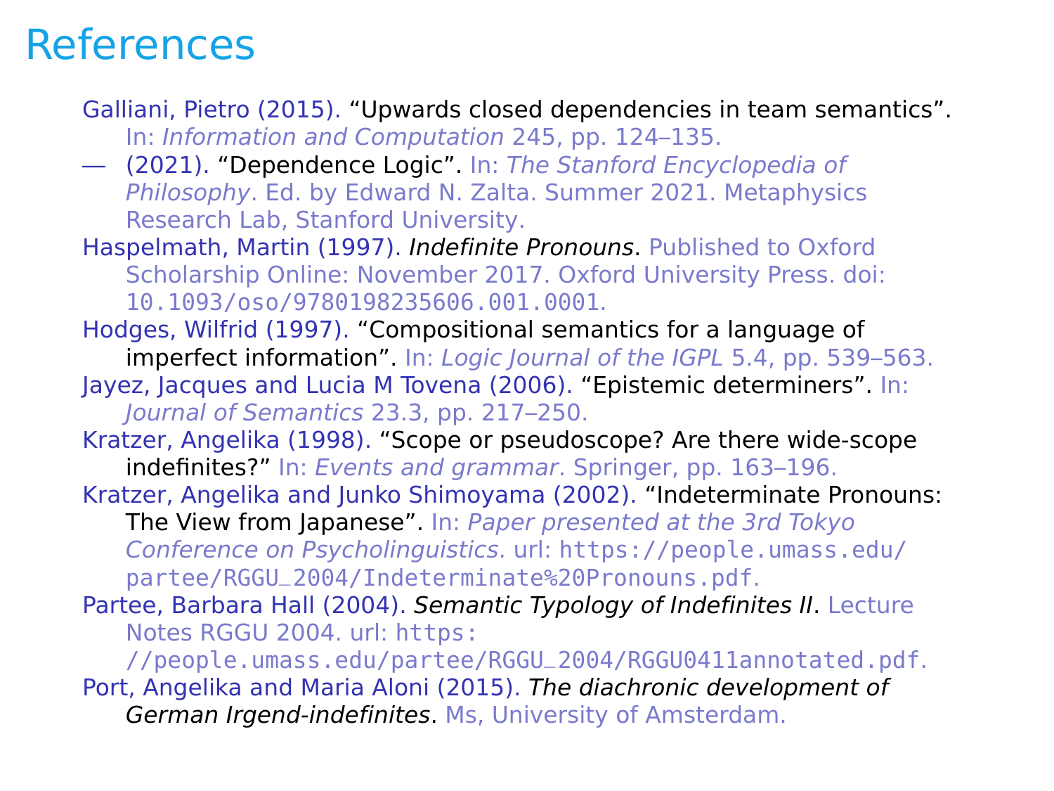# References

Galliani, Pietro (2015). "Upwards closed dependencies in team semantics". In: *Information and Computation* 245, pp. 124–135.

— (2021). "Dependence Logic". In: *The Stanford Encyclopedia of Philosophy*. Ed. by Edward N. Zalta. Summer 2021. Metaphysics Research Lab, Stanford University.

Haspelmath, Martin (1997). *Indefinite Pronouns*. Published to Oxford Scholarship Online: November 2017. Oxford University Press. doi: 10.1093/oso/9780198235606.001.0001.

Hodges, Wilfrid (1997). "Compositional semantics for a language of imperfect information". In: *Logic Journal of the IGPL* 5.4, pp. 539–563.

Jayez, Jacques and Lucia M Tovena (2006). "Epistemic determiners". In: *Journal of Semantics* 23.3, pp. 217–250.

Kratzer, Angelika (1998). "Scope or pseudoscope? Are there wide-scope indefinites?" In: *Events and grammar*. Springer, pp. 163–196.

Kratzer, Angelika and Junko Shimoyama (2002). "Indeterminate Pronouns: The View from Japanese". In: *Paper presented at the 3rd Tokyo Conference on Psycholinguistics*. url: https://people.umass.edu/partee/RGGU_2004/Indeterminate%20Pronouns.pdf.

Partee, Barbara Hall (2004). *Semantic Typology of Indefinites II*. Lecture Notes RGGU 2004. url: https://people.umass.edu/partee/RGGU_2004/RGGU0411annotated.pdf.

Port, Angelika and Maria Aloni (2015). *The diachronic development of German Irgend-indefinites*. Ms, University of Amsterdam.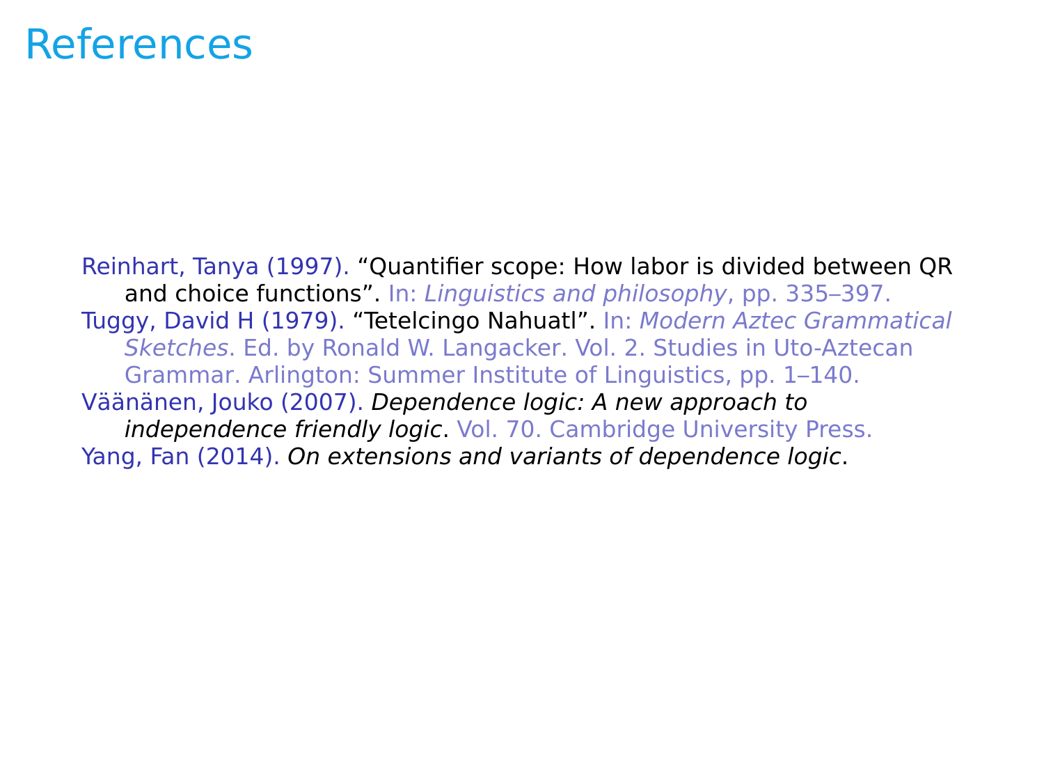# References

Reinhart, Tanya (1997). "Quantifier scope: How labor is divided between QR and choice functions". In: *Linguistics and philosophy*, pp. 335–397.

Tuggy, David H (1979). "Tetelcingo Nahuatl". In: *Modern Aztec Grammatical Sketches*. Ed. by Ronald W. Langacker. Vol. 2. Studies in Uto-Aztecan Grammar. Arlington: Summer Institute of Linguistics, pp. 1–140.

Väänänen, Jouko (2007). *Dependence logic: A new approach to independence friendly logic*. Vol. 70. Cambridge University Press.

Yang, Fan (2014). *On extensions and variants of dependence logic*.